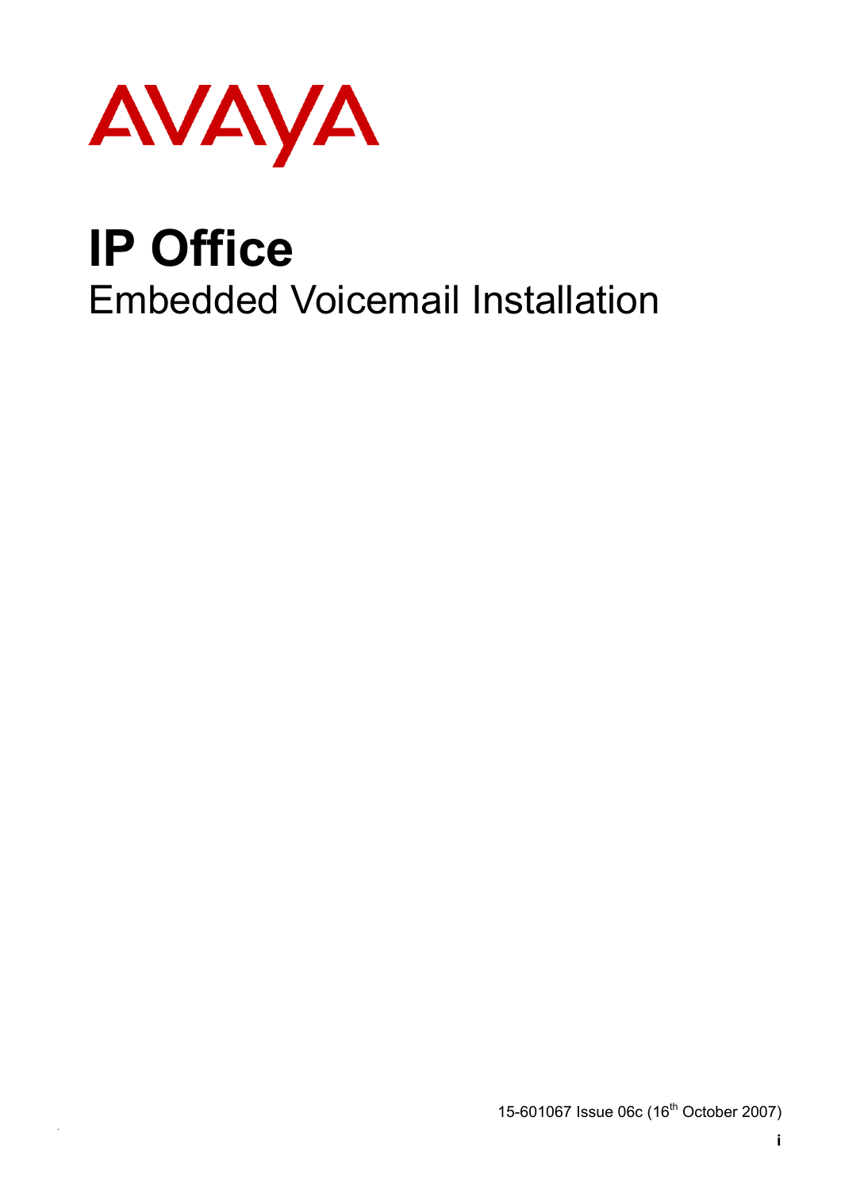AVAYA

# IP Office

## Embedded Voicemail Installation

15-601067 Issue 06c (16th October 2007)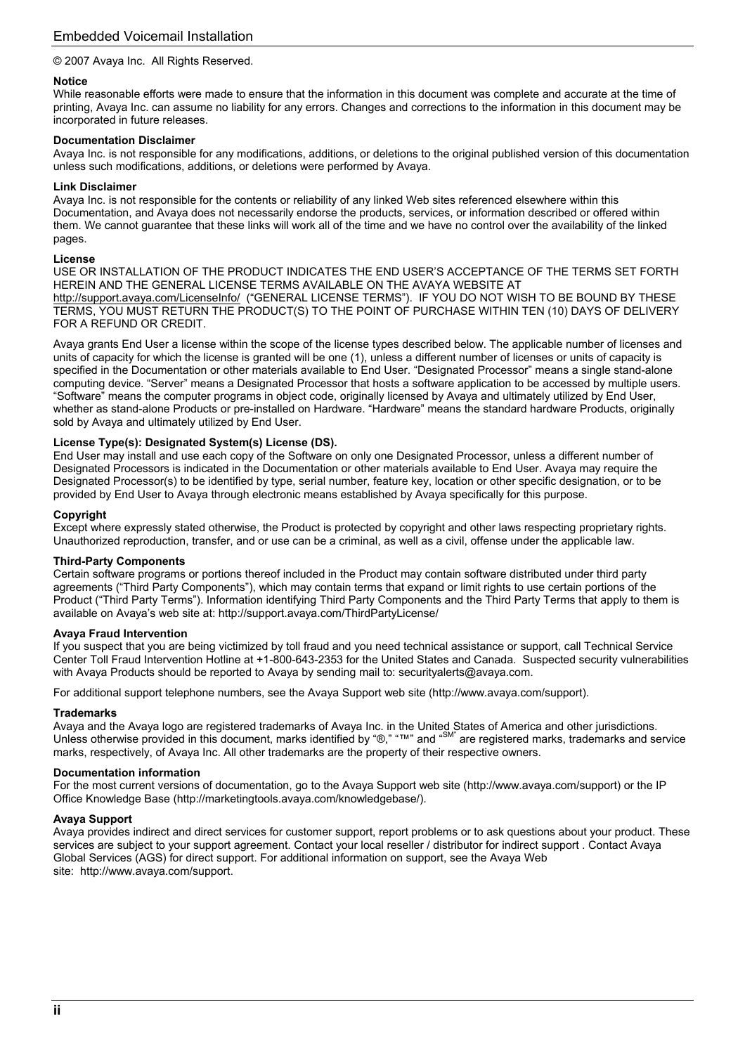© 2007 Avaya Inc. All Rights Reserved.

**Notice**

While reasonable efforts were made to ensure that the information in this document was complete and accurate at the time of printing, Avaya Inc. can assume no liability for any errors. Changes and corrections to the information in this document may be incorporated in future releases.

**Documentation Disclaimer**

Avaya Inc. is not responsible for any modifications, additions, or deletions to the original published version of this documentation unless such modifications, additions, or deletions were performed by Avaya.

**Link Disclaimer**

Avaya Inc. is not responsible for the contents or reliability of any linked Web sites referenced elsewhere within this Documentation, and Avaya does not necessarily endorse the products, services, or information described or offered within them. We cannot guarantee that these links will work all of the time and we have no control over the availability of the linked pages.

**License**

USE OR INSTALLATION OF THE PRODUCT INDICATES THE END USER'S ACCEPTANCE OF THE TERMS SET FORTH HEREIN AND THE GENERAL LICENSE TERMS AVAILABLE ON THE AVAYA WEBSITE AT http://support.avaya.com/LicenseInfo/ ("GENERAL LICENSE TERMS"). IF YOU DO NOT WISH TO BE BOUND BY THESE TERMS, YOU MUST RETURN THE PRODUCT(S) TO THE POINT OF PURCHASE WITHIN TEN (10) DAYS OF DELIVERY FOR A REFUND OR CREDIT.

Avaya grants End User a license within the scope of the license types described below. The applicable number of licenses and units of capacity for which the license is granted will be one (1), unless a different number of licenses or units of capacity is specified in the Documentation or other materials available to End User. "Designated Processor" means a single stand-alone computing device. "Server" means a Designated Processor that hosts a software application to be accessed by multiple users. "Software" means the computer programs in object code, originally licensed by Avaya and ultimately utilized by End User, whether as stand-alone Products or pre-installed on Hardware. "Hardware" means the standard hardware Products, originally sold by Avaya and ultimately utilized by End User.

**License Type(s): Designated System(s) License (DS).**

End User may install and use each copy of the Software on only one Designated Processor, unless a different number of Designated Processors is indicated in the Documentation or other materials available to End User. Avaya may require the Designated Processor(s) to be identified by type, serial number, feature key, location or other specific designation, or to be provided by End User to Avaya through electronic means established by Avaya specifically for this purpose.

**Copyright**

Except where expressly stated otherwise, the Product is protected by copyright and other laws respecting proprietary rights. Unauthorized reproduction, transfer, and or use can be a criminal, as well as a civil, offense under the applicable law.

**Third-Party Components**

Certain software programs or portions thereof included in the Product may contain software distributed under third party agreements ("Third Party Components"), which may contain terms that expand or limit rights to use certain portions of the Product ("Third Party Terms"). Information identifying Third Party Components and the Third Party Terms that apply to them is available on Avaya's web site at: http://support.avaya.com/ThirdPartyLicense/

**Avaya Fraud Intervention**

If you suspect that you are being victimized by toll fraud and you need technical assistance or support, call Technical Service Center Toll Fraud Intervention Hotline at +1-800-643-2353 for the United States and Canada. Suspected security vulnerabilities with Avaya Products should be reported to Avaya by sending mail to: securityalerts@avaya.com.

For additional support telephone numbers, see the Avaya Support web site (http://www.avaya.com/support).

**Trademarks**

Avaya and the Avaya logo are registered trademarks of Avaya Inc. in the United States of America and other jurisdictions. Unless otherwise provided in this document, marks identified by "®," "™" and "SM" are registered marks, trademarks and service marks, respectively, of Avaya Inc. All other trademarks are the property of their respective owners.

**Documentation information**

For the most current versions of documentation, go to the Avaya Support web site (http://www.avaya.com/support) or the IP Office Knowledge Base (http://marketingtools.avaya.com/knowledgebase/).

**Avaya Support**

Avaya provides indirect and direct services for customer support, report problems or to ask questions about your product. These services are subject to your support agreement. Contact your local reseller / distributor for indirect support . Contact Avaya Global Services (AGS) for direct support. For additional information on support, see the Avaya Web site: http://www.avaya.com/support.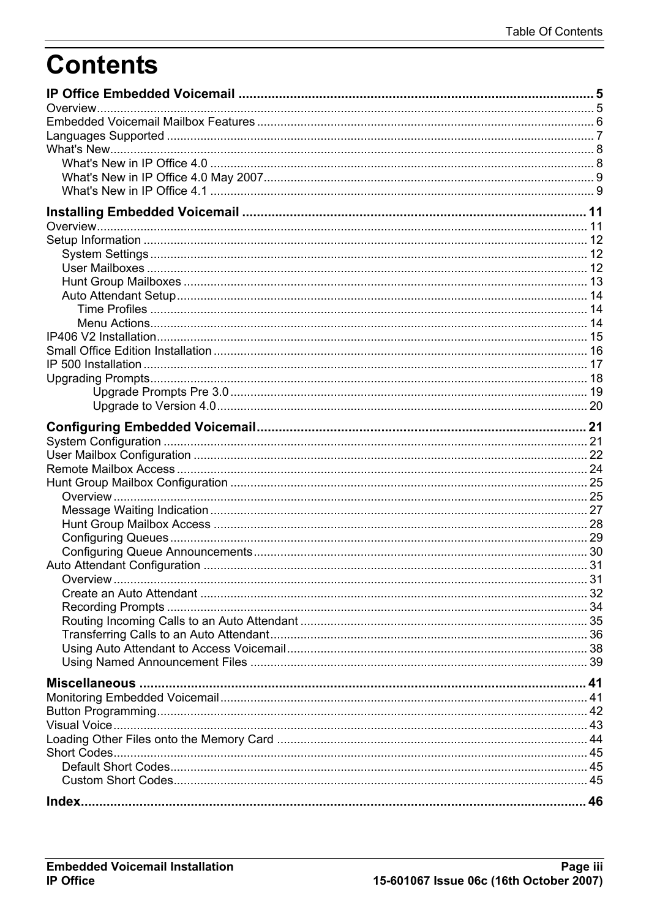# Contents

**IP Office Embedded Voicemail ..... 5**

Overview ..... 5
Embedded Voicemail Mailbox Features ..... 6
Languages Supported ..... 7
What's New ..... 8
- What's New in IP Office 4.0 ..... 8
- What's New in IP Office 4.0 May 2007 ..... 9
- What's New in IP Office 4.1 ..... 9

**Installing Embedded Voicemail ..... 11**

Overview ..... 11
Setup Information ..... 12
- System Settings ..... 12
- User Mailboxes ..... 12
- Hunt Group Mailboxes ..... 13
- Auto Attendant Setup ..... 14
  - Time Profiles ..... 14
  - Menu Actions ..... 14

IP406 V2 Installation ..... 15
Small Office Edition Installation ..... 16
IP 500 Installation ..... 17
Upgrading Prompts ..... 18
- Upgrade Prompts Pre 3.0 ..... 19
- Upgrade to Version 4.0 ..... 20

**Configuring Embedded Voicemail ..... 21**

System Configuration ..... 21
User Mailbox Configuration ..... 22
Remote Mailbox Access ..... 24
Hunt Group Mailbox Configuration ..... 25
- Overview ..... 25
- Message Waiting Indication ..... 27
- Hunt Group Mailbox Access ..... 28
- Configuring Queues ..... 29
- Configuring Queue Announcements ..... 30

Auto Attendant Configuration ..... 31
- Overview ..... 31
- Create an Auto Attendant ..... 32
- Recording Prompts ..... 34
- Routing Incoming Calls to an Auto Attendant ..... 35
- Transferring Calls to an Auto Attendant ..... 36
- Using Auto Attendant to Access Voicemail ..... 38
- Using Named Announcement Files ..... 39

**Miscellaneous ..... 41**

Monitoring Embedded Voicemail ..... 41
Button Programming ..... 42
Visual Voice ..... 43
Loading Other Files onto the Memory Card ..... 44
Short Codes ..... 45
- Default Short Codes ..... 45
- Custom Short Codes ..... 45

**Index ..... 46**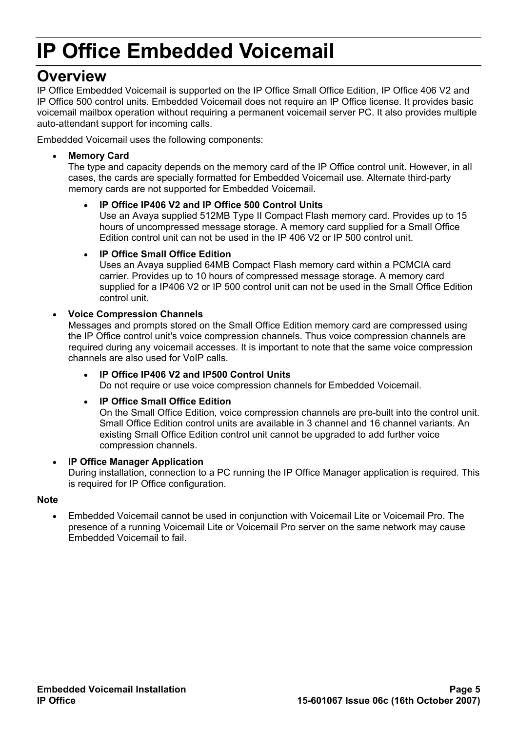# IP Office Embedded Voicemail

## Overview

IP Office Embedded Voicemail is supported on the IP Office Small Office Edition, IP Office 406 V2 and IP Office 500 control units. Embedded Voicemail does not require an IP Office license. It provides basic voicemail mailbox operation without requiring a permanent voicemail server PC. It also provides multiple auto-attendant support for incoming calls.

Embedded Voicemail uses the following components:

- **Memory Card**
  The type and capacity depends on the memory card of the IP Office control unit. However, in all cases, the cards are specially formatted for Embedded Voicemail use. Alternate third-party memory cards are not supported for Embedded Voicemail.
  - **IP Office IP406 V2 and IP Office 500 Control Units**
    Use an Avaya supplied 512MB Type II Compact Flash memory card. Provides up to 15 hours of uncompressed message storage. A memory card supplied for a Small Office Edition control unit can not be used in the IP 406 V2 or IP 500 control unit.
  - **IP Office Small Office Edition**
    Uses an Avaya supplied 64MB Compact Flash memory card within a PCMCIA card carrier. Provides up to 10 hours of compressed message storage. A memory card supplied for a IP406 V2 or IP 500 control unit can not be used in the Small Office Edition control unit.
- **Voice Compression Channels**
  Messages and prompts stored on the Small Office Edition memory card are compressed using the IP Office control unit's voice compression channels. Thus voice compression channels are required during any voicemail accesses. It is important to note that the same voice compression channels are also used for VoIP calls.
  - **IP Office IP406 V2 and IP500 Control Units**
    Do not require or use voice compression channels for Embedded Voicemail.
  - **IP Office Small Office Edition**
    On the Small Office Edition, voice compression channels are pre-built into the control unit. Small Office Edition control units are available in 3 channel and 16 channel variants. An existing Small Office Edition control unit cannot be upgraded to add further voice compression channels.
- **IP Office Manager Application**
  During installation, connection to a PC running the IP Office Manager application is required. This is required for IP Office configuration.

**Note**

- Embedded Voicemail cannot be used in conjunction with Voicemail Lite or Voicemail Pro. The presence of a running Voicemail Lite or Voicemail Pro server on the same network may cause Embedded Voicemail to fail.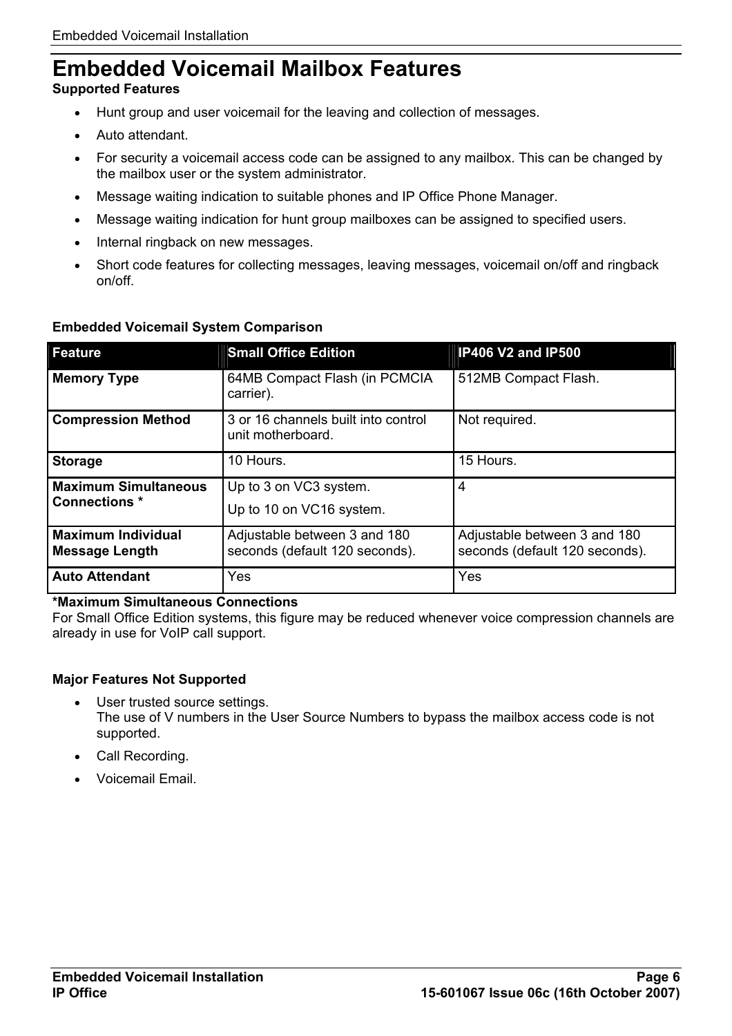# Embedded Voicemail Mailbox Features

**Supported Features**

- Hunt group and user voicemail for the leaving and collection of messages.
- Auto attendant.
- For security a voicemail access code can be assigned to any mailbox. This can be changed by the mailbox user or the system administrator.
- Message waiting indication to suitable phones and IP Office Phone Manager.
- Message waiting indication for hunt group mailboxes can be assigned to specified users.
- Internal ringback on new messages.
- Short code features for collecting messages, leaving messages, voicemail on/off and ringback on/off.

**Embedded Voicemail System Comparison**

| Feature | Small Office Edition | IP406 V2 and IP500 |
|---|---|---|
| **Memory Type** | 64MB Compact Flash (in PCMCIA carrier). | 512MB Compact Flash. |
| **Compression Method** | 3 or 16 channels built into control unit motherboard. | Not required. |
| **Storage** | 10 Hours. | 15 Hours. |
| **Maximum Simultaneous Connections *** | Up to 3 on VC3 system.<br>Up to 10 on VC16 system. | 4 |
| **Maximum Individual Message Length** | Adjustable between 3 and 180 seconds (default 120 seconds). | Adjustable between 3 and 180 seconds (default 120 seconds). |
| **Auto Attendant** | Yes | Yes |

**\*Maximum Simultaneous Connections**
For Small Office Edition systems, this figure may be reduced whenever voice compression channels are already in use for VoIP call support.

**Major Features Not Supported**

- User trusted source settings.
  The use of V numbers in the User Source Numbers to bypass the mailbox access code is not supported.
- Call Recording.
- Voicemail Email.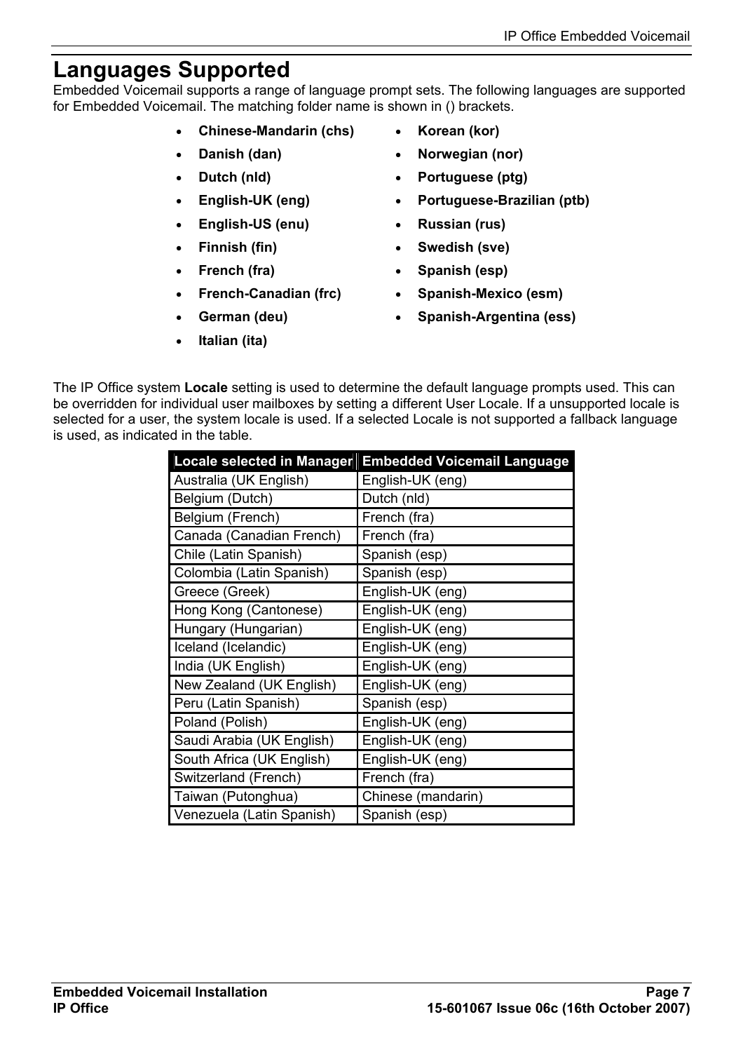# Languages Supported

Embedded Voicemail supports a range of language prompt sets. The following languages are supported for Embedded Voicemail. The matching folder name is shown in () brackets.

- **Chinese-Mandarin (chs)**
- **Danish (dan)**
- **Dutch (nld)**
- **English-UK (eng)**
- **English-US (enu)**
- **Finnish (fin)**
- **French (fra)**
- **French-Canadian (frc)**
- **German (deu)**
- **Italian (ita)**
- **Korean (kor)**
- **Norwegian (nor)**
- **Portuguese (ptg)**
- **Portuguese-Brazilian (ptb)**
- **Russian (rus)**
- **Swedish (sve)**
- **Spanish (esp)**
- **Spanish-Mexico (esm)**
- **Spanish-Argentina (ess)**

The IP Office system **Locale** setting is used to determine the default language prompts used. This can be overridden for individual user mailboxes by setting a different User Locale. If a unsupported locale is selected for a user, the system locale is used. If a selected Locale is not supported a fallback language is used, as indicated in the table.

| Locale selected in Manager | Embedded Voicemail Language |
|---|---|
| Australia (UK English) | English-UK (eng) |
| Belgium (Dutch) | Dutch (nld) |
| Belgium (French) | French (fra) |
| Canada (Canadian French) | French (fra) |
| Chile (Latin Spanish) | Spanish (esp) |
| Colombia (Latin Spanish) | Spanish (esp) |
| Greece (Greek) | English-UK (eng) |
| Hong Kong (Cantonese) | English-UK (eng) |
| Hungary (Hungarian) | English-UK (eng) |
| Iceland (Icelandic) | English-UK (eng) |
| India (UK English) | English-UK (eng) |
| New Zealand (UK English) | English-UK (eng) |
| Peru (Latin Spanish) | Spanish (esp) |
| Poland (Polish) | English-UK (eng) |
| Saudi Arabia (UK English) | English-UK (eng) |
| South Africa (UK English) | English-UK (eng) |
| Switzerland (French) | French (fra) |
| Taiwan (Putonghua) | Chinese (mandarin) |
| Venezuela (Latin Spanish) | Spanish (esp) |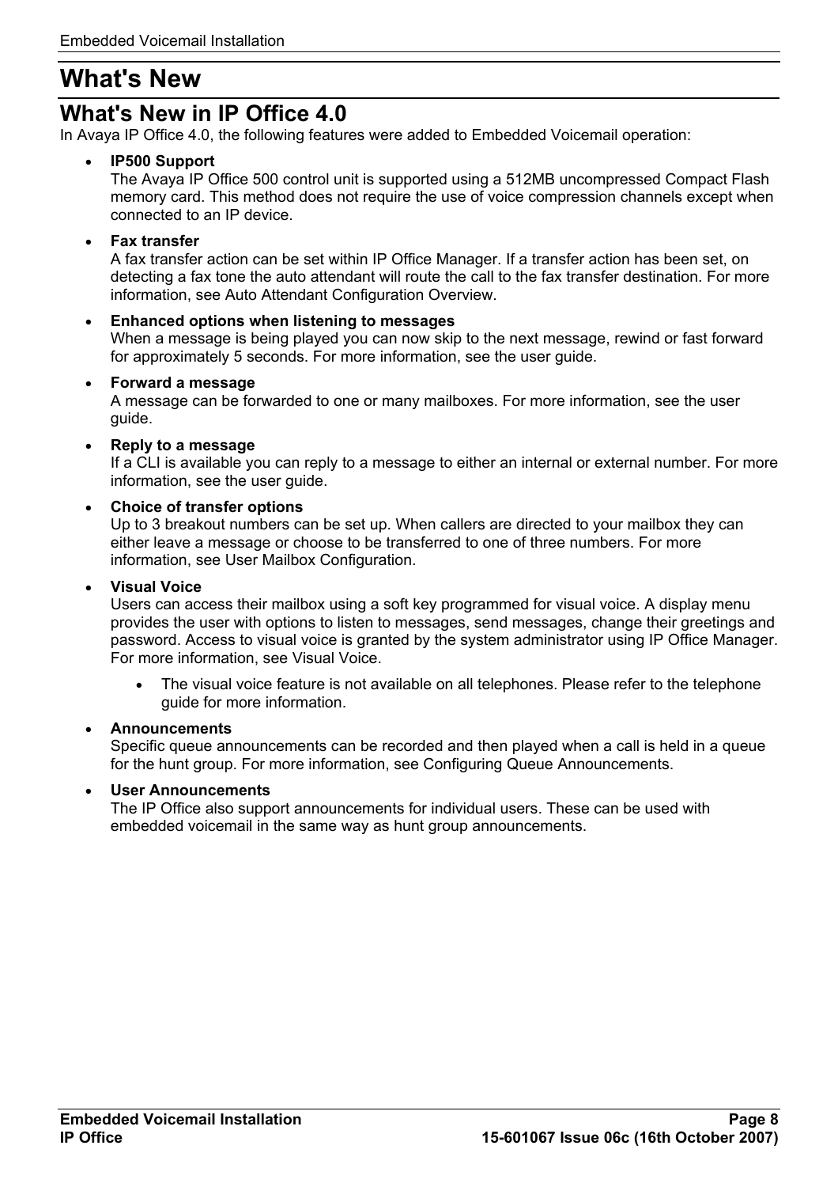# What's New

## What's New in IP Office 4.0

In Avaya IP Office 4.0, the following features were added to Embedded Voicemail operation:

- **IP500 Support**
  The Avaya IP Office 500 control unit is supported using a 512MB uncompressed Compact Flash memory card. This method does not require the use of voice compression channels except when connected to an IP device.

- **Fax transfer**
  A fax transfer action can be set within IP Office Manager. If a transfer action has been set, on detecting a fax tone the auto attendant will route the call to the fax transfer destination. For more information, see Auto Attendant Configuration Overview.

- **Enhanced options when listening to messages**
  When a message is being played you can now skip to the next message, rewind or fast forward for approximately 5 seconds. For more information, see the user guide.

- **Forward a message**
  A message can be forwarded to one or many mailboxes. For more information, see the user guide.

- **Reply to a message**
  If a CLI is available you can reply to a message to either an internal or external number. For more information, see the user guide.

- **Choice of transfer options**
  Up to 3 breakout numbers can be set up. When callers are directed to your mailbox they can either leave a message or choose to be transferred to one of three numbers. For more information, see User Mailbox Configuration.

- **Visual Voice**
  Users can access their mailbox using a soft key programmed for visual voice. A display menu provides the user with options to listen to messages, send messages, change their greetings and password. Access to visual voice is granted by the system administrator using IP Office Manager. For more information, see Visual Voice.

  - The visual voice feature is not available on all telephones. Please refer to the telephone guide for more information.

- **Announcements**
  Specific queue announcements can be recorded and then played when a call is held in a queue for the hunt group. For more information, see Configuring Queue Announcements.

- **User Announcements**
  The IP Office also support announcements for individual users. These can be used with embedded voicemail in the same way as hunt group announcements.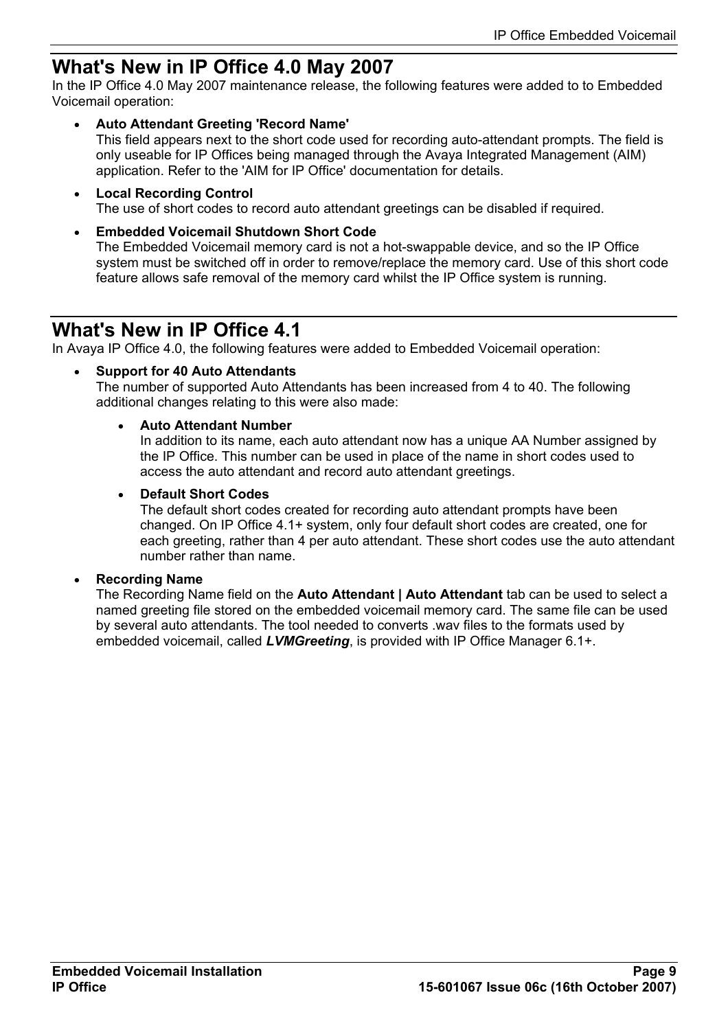# What's New in IP Office 4.0 May 2007

In the IP Office 4.0 May 2007 maintenance release, the following features were added to to Embedded Voicemail operation:

- **Auto Attendant Greeting 'Record Name'**
  This field appears next to the short code used for recording auto-attendant prompts. The field is only useable for IP Offices being managed through the Avaya Integrated Management (AIM) application. Refer to the 'AIM for IP Office' documentation for details.
- **Local Recording Control**
  The use of short codes to record auto attendant greetings can be disabled if required.
- **Embedded Voicemail Shutdown Short Code**
  The Embedded Voicemail memory card is not a hot-swappable device, and so the IP Office system must be switched off in order to remove/replace the memory card. Use of this short code feature allows safe removal of the memory card whilst the IP Office system is running.

# What's New in IP Office 4.1

In Avaya IP Office 4.0, the following features were added to Embedded Voicemail operation:

- **Support for 40 Auto Attendants**
  The number of supported Auto Attendants has been increased from 4 to 40. The following additional changes relating to this were also made:
  - **Auto Attendant Number**
    In addition to its name, each auto attendant now has a unique AA Number assigned by the IP Office. This number can be used in place of the name in short codes used to access the auto attendant and record auto attendant greetings.
  - **Default Short Codes**
    The default short codes created for recording auto attendant prompts have been changed. On IP Office 4.1+ system, only four default short codes are created, one for each greeting, rather than 4 per auto attendant. These short codes use the auto attendant number rather than name.
- **Recording Name**
  The Recording Name field on the **Auto Attendant | Auto Attendant** tab can be used to select a named greeting file stored on the embedded voicemail memory card. The same file can be used by several auto attendants. The tool needed to converts .wav files to the formats used by embedded voicemail, called ***LVMGreeting***, is provided with IP Office Manager 6.1+.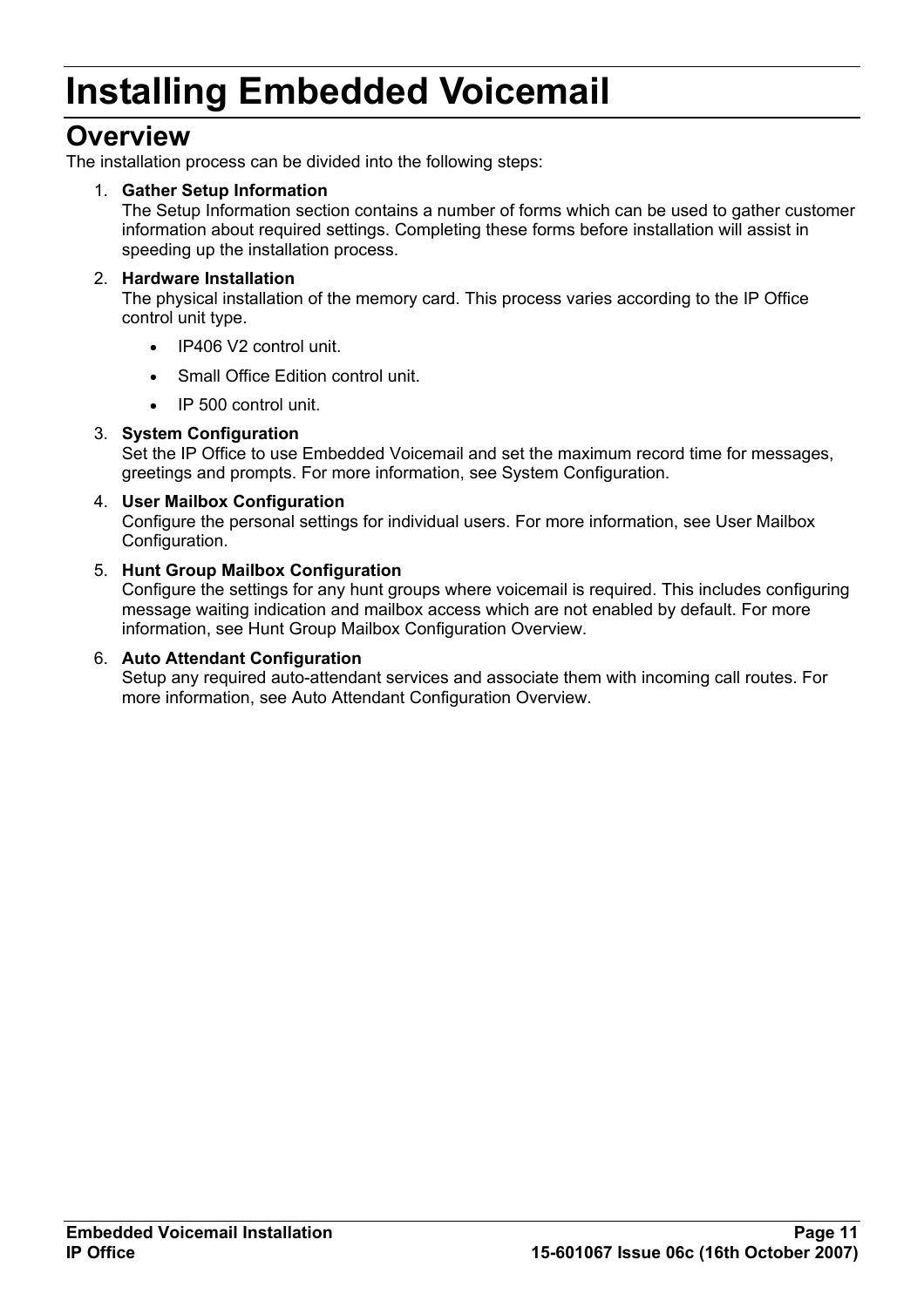# Installing Embedded Voicemail

## Overview

The installation process can be divided into the following steps:

1. **Gather Setup Information**
   The Setup Information section contains a number of forms which can be used to gather customer information about required settings. Completing these forms before installation will assist in speeding up the installation process.

2. **Hardware Installation**
   The physical installation of the memory card. This process varies according to the IP Office control unit type.

   - IP406 V2 control unit.
   - Small Office Edition control unit.
   - IP 500 control unit.

3. **System Configuration**
   Set the IP Office to use Embedded Voicemail and set the maximum record time for messages, greetings and prompts. For more information, see System Configuration.

4. **User Mailbox Configuration**
   Configure the personal settings for individual users. For more information, see User Mailbox Configuration.

5. **Hunt Group Mailbox Configuration**
   Configure the settings for any hunt groups where voicemail is required. This includes configuring message waiting indication and mailbox access which are not enabled by default. For more information, see Hunt Group Mailbox Configuration Overview.

6. **Auto Attendant Configuration**
   Setup any required auto-attendant services and associate them with incoming call routes. For more information, see Auto Attendant Configuration Overview.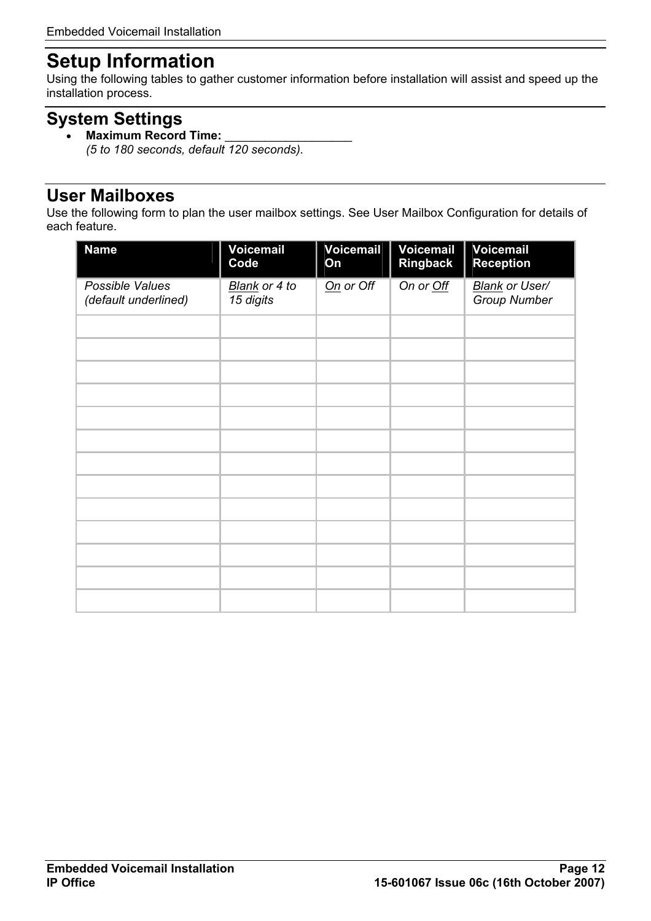# Setup Information

Using the following tables to gather customer information before installation will assist and speed up the installation process.

## System Settings

- **Maximum Record Time:** ___________________
  *(5 to 180 seconds, default 120 seconds).*

## User Mailboxes

Use the following form to plan the user mailbox settings. See User Mailbox Configuration for details of each feature.

| **Name** | **Voicemail Code** | **Voicemail On** | **Voicemail Ringback** | **Voicemail Reception** |
|---|---|---|---|---|
| *Possible Values (default underlined)* | *Blank or 4 to 15 digits* | *On or Off* | *On or Off* | *Blank or User/ Group Number* |
| | | | | |
| | | | | |
| | | | | |
| | | | | |
| | | | | |
| | | | | |
| | | | | |
| | | | | |
| | | | | |
| | | | | |
| | | | | |
| | | | | |
| | | | | |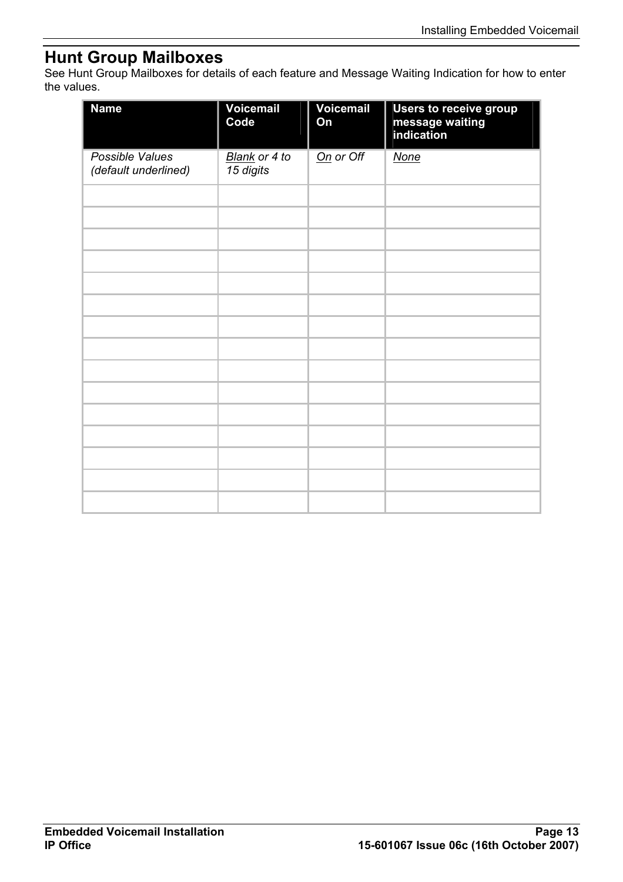## Hunt Group Mailboxes

See Hunt Group Mailboxes for details of each feature and Message Waiting Indication for how to enter the values.

| Name | Voicemail Code | Voicemail On | Users to receive group message waiting indication |
|---|---|---|---|
| *Possible Values (default underlined)* | *Blank or 4 to 15 digits* | *On or Off* | *None* |
| | | | |
| | | | |
| | | | |
| | | | |
| | | | |
| | | | |
| | | | |
| | | | |
| | | | |
| | | | |
| | | | |
| | | | |
| | | | |
| | | | |
| | | | |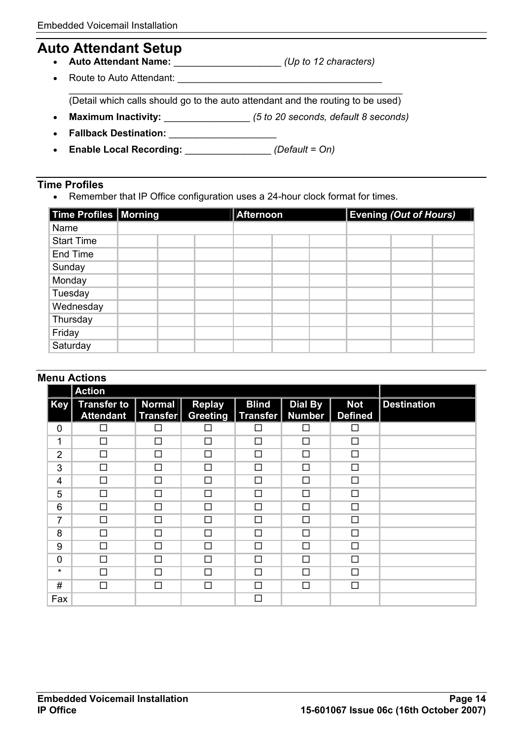## Auto Attendant Setup

- **Auto Attendant Name:** ____________________ *(Up to 12 characters)*
- Route to Auto Attendant: ______________________________________
  ____________________________________________________________
  (Detail which calls should go to the auto attendant and the routing to be used)
- **Maximum Inactivity:** ________________ *(5 to 20 seconds, default 8 seconds)*
- **Fallback Destination:** ____________________
- **Enable Local Recording:** ________________ *(Default = On)*

### Time Profiles

- Remember that IP Office configuration uses a 24-hour clock format for times.

| Time Profiles | Morning | | | Afternoon | | | Evening *(Out of Hours)* | | |
|---|---|---|---|---|---|---|---|---|---|
| Name | | | | | | | | | |
| Start Time | | | | | | | | | |
| End Time | | | | | | | | | |
| Sunday | | | | | | | | | |
| Monday | | | | | | | | | |
| Tuesday | | | | | | | | | |
| Wednesday | | | | | | | | | |
| Thursday | | | | | | | | | |
| Friday | | | | | | | | | |
| Saturday | | | | | | | | | |

### Menu Actions

| | Action | | | | | | |
|---|---|---|---|---|---|---|---|
| **Key** | **Transfer to Attendant** | **Normal Transfer** | **Replay Greeting** | **Blind Transfer** | **Dial By Number** | **Not Defined** | **Destination** |
| 0 | ☐ | ☐ | ☐ | ☐ | ☐ | ☐ | |
| 1 | ☐ | ☐ | ☐ | ☐ | ☐ | ☐ | |
| 2 | ☐ | ☐ | ☐ | ☐ | ☐ | ☐ | |
| 3 | ☐ | ☐ | ☐ | ☐ | ☐ | ☐ | |
| 4 | ☐ | ☐ | ☐ | ☐ | ☐ | ☐ | |
| 5 | ☐ | ☐ | ☐ | ☐ | ☐ | ☐ | |
| 6 | ☐ | ☐ | ☐ | ☐ | ☐ | ☐ | |
| 7 | ☐ | ☐ | ☐ | ☐ | ☐ | ☐ | |
| 8 | ☐ | ☐ | ☐ | ☐ | ☐ | ☐ | |
| 9 | ☐ | ☐ | ☐ | ☐ | ☐ | ☐ | |
| 0 | ☐ | ☐ | ☐ | ☐ | ☐ | ☐ | |
| * | ☐ | ☐ | ☐ | ☐ | ☐ | ☐ | |
| # | ☐ | ☐ | ☐ | ☐ | ☐ | ☐ | |
| Fax | | | | ☐ | | | |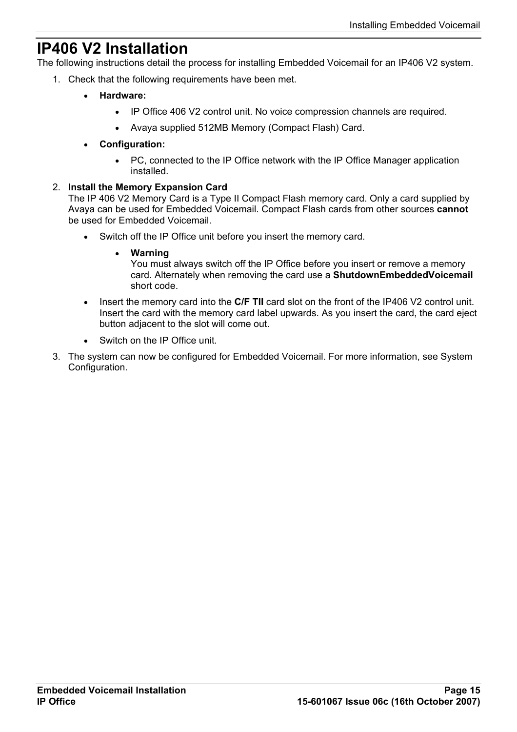# IP406 V2 Installation

The following instructions detail the process for installing Embedded Voicemail for an IP406 V2 system.

1. Check that the following requirements have been met.
   - **Hardware:**
     - IP Office 406 V2 control unit. No voice compression channels are required.
     - Avaya supplied 512MB Memory (Compact Flash) Card.
   - **Configuration:**
     - PC, connected to the IP Office network with the IP Office Manager application installed.
2. **Install the Memory Expansion Card**
   The IP 406 V2 Memory Card is a Type II Compact Flash memory card. Only a card supplied by Avaya can be used for Embedded Voicemail. Compact Flash cards from other sources **cannot** be used for Embedded Voicemail.
   - Switch off the IP Office unit before you insert the memory card.
     - **Warning**
       You must always switch off the IP Office before you insert or remove a memory card. Alternately when removing the card use a **ShutdownEmbeddedVoicemail** short code.
   - Insert the memory card into the **C/F TII** card slot on the front of the IP406 V2 control unit. Insert the card with the memory card label upwards. As you insert the card, the card eject button adjacent to the slot will come out.
   - Switch on the IP Office unit.
3. The system can now be configured for Embedded Voicemail. For more information, see System Configuration.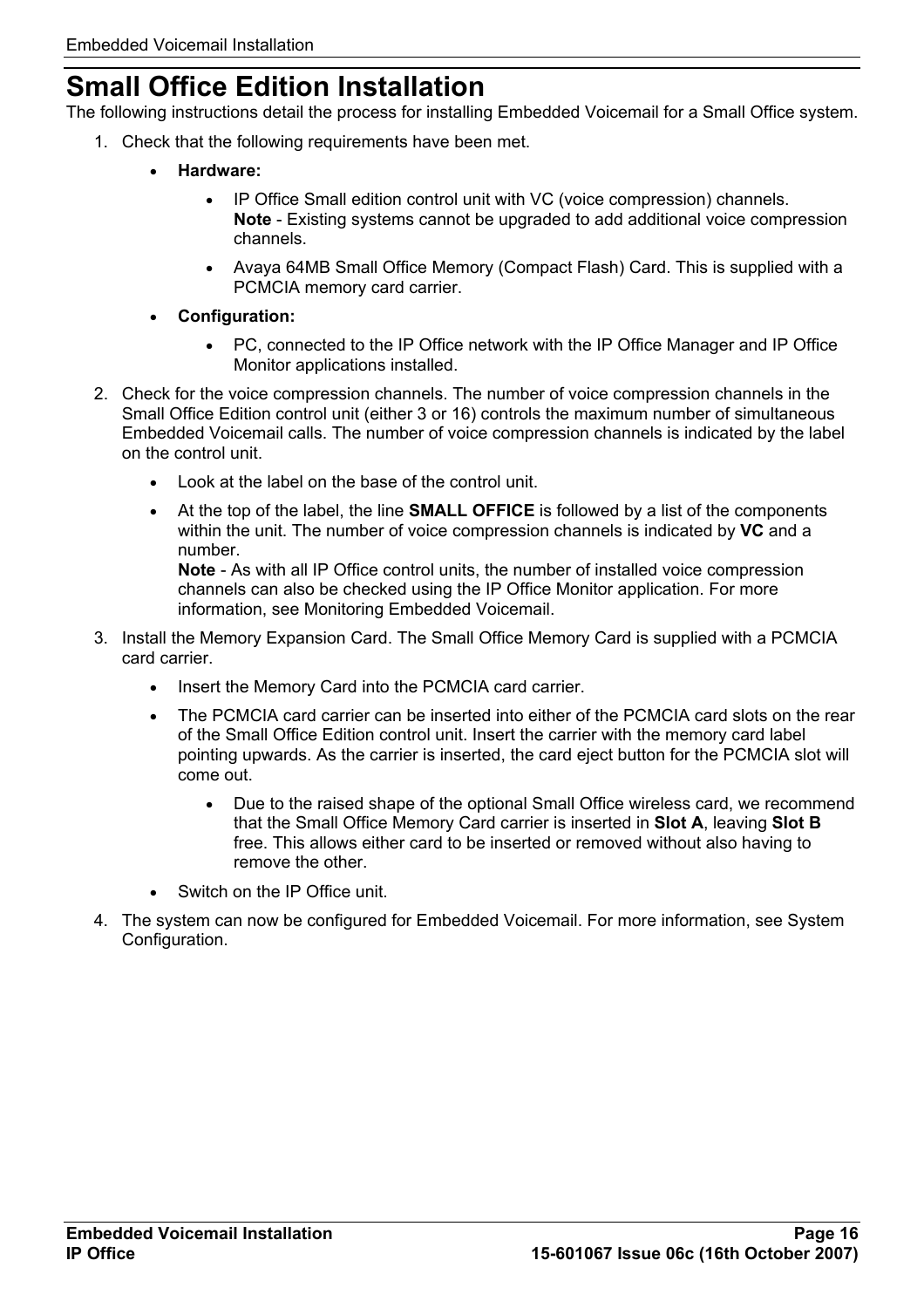# Small Office Edition Installation

The following instructions detail the process for installing Embedded Voicemail for a Small Office system.

1. Check that the following requirements have been met.
    - **Hardware:**
        - IP Office Small edition control unit with VC (voice compression) channels.
          **Note** - Existing systems cannot be upgraded to add additional voice compression channels.
        - Avaya 64MB Small Office Memory (Compact Flash) Card. This is supplied with a PCMCIA memory card carrier.
    - **Configuration:**
        - PC, connected to the IP Office network with the IP Office Manager and IP Office Monitor applications installed.
2. Check for the voice compression channels. The number of voice compression channels in the Small Office Edition control unit (either 3 or 16) controls the maximum number of simultaneous Embedded Voicemail calls. The number of voice compression channels is indicated by the label on the control unit.
    - Look at the label on the base of the control unit.
    - At the top of the label, the line **SMALL OFFICE** is followed by a list of the components within the unit. The number of voice compression channels is indicated by **VC** and a number.
      **Note** - As with all IP Office control units, the number of installed voice compression channels can also be checked using the IP Office Monitor application. For more information, see Monitoring Embedded Voicemail.
3. Install the Memory Expansion Card. The Small Office Memory Card is supplied with a PCMCIA card carrier.
    - Insert the Memory Card into the PCMCIA card carrier.
    - The PCMCIA card carrier can be inserted into either of the PCMCIA card slots on the rear of the Small Office Edition control unit. Insert the carrier with the memory card label pointing upwards. As the carrier is inserted, the card eject button for the PCMCIA slot will come out.
        - Due to the raised shape of the optional Small Office wireless card, we recommend that the Small Office Memory Card carrier is inserted in **Slot A**, leaving **Slot B** free. This allows either card to be inserted or removed without also having to remove the other.
    - Switch on the IP Office unit.
4. The system can now be configured for Embedded Voicemail. For more information, see System Configuration.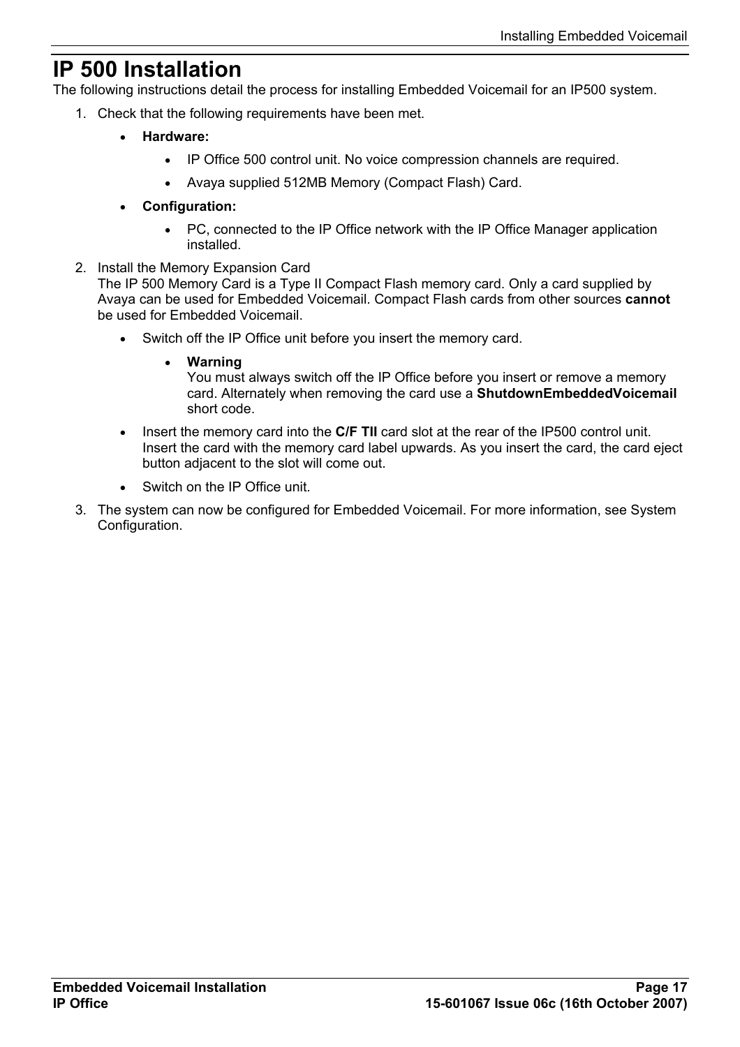# IP 500 Installation

The following instructions detail the process for installing Embedded Voicemail for an IP500 system.

1. Check that the following requirements have been met.
    - **Hardware:**
        - IP Office 500 control unit. No voice compression channels are required.
        - Avaya supplied 512MB Memory (Compact Flash) Card.
    - **Configuration:**
        - PC, connected to the IP Office network with the IP Office Manager application installed.
2. Install the Memory Expansion Card
   The IP 500 Memory Card is a Type II Compact Flash memory card. Only a card supplied by Avaya can be used for Embedded Voicemail. Compact Flash cards from other sources **cannot** be used for Embedded Voicemail.
    - Switch off the IP Office unit before you insert the memory card.
        - **Warning**
          You must always switch off the IP Office before you insert or remove a memory card. Alternately when removing the card use a **ShutdownEmbeddedVoicemail** short code.
    - Insert the memory card into the **C/F TII** card slot at the rear of the IP500 control unit. Insert the card with the memory card label upwards. As you insert the card, the card eject button adjacent to the slot will come out.
    - Switch on the IP Office unit.
3. The system can now be configured for Embedded Voicemail. For more information, see System Configuration.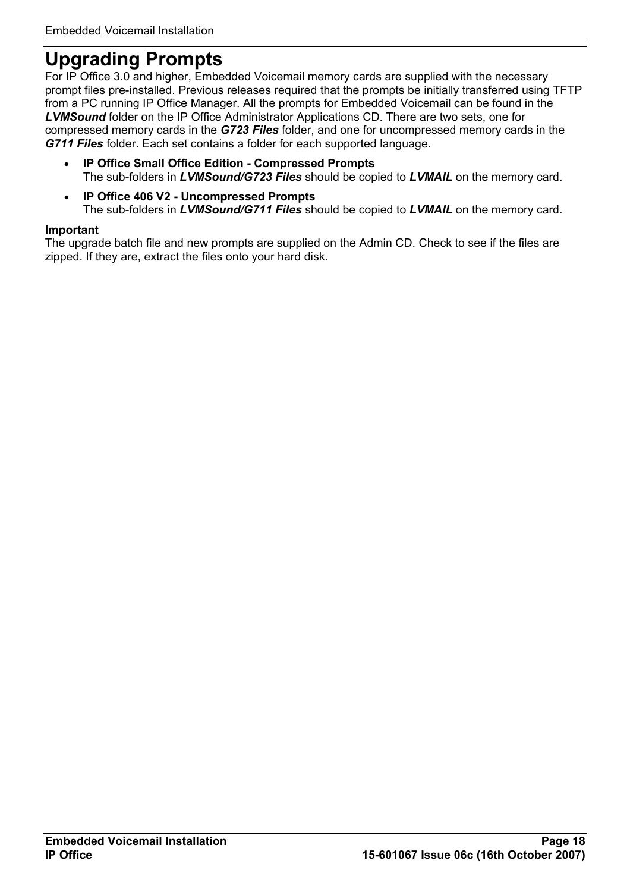# Upgrading Prompts

For IP Office 3.0 and higher, Embedded Voicemail memory cards are supplied with the necessary prompt files pre-installed. Previous releases required that the prompts be initially transferred using TFTP from a PC running IP Office Manager. All the prompts for Embedded Voicemail can be found in the ***LVMSound*** folder on the IP Office Administrator Applications CD. There are two sets, one for compressed memory cards in the ***G723 Files*** folder, and one for uncompressed memory cards in the ***G711 Files*** folder. Each set contains a folder for each supported language.

- **IP Office Small Office Edition - Compressed Prompts**
  The sub-folders in ***LVMSound/G723 Files*** should be copied to ***LVMAIL*** on the memory card.
- **IP Office 406 V2 - Uncompressed Prompts**
  The sub-folders in ***LVMSound/G711 Files*** should be copied to ***LVMAIL*** on the memory card.

**Important**
The upgrade batch file and new prompts are supplied on the Admin CD. Check to see if the files are zipped. If they are, extract the files onto your hard disk.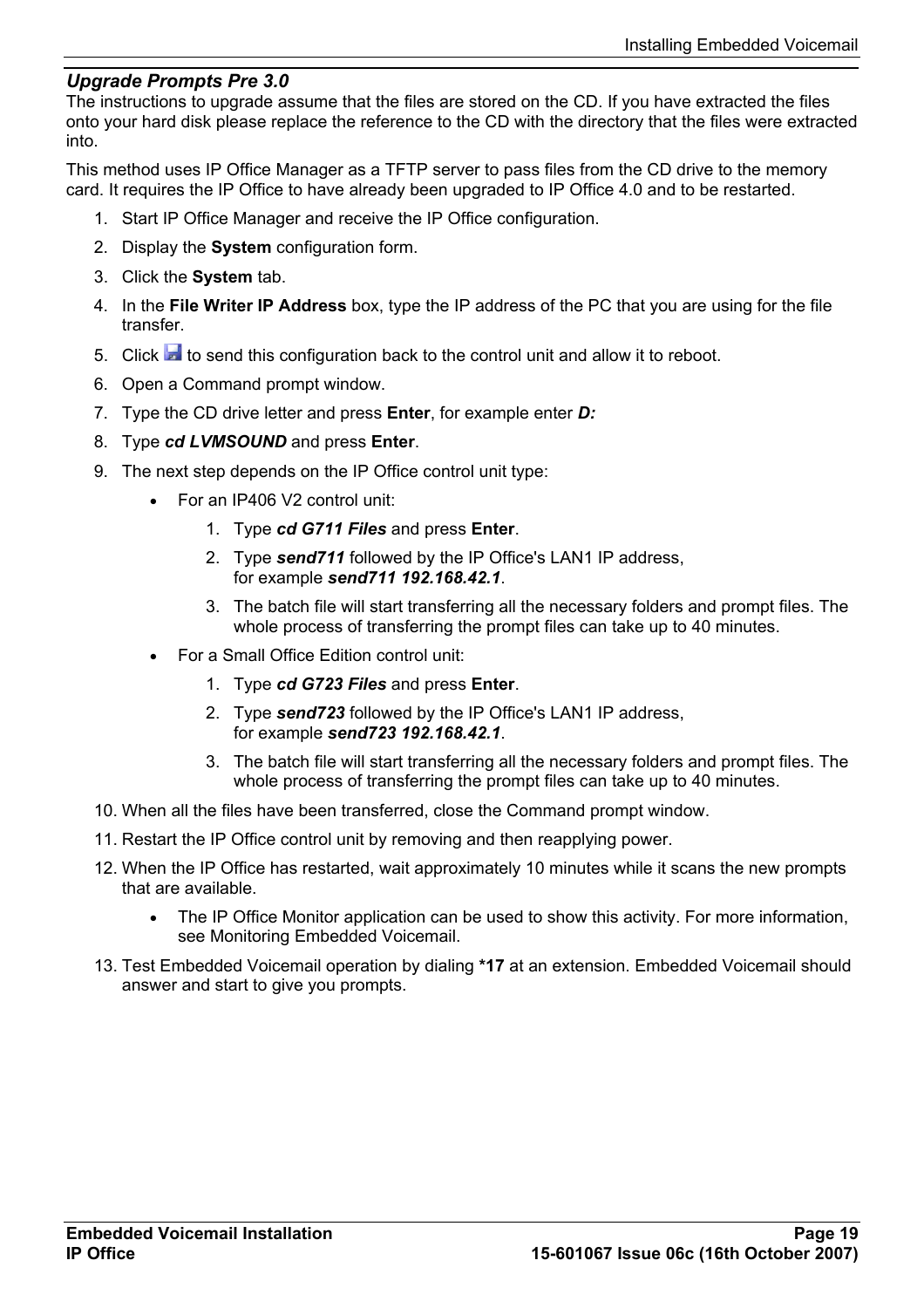### *Upgrade Prompts Pre 3.0*

The instructions to upgrade assume that the files are stored on the CD. If you have extracted the files onto your hard disk please replace the reference to the CD with the directory that the files were extracted into.

This method uses IP Office Manager as a TFTP server to pass files from the CD drive to the memory card. It requires the IP Office to have already been upgraded to IP Office 4.0 and to be restarted.

1. Start IP Office Manager and receive the IP Office configuration.
2. Display the **System** configuration form.
3. Click the **System** tab.
4. In the **File Writer IP Address** box, type the IP address of the PC that you are using for the file transfer.
5. Click to send this configuration back to the control unit and allow it to reboot.
6. Open a Command prompt window.
7. Type the CD drive letter and press **Enter**, for example enter ***D:***
8. Type ***cd LVMSOUND*** and press **Enter**.
9. The next step depends on the IP Office control unit type:
   - For an IP406 V2 control unit:
     1. Type ***cd G711 Files*** and press **Enter**.
     2. Type ***send711*** followed by the IP Office's LAN1 IP address, for example ***send711 192.168.42.1***.
     3. The batch file will start transferring all the necessary folders and prompt files. The whole process of transferring the prompt files can take up to 40 minutes.
   - For a Small Office Edition control unit:
     1. Type ***cd G723 Files*** and press **Enter**.
     2. Type ***send723*** followed by the IP Office's LAN1 IP address, for example ***send723 192.168.42.1***.
     3. The batch file will start transferring all the necessary folders and prompt files. The whole process of transferring the prompt files can take up to 40 minutes.
10. When all the files have been transferred, close the Command prompt window.
11. Restart the IP Office control unit by removing and then reapplying power.
12. When the IP Office has restarted, wait approximately 10 minutes while it scans the new prompts that are available.
    - The IP Office Monitor application can be used to show this activity. For more information, see Monitoring Embedded Voicemail.
13. Test Embedded Voicemail operation by dialing **\*17** at an extension. Embedded Voicemail should answer and start to give you prompts.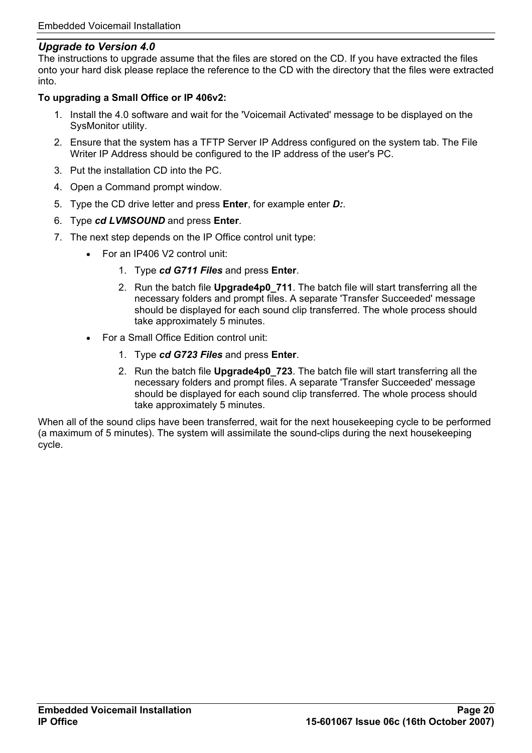### *Upgrade to Version 4.0*

The instructions to upgrade assume that the files are stored on the CD. If you have extracted the files onto your hard disk please replace the reference to the CD with the directory that the files were extracted into.

**To upgrading a Small Office or IP 406v2:**

1. Install the 4.0 software and wait for the 'Voicemail Activated' message to be displayed on the SysMonitor utility.
2. Ensure that the system has a TFTP Server IP Address configured on the system tab. The File Writer IP Address should be configured to the IP address of the user's PC.
3. Put the installation CD into the PC.
4. Open a Command prompt window.
5. Type the CD drive letter and press **Enter**, for example enter ***D:***.
6. Type ***cd LVMSOUND*** and press **Enter**.
7. The next step depends on the IP Office control unit type:
   - For an IP406 V2 control unit:
     1. Type ***cd G711 Files*** and press **Enter**.
     2. Run the batch file **Upgrade4p0_711**. The batch file will start transferring all the necessary folders and prompt files. A separate 'Transfer Succeeded' message should be displayed for each sound clip transferred. The whole process should take approximately 5 minutes.
   - For a Small Office Edition control unit:
     1. Type ***cd G723 Files*** and press **Enter**.
     2. Run the batch file **Upgrade4p0_723**. The batch file will start transferring all the necessary folders and prompt files. A separate 'Transfer Succeeded' message should be displayed for each sound clip transferred. The whole process should take approximately 5 minutes.

When all of the sound clips have been transferred, wait for the next housekeeping cycle to be performed (a maximum of 5 minutes). The system will assimilate the sound-clips during the next housekeeping cycle.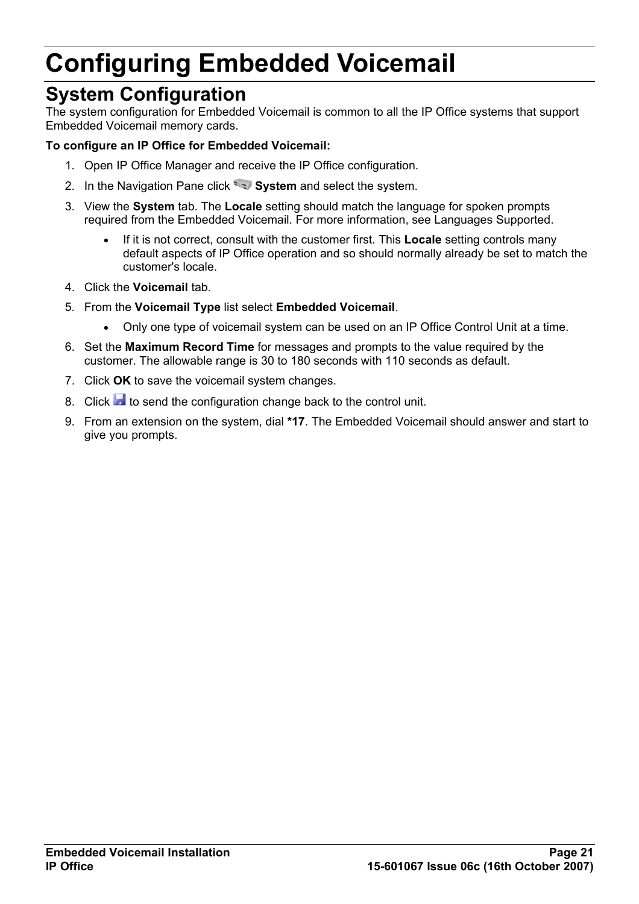# Configuring Embedded Voicemail

## System Configuration

The system configuration for Embedded Voicemail is common to all the IP Office systems that support Embedded Voicemail memory cards.

**To configure an IP Office for Embedded Voicemail:**

1. Open IP Office Manager and receive the IP Office configuration.
2. In the Navigation Pane click **System** and select the system.
3. View the **System** tab. The **Locale** setting should match the language for spoken prompts required from the Embedded Voicemail. For more information, see Languages Supported.
    - If it is not correct, consult with the customer first. This **Locale** setting controls many default aspects of IP Office operation and so should normally already be set to match the customer's locale.
4. Click the **Voicemail** tab.
5. From the **Voicemail Type** list select **Embedded Voicemail**.
    - Only one type of voicemail system can be used on an IP Office Control Unit at a time.
6. Set the **Maximum Record Time** for messages and prompts to the value required by the customer. The allowable range is 30 to 180 seconds with 110 seconds as default.
7. Click **OK** to save the voicemail system changes.
8. Click to send the configuration change back to the control unit.
9. From an extension on the system, dial ***17**. The Embedded Voicemail should answer and start to give you prompts.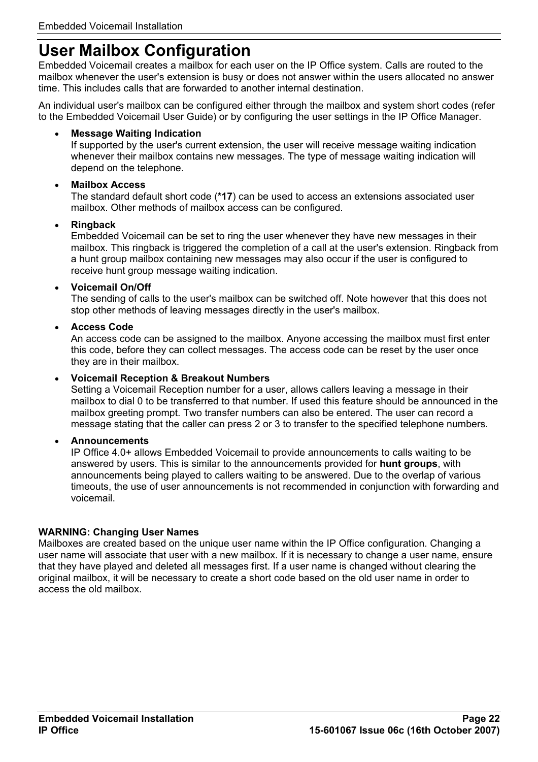# User Mailbox Configuration

Embedded Voicemail creates a mailbox for each user on the IP Office system. Calls are routed to the mailbox whenever the user's extension is busy or does not answer within the users allocated no answer time. This includes calls that are forwarded to another internal destination.

An individual user's mailbox can be configured either through the mailbox and system short codes (refer to the Embedded Voicemail User Guide) or by configuring the user settings in the IP Office Manager.

- **Message Waiting Indication**
  If supported by the user's current extension, the user will receive message waiting indication whenever their mailbox contains new messages. The type of message waiting indication will depend on the telephone.
- **Mailbox Access**
  The standard default short code (***17**) can be used to access an extensions associated user mailbox. Other methods of mailbox access can be configured.
- **Ringback**
  Embedded Voicemail can be set to ring the user whenever they have new messages in their mailbox. This ringback is triggered the completion of a call at the user's extension. Ringback from a hunt group mailbox containing new messages may also occur if the user is configured to receive hunt group message waiting indication.
- **Voicemail On/Off**
  The sending of calls to the user's mailbox can be switched off. Note however that this does not stop other methods of leaving messages directly in the user's mailbox.
- **Access Code**
  An access code can be assigned to the mailbox. Anyone accessing the mailbox must first enter this code, before they can collect messages. The access code can be reset by the user once they are in their mailbox.
- **Voicemail Reception & Breakout Numbers**
  Setting a Voicemail Reception number for a user, allows callers leaving a message in their mailbox to dial 0 to be transferred to that number. If used this feature should be announced in the mailbox greeting prompt. Two transfer numbers can also be entered. The user can record a message stating that the caller can press 2 or 3 to transfer to the specified telephone numbers.
- **Announcements**
  IP Office 4.0+ allows Embedded Voicemail to provide announcements to calls waiting to be answered by users. This is similar to the announcements provided for **hunt groups**, with announcements being played to callers waiting to be answered. Due to the overlap of various timeouts, the use of user announcements is not recommended in conjunction with forwarding and voicemail.

**WARNING: Changing User Names**
Mailboxes are created based on the unique user name within the IP Office configuration. Changing a user name will associate that user with a new mailbox. If it is necessary to change a user name, ensure that they have played and deleted all messages first. If a user name is changed without clearing the original mailbox, it will be necessary to create a short code based on the old user name in order to access the old mailbox.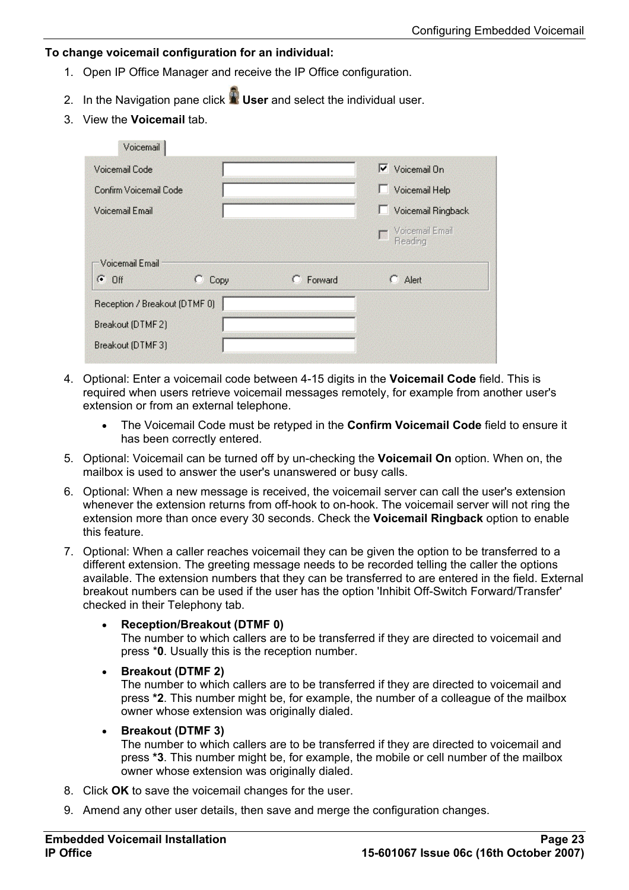**To change voicemail configuration for an individual:**

1. Open IP Office Manager and receive the IP Office configuration.
2. In the Navigation pane click **User** and select the individual user.
3. View the **Voicemail** tab.
4. Optional: Enter a voicemail code between 4-15 digits in the **Voicemail Code** field. This is required when users retrieve voicemail messages remotely, for example from another user's extension or from an external telephone.
   - The Voicemail Code must be retyped in the **Confirm Voicemail Code** field to ensure it has been correctly entered.
5. Optional: Voicemail can be turned off by un-checking the **Voicemail On** option. When on, the mailbox is used to answer the user's unanswered or busy calls.
6. Optional: When a new message is received, the voicemail server can call the user's extension whenever the extension returns from off-hook to on-hook. The voicemail server will not ring the extension more than once every 30 seconds. Check the **Voicemail Ringback** option to enable this feature.
7. Optional: When a caller reaches voicemail they can be given the option to be transferred to a different extension. The greeting message needs to be recorded telling the caller the options available. The extension numbers that they can be transferred to are entered in the field. External breakout numbers can be used if the user has the option 'Inhibit Off-Switch Forward/Transfer' checked in their Telephony tab.
   - **Reception/Breakout (DTMF 0)**
     The number to which callers are to be transferred if they are directed to voicemail and press *0. Usually this is the reception number.
   - **Breakout (DTMF 2)**
     The number to which callers are to be transferred if they are directed to voicemail and press ***2**. This number might be, for example, the number of a colleague of the mailbox owner whose extension was originally dialed.
   - **Breakout (DTMF 3)**
     The number to which callers are to be transferred if they are directed to voicemail and press ***3**. This number might be, for example, the mobile or cell number of the mailbox owner whose extension was originally dialed.
8. Click **OK** to save the voicemail changes for the user.
9. Amend any other user details, then save and merge the configuration changes.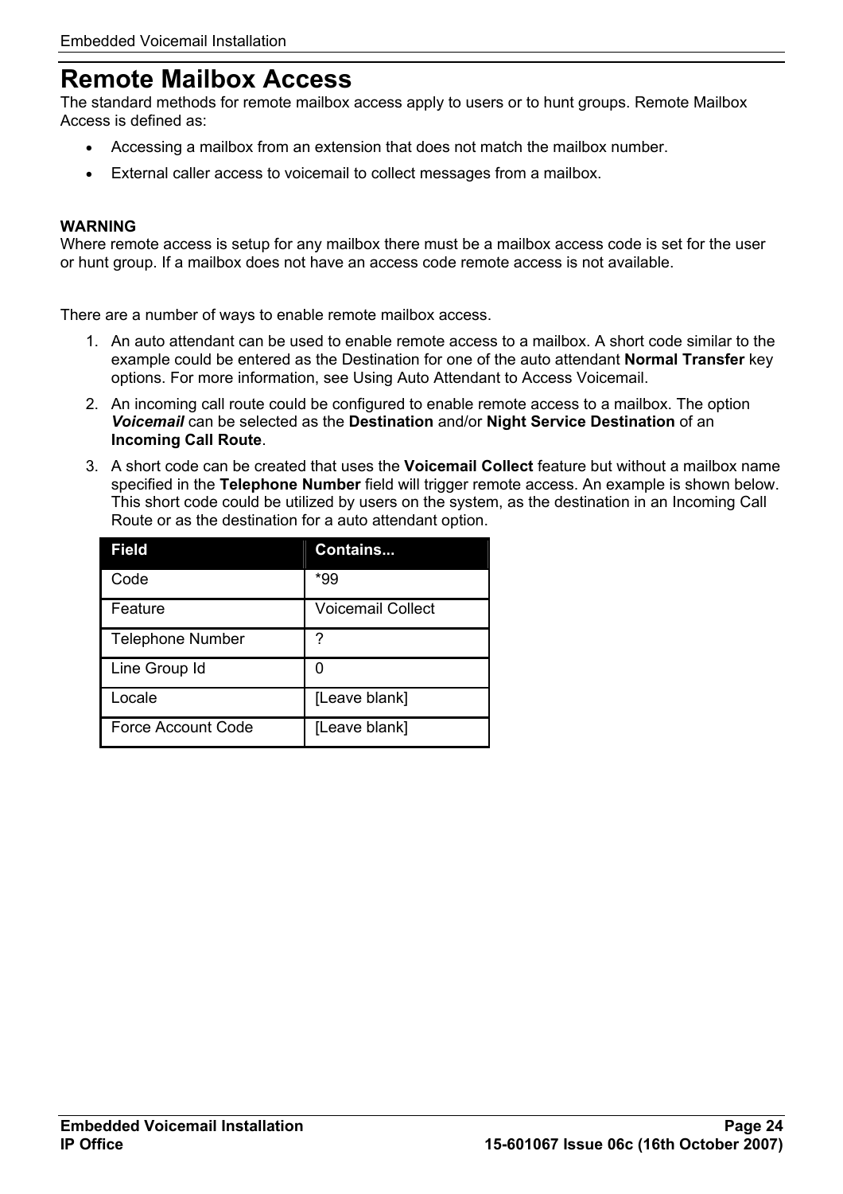# Remote Mailbox Access

The standard methods for remote mailbox access apply to users or to hunt groups. Remote Mailbox Access is defined as:

- Accessing a mailbox from an extension that does not match the mailbox number.
- External caller access to voicemail to collect messages from a mailbox.

**WARNING**
Where remote access is setup for any mailbox there must be a mailbox access code is set for the user or hunt group. If a mailbox does not have an access code remote access is not available.

There are a number of ways to enable remote mailbox access.

1. An auto attendant can be used to enable remote access to a mailbox. A short code similar to the example could be entered as the Destination for one of the auto attendant **Normal Transfer** key options. For more information, see Using Auto Attendant to Access Voicemail.
2. An incoming call route could be configured to enable remote access to a mailbox. The option ***Voicemail*** can be selected as the **Destination** and/or **Night Service Destination** of an **Incoming Call Route**.
3. A short code can be created that uses the **Voicemail Collect** feature but without a mailbox name specified in the **Telephone Number** field will trigger remote access. An example is shown below. This short code could be utilized by users on the system, as the destination in an Incoming Call Route or as the destination for a auto attendant option.

| Field | Contains... |
|---|---|
| Code | *99 |
| Feature | Voicemail Collect |
| Telephone Number | ? |
| Line Group Id | 0 |
| Locale | [Leave blank] |
| Force Account Code | [Leave blank] |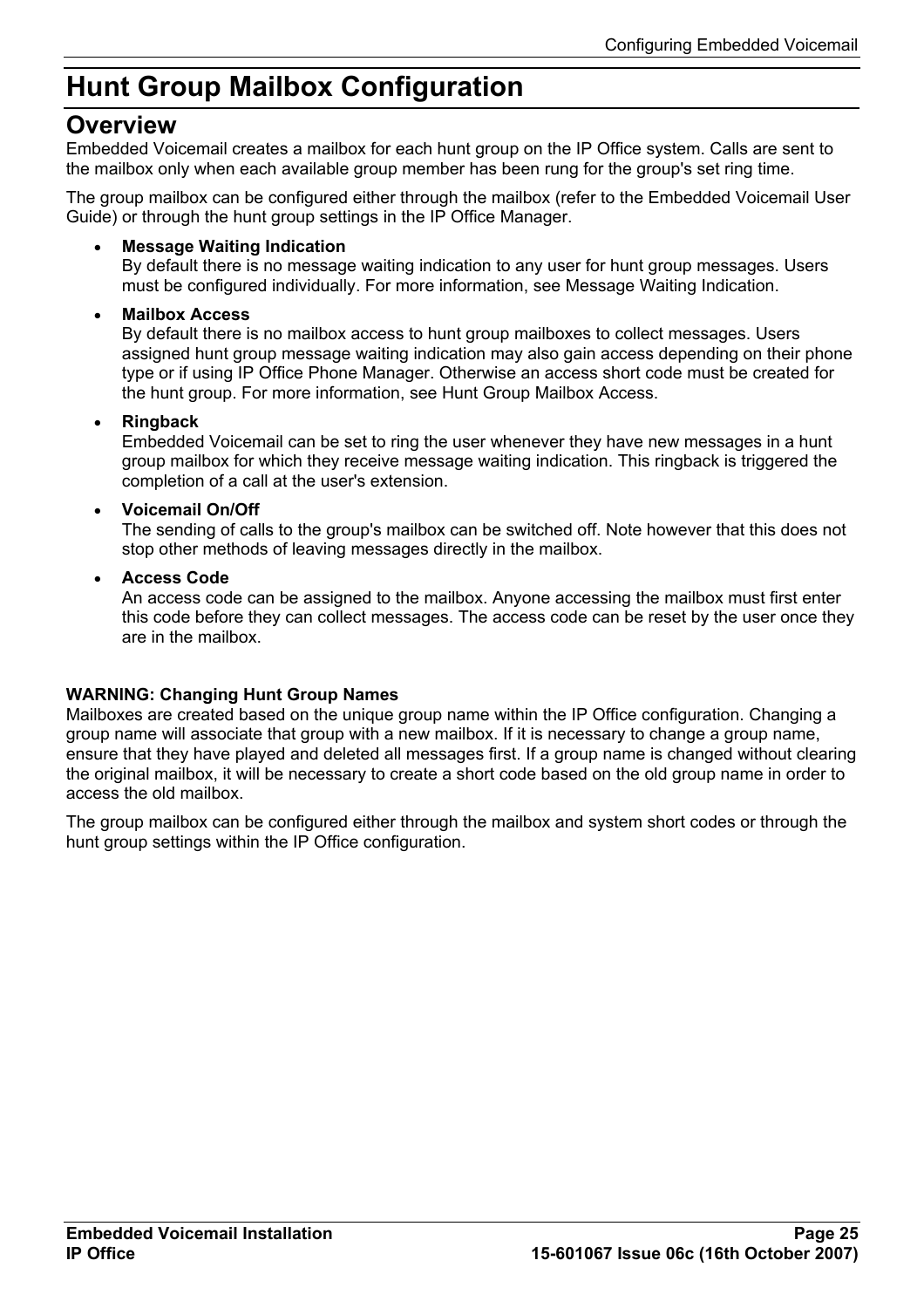# Hunt Group Mailbox Configuration

## Overview

Embedded Voicemail creates a mailbox for each hunt group on the IP Office system. Calls are sent to the mailbox only when each available group member has been rung for the group's set ring time.

The group mailbox can be configured either through the mailbox (refer to the Embedded Voicemail User Guide) or through the hunt group settings in the IP Office Manager.

- **Message Waiting Indication**
  By default there is no message waiting indication to any user for hunt group messages. Users must be configured individually. For more information, see Message Waiting Indication.

- **Mailbox Access**
  By default there is no mailbox access to hunt group mailboxes to collect messages. Users assigned hunt group message waiting indication may also gain access depending on their phone type or if using IP Office Phone Manager. Otherwise an access short code must be created for the hunt group. For more information, see Hunt Group Mailbox Access.

- **Ringback**
  Embedded Voicemail can be set to ring the user whenever they have new messages in a hunt group mailbox for which they receive message waiting indication. This ringback is triggered the completion of a call at the user's extension.

- **Voicemail On/Off**
  The sending of calls to the group's mailbox can be switched off. Note however that this does not stop other methods of leaving messages directly in the mailbox.

- **Access Code**
  An access code can be assigned to the mailbox. Anyone accessing the mailbox must first enter this code before they can collect messages. The access code can be reset by the user once they are in the mailbox.

**WARNING: Changing Hunt Group Names**
Mailboxes are created based on the unique group name within the IP Office configuration. Changing a group name will associate that group with a new mailbox. If it is necessary to change a group name, ensure that they have played and deleted all messages first. If a group name is changed without clearing the original mailbox, it will be necessary to create a short code based on the old group name in order to access the old mailbox.

The group mailbox can be configured either through the mailbox and system short codes or through the hunt group settings within the IP Office configuration.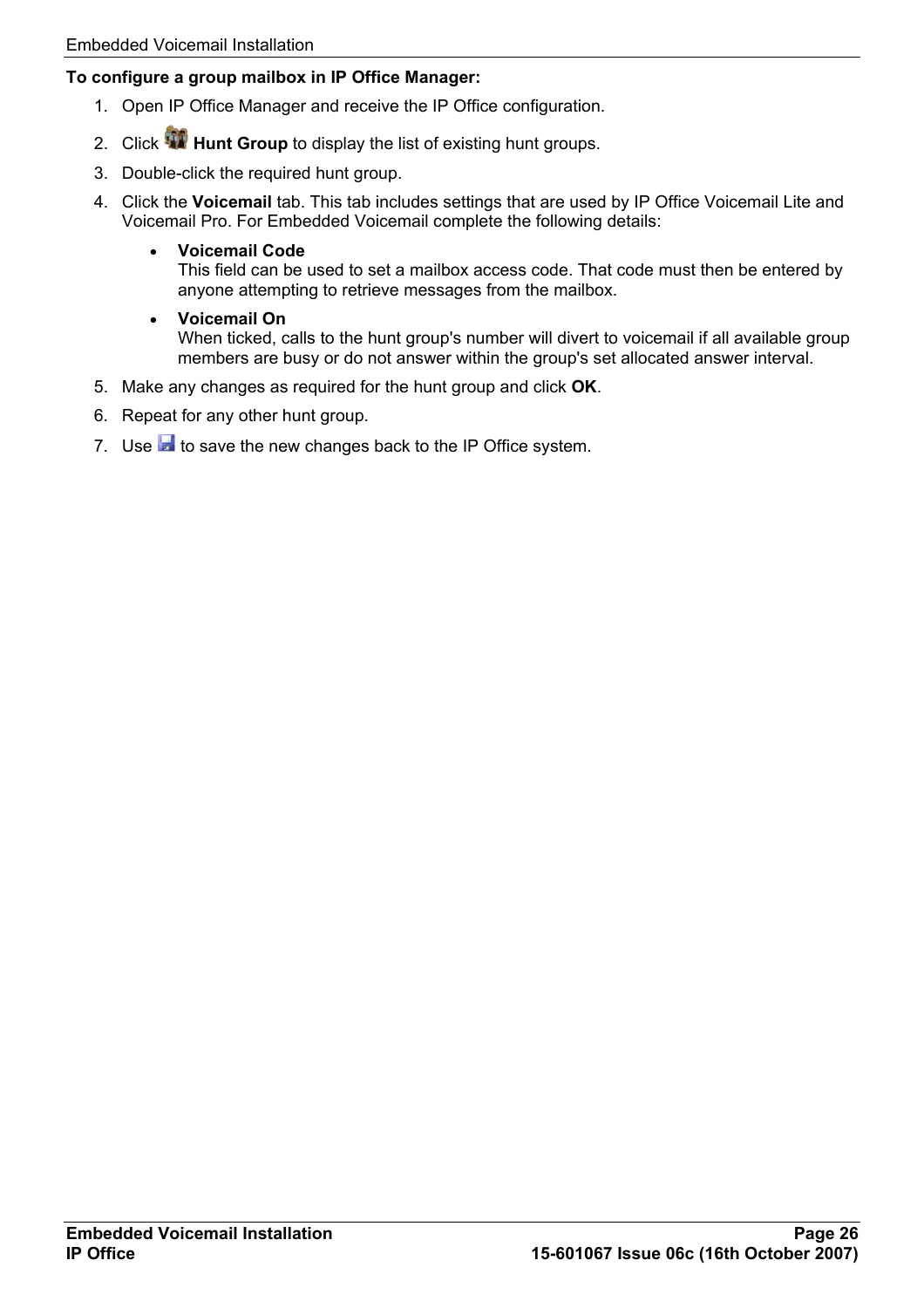**To configure a group mailbox in IP Office Manager:**

1. Open IP Office Manager and receive the IP Office configuration.
2. Click **Hunt Group** to display the list of existing hunt groups.
3. Double-click the required hunt group.
4. Click the **Voicemail** tab. This tab includes settings that are used by IP Office Voicemail Lite and Voicemail Pro. For Embedded Voicemail complete the following details:
   - **Voicemail Code**
     This field can be used to set a mailbox access code. That code must then be entered by anyone attempting to retrieve messages from the mailbox.
   - **Voicemail On**
     When ticked, calls to the hunt group's number will divert to voicemail if all available group members are busy or do not answer within the group's set allocated answer interval.
5. Make any changes as required for the hunt group and click **OK**.
6. Repeat for any other hunt group.
7. Use to save the new changes back to the IP Office system.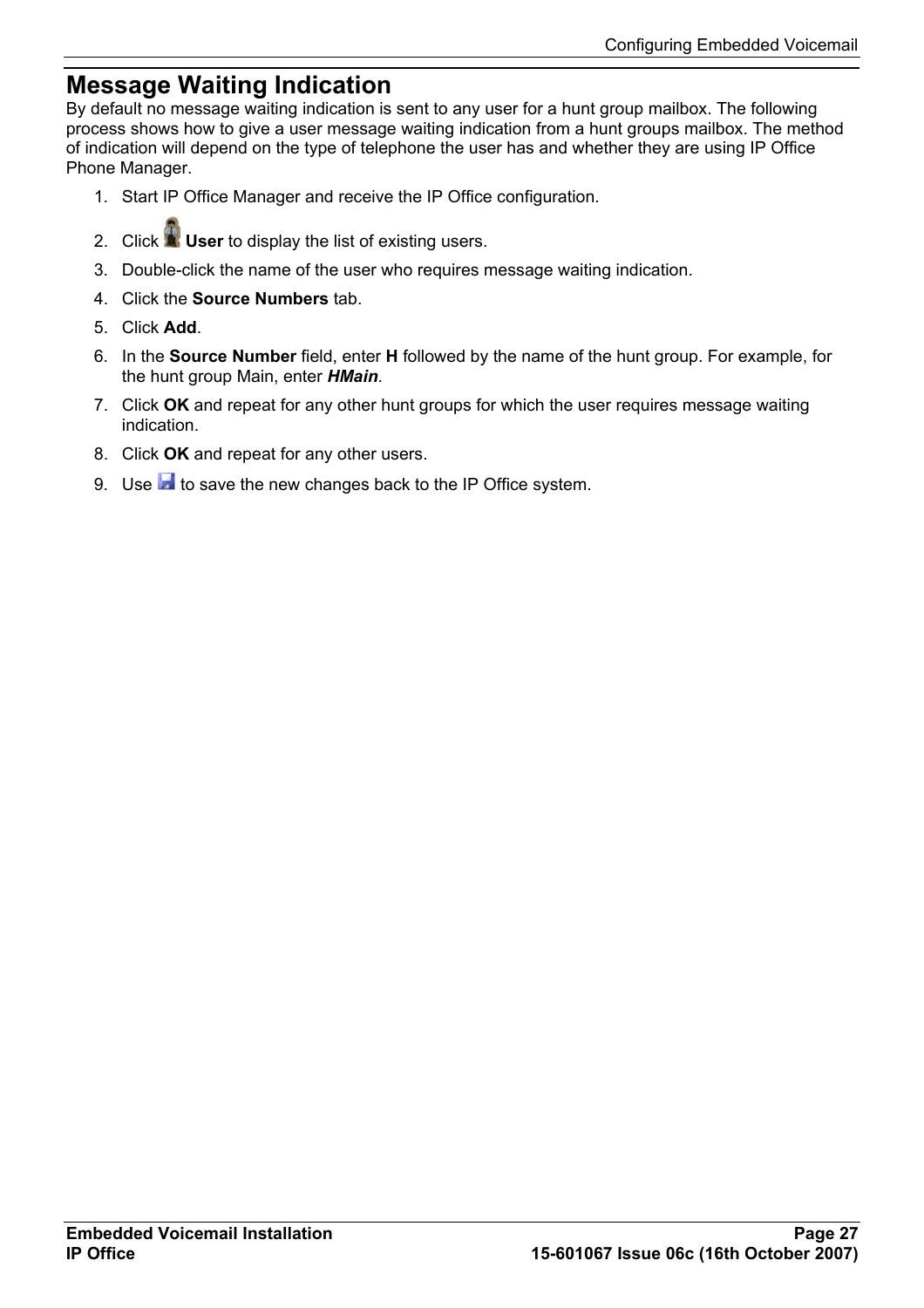# Message Waiting Indication

By default no message waiting indication is sent to any user for a hunt group mailbox. The following process shows how to give a user message waiting indication from a hunt groups mailbox. The method of indication will depend on the type of telephone the user has and whether they are using IP Office Phone Manager.

1. Start IP Office Manager and receive the IP Office configuration.
2. Click **User** to display the list of existing users.
3. Double-click the name of the user who requires message waiting indication.
4. Click the **Source Numbers** tab.
5. Click **Add**.
6. In the **Source Number** field, enter **H** followed by the name of the hunt group. For example, for the hunt group Main, enter ***HMain***.
7. Click **OK** and repeat for any other hunt groups for which the user requires message waiting indication.
8. Click **OK** and repeat for any other users.
9. Use to save the new changes back to the IP Office system.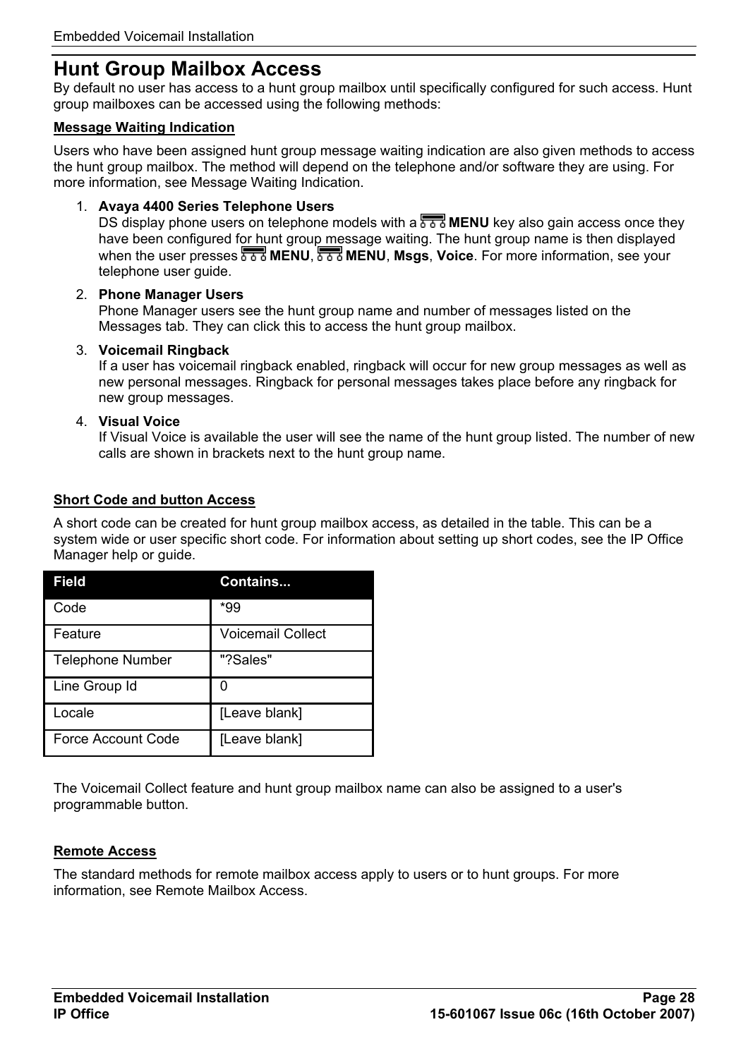# Hunt Group Mailbox Access

By default no user has access to a hunt group mailbox until specifically configured for such access. Hunt group mailboxes can be accessed using the following methods:

**Message Waiting Indication**

Users who have been assigned hunt group message waiting indication are also given methods to access the hunt group mailbox. The method will depend on the telephone and/or software they are using. For more information, see Message Waiting Indication.

1. **Avaya 4400 Series Telephone Users**
   DS display phone users on telephone models with a **MENU** key also gain access once they have been configured for hunt group message waiting. The hunt group name is then displayed when the user presses **MENU**, **MENU**, **Msgs**, **Voice**. For more information, see your telephone user guide.

2. **Phone Manager Users**
   Phone Manager users see the hunt group name and number of messages listed on the Messages tab. They can click this to access the hunt group mailbox.

3. **Voicemail Ringback**
   If a user has voicemail ringback enabled, ringback will occur for new group messages as well as new personal messages. Ringback for personal messages takes place before any ringback for new group messages.

4. **Visual Voice**
   If Visual Voice is available the user will see the name of the hunt group listed. The number of new calls are shown in brackets next to the hunt group name.

**Short Code and button Access**

A short code can be created for hunt group mailbox access, as detailed in the table. This can be a system wide or user specific short code. For information about setting up short codes, see the IP Office Manager help or guide.

| Field | Contains... |
|---|---|
| Code | *99 |
| Feature | Voicemail Collect |
| Telephone Number | "?Sales" |
| Line Group Id | 0 |
| Locale | [Leave blank] |
| Force Account Code | [Leave blank] |

The Voicemail Collect feature and hunt group mailbox name can also be assigned to a user's programmable button.

**Remote Access**

The standard methods for remote mailbox access apply to users or to hunt groups. For more information, see Remote Mailbox Access.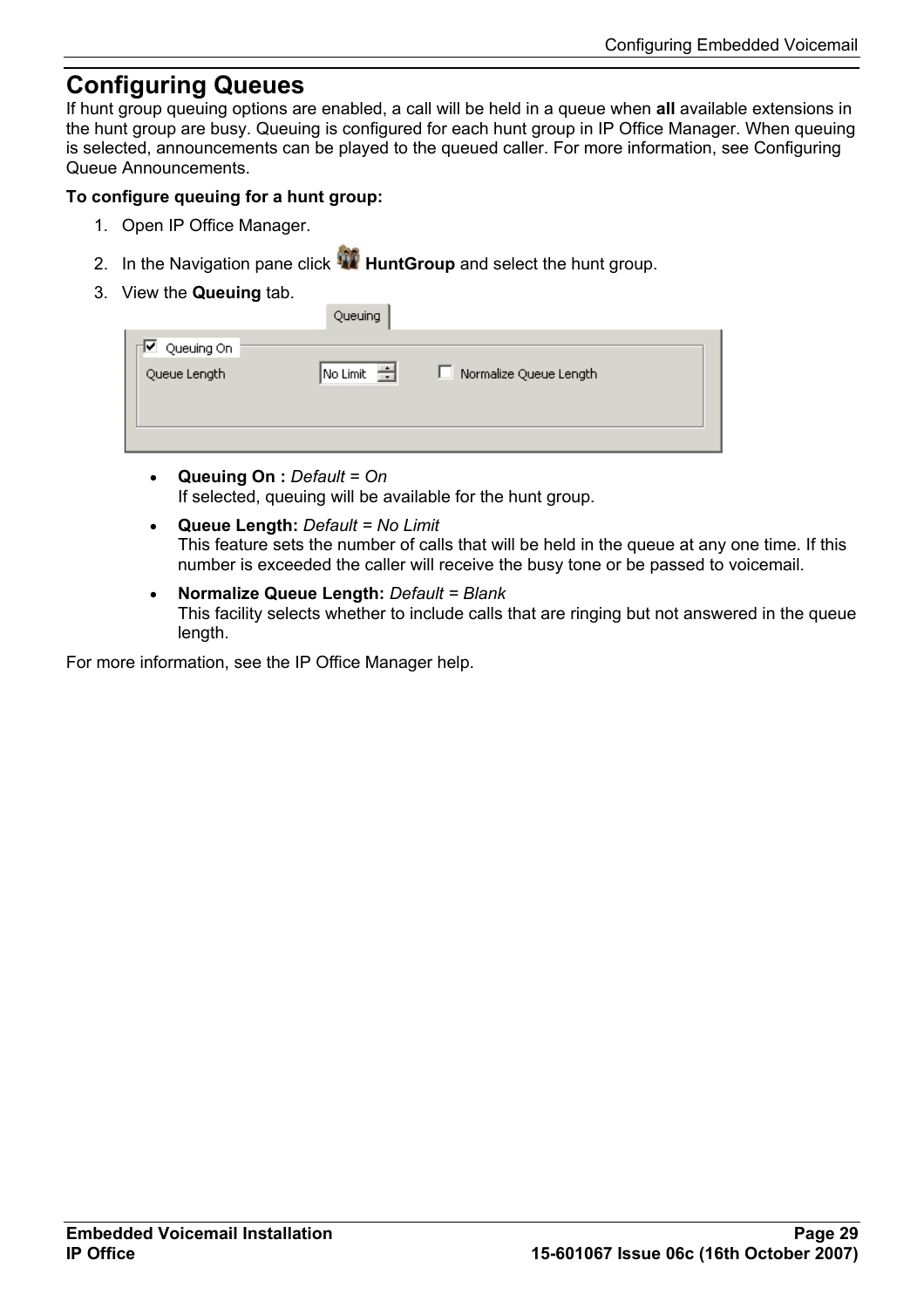# Configuring Queues

If hunt group queuing options are enabled, a call will be held in a queue when **all** available extensions in the hunt group are busy. Queuing is configured for each hunt group in IP Office Manager. When queuing is selected, announcements can be played to the queued caller. For more information, see Configuring Queue Announcements.

**To configure queuing for a hunt group:**

1. Open IP Office Manager.
2. In the Navigation pane click **HuntGroup** and select the hunt group.
3. View the **Queuing** tab.

- **Queuing On :** *Default = On*
  If selected, queuing will be available for the hunt group.
- **Queue Length:** *Default = No Limit*
  This feature sets the number of calls that will be held in the queue at any one time. If this number is exceeded the caller will receive the busy tone or be passed to voicemail.
- **Normalize Queue Length:** *Default = Blank*
  This facility selects whether to include calls that are ringing but not answered in the queue length.

For more information, see the IP Office Manager help.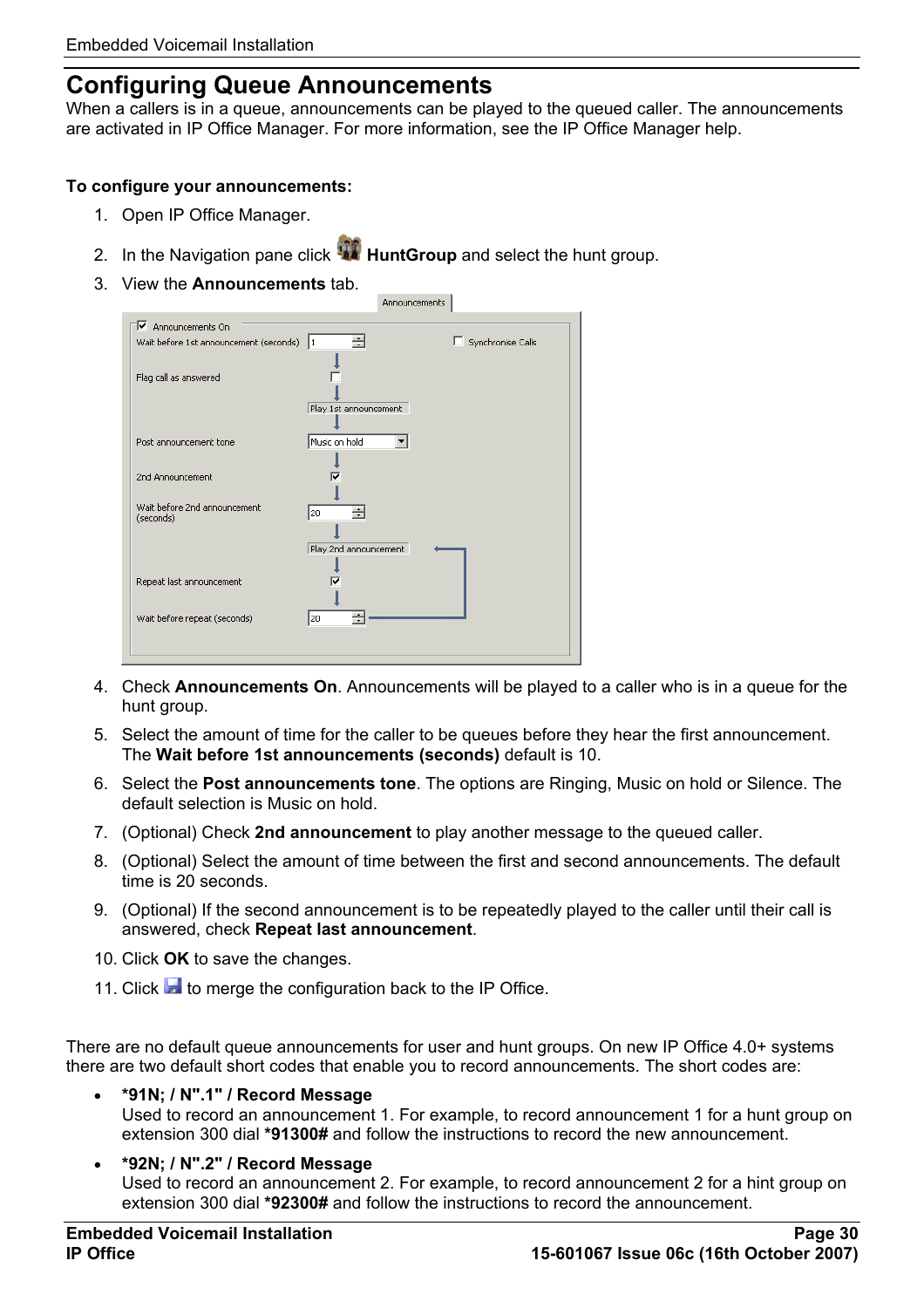# Configuring Queue Announcements

When a callers is in a queue, announcements can be played to the queued caller. The announcements are activated in IP Office Manager. For more information, see the IP Office Manager help.

**To configure your announcements:**

1. Open IP Office Manager.
2. In the Navigation pane click **HuntGroup** and select the hunt group.
3. View the **Announcements** tab.
4. Check **Announcements On**. Announcements will be played to a caller who is in a queue for the hunt group.
5. Select the amount of time for the caller to be queues before they hear the first announcement. The **Wait before 1st announcements (seconds)** default is 10.
6. Select the **Post announcements tone**. The options are Ringing, Music on hold or Silence. The default selection is Music on hold.
7. (Optional) Check **2nd announcement** to play another message to the queued caller.
8. (Optional) Select the amount of time between the first and second announcements. The default time is 20 seconds.
9. (Optional) If the second announcement is to be repeatedly played to the caller until their call is answered, check **Repeat last announcement**.
10. Click **OK** to save the changes.
11. Click to merge the configuration back to the IP Office.

There are no default queue announcements for user and hunt groups. On new IP Office 4.0+ systems there are two default short codes that enable you to record announcements. The short codes are:

- **\*91N; / N".1" / Record Message**
  Used to record an announcement 1. For example, to record announcement 1 for a hunt group on extension 300 dial **\*91300#** and follow the instructions to record the new announcement.
- **\*92N; / N".2" / Record Message**
  Used to record an announcement 2. For example, to record announcement 2 for a hint group on extension 300 dial **\*92300#** and follow the instructions to record the announcement.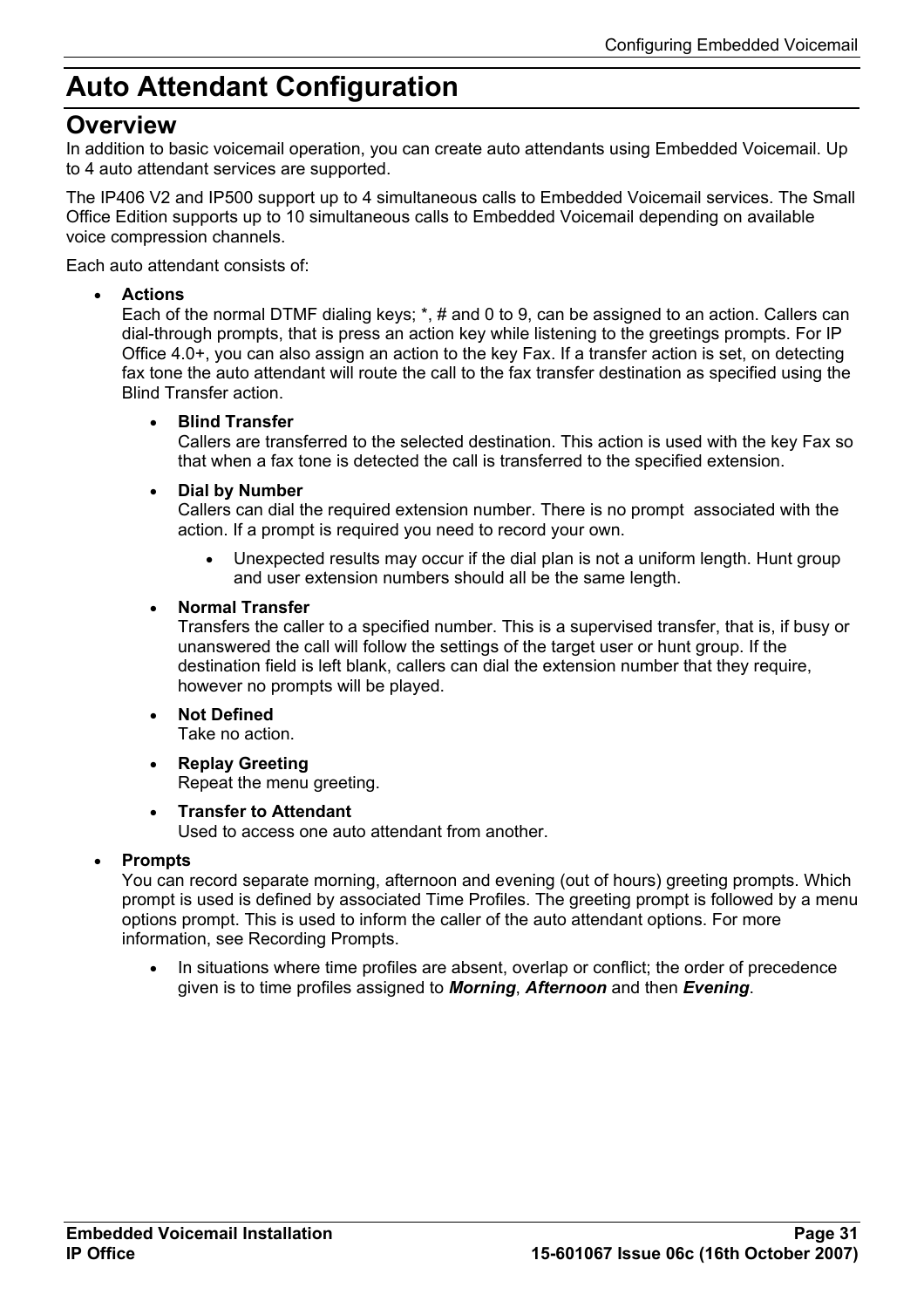# Auto Attendant Configuration

## Overview

In addition to basic voicemail operation, you can create auto attendants using Embedded Voicemail. Up to 4 auto attendant services are supported.

The IP406 V2 and IP500 support up to 4 simultaneous calls to Embedded Voicemail services. The Small Office Edition supports up to 10 simultaneous calls to Embedded Voicemail depending on available voice compression channels.

Each auto attendant consists of:

- **Actions**
  Each of the normal DTMF dialing keys; *, # and 0 to 9, can be assigned to an action. Callers can dial-through prompts, that is press an action key while listening to the greetings prompts. For IP Office 4.0+, you can also assign an action to the key Fax. If a transfer action is set, on detecting fax tone the auto attendant will route the call to the fax transfer destination as specified using the Blind Transfer action.
  - **Blind Transfer**
    Callers are transferred to the selected destination. This action is used with the key Fax so that when a fax tone is detected the call is transferred to the specified extension.
  - **Dial by Number**
    Callers can dial the required extension number. There is no prompt associated with the action. If a prompt is required you need to record your own.
    - Unexpected results may occur if the dial plan is not a uniform length. Hunt group and user extension numbers should all be the same length.
  - **Normal Transfer**
    Transfers the caller to a specified number. This is a supervised transfer, that is, if busy or unanswered the call will follow the settings of the target user or hunt group. If the destination field is left blank, callers can dial the extension number that they require, however no prompts will be played.
  - **Not Defined**
    Take no action.
  - **Replay Greeting**
    Repeat the menu greeting.
  - **Transfer to Attendant**
    Used to access one auto attendant from another.
- **Prompts**
  You can record separate morning, afternoon and evening (out of hours) greeting prompts. Which prompt is used is defined by associated Time Profiles. The greeting prompt is followed by a menu options prompt. This is used to inform the caller of the auto attendant options. For more information, see Recording Prompts.
  - In situations where time profiles are absent, overlap or conflict; the order of precedence given is to time profiles assigned to ***Morning***, ***Afternoon*** and then ***Evening***.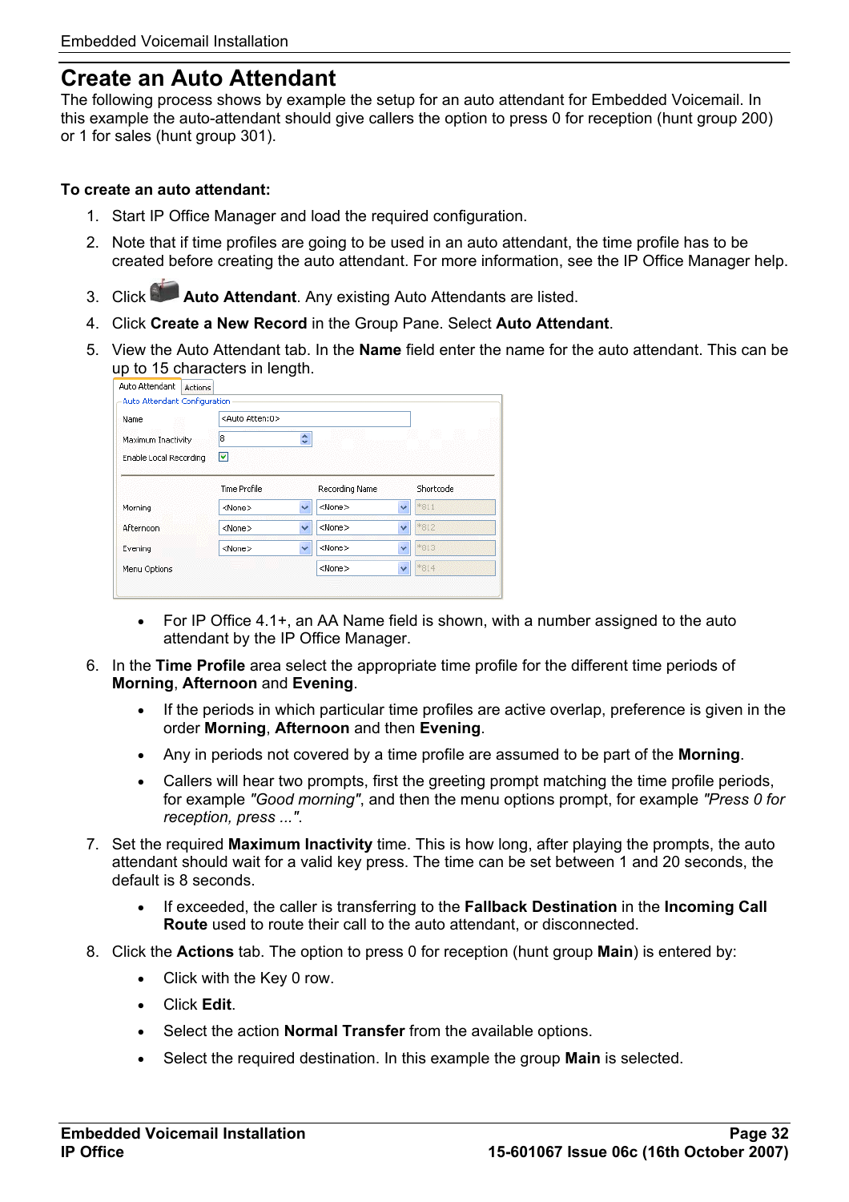# Create an Auto Attendant

The following process shows by example the setup for an auto attendant for Embedded Voicemail. In this example the auto-attendant should give callers the option to press 0 for reception (hunt group 200) or 1 for sales (hunt group 301).

**To create an auto attendant:**

1. Start IP Office Manager and load the required configuration.
2. Note that if time profiles are going to be used in an auto attendant, the time profile has to be created before creating the auto attendant. For more information, see the IP Office Manager help.
3. Click **Auto Attendant**. Any existing Auto Attendants are listed.
4. Click **Create a New Record** in the Group Pane. Select **Auto Attendant**.
5. View the Auto Attendant tab. In the **Name** field enter the name for the auto attendant. This can be up to 15 characters in length.
   - For IP Office 4.1+, an AA Name field is shown, with a number assigned to the auto attendant by the IP Office Manager.
6. In the **Time Profile** area select the appropriate time profile for the different time periods of **Morning**, **Afternoon** and **Evening**.
   - If the periods in which particular time profiles are active overlap, preference is given in the order **Morning**, **Afternoon** and then **Evening**.
   - Any in periods not covered by a time profile are assumed to be part of the **Morning**.
   - Callers will hear two prompts, first the greeting prompt matching the time profile periods, for example *"Good morning"*, and then the menu options prompt, for example *"Press 0 for reception, press ..."*.
7. Set the required **Maximum Inactivity** time. This is how long, after playing the prompts, the auto attendant should wait for a valid key press. The time can be set between 1 and 20 seconds, the default is 8 seconds.
   - If exceeded, the caller is transferring to the **Fallback Destination** in the **Incoming Call Route** used to route their call to the auto attendant, or disconnected.
8. Click the **Actions** tab. The option to press 0 for reception (hunt group **Main**) is entered by:
   - Click with the Key 0 row.
   - Click **Edit**.
   - Select the action **Normal Transfer** from the available options.
   - Select the required destination. In this example the group **Main** is selected.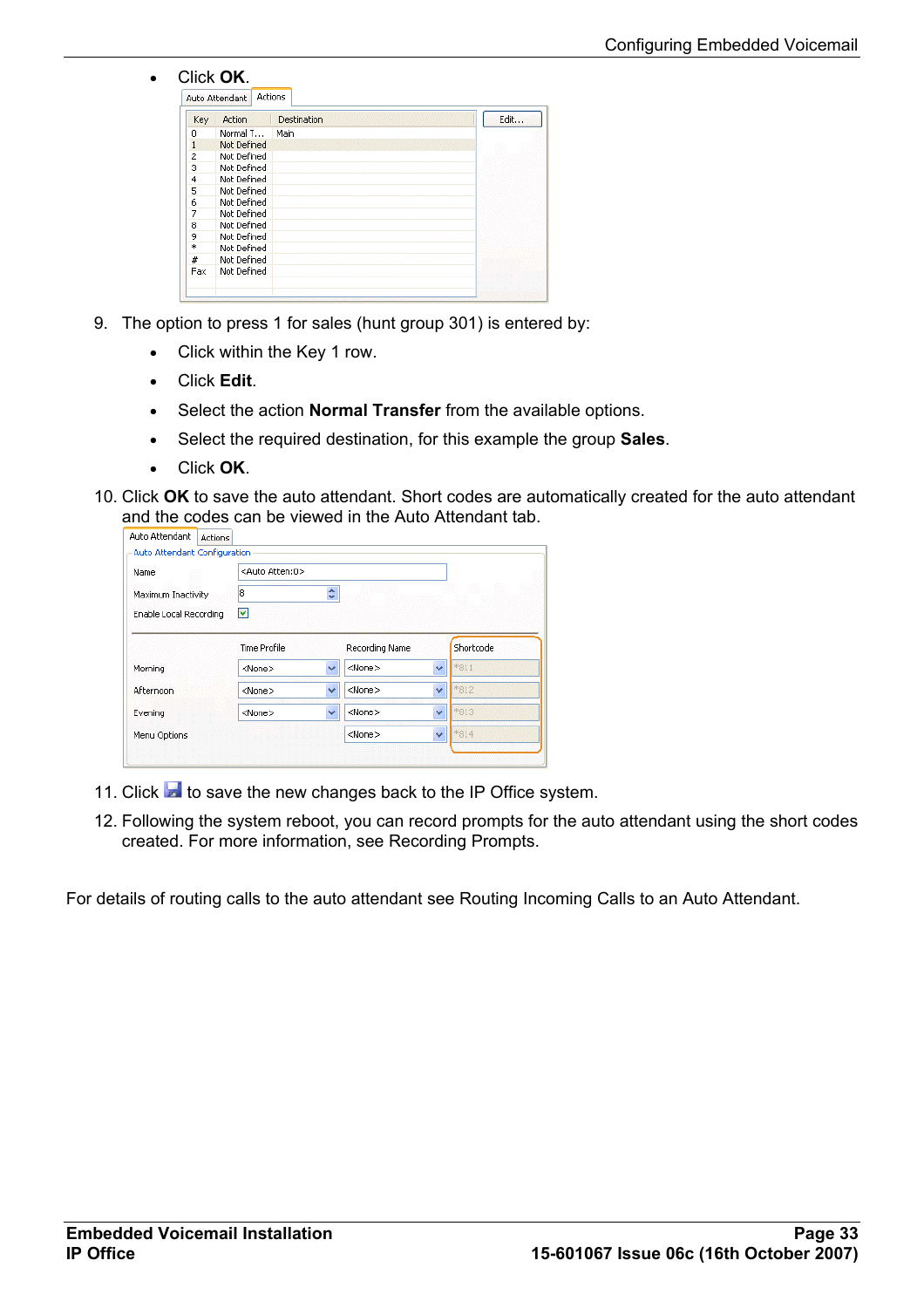- Click **OK**.

9. The option to press 1 for sales (hunt group 301) is entered by:
   - Click within the Key 1 row.
   - Click **Edit**.
   - Select the action **Normal Transfer** from the available options.
   - Select the required destination, for this example the group **Sales**.
   - Click **OK**.
10. Click **OK** to save the auto attendant. Short codes are automatically created for the auto attendant and the codes can be viewed in the Auto Attendant tab.
11. Click to save the new changes back to the IP Office system.
12. Following the system reboot, you can record prompts for the auto attendant using the short codes created. For more information, see Recording Prompts.

For details of routing calls to the auto attendant see Routing Incoming Calls to an Auto Attendant.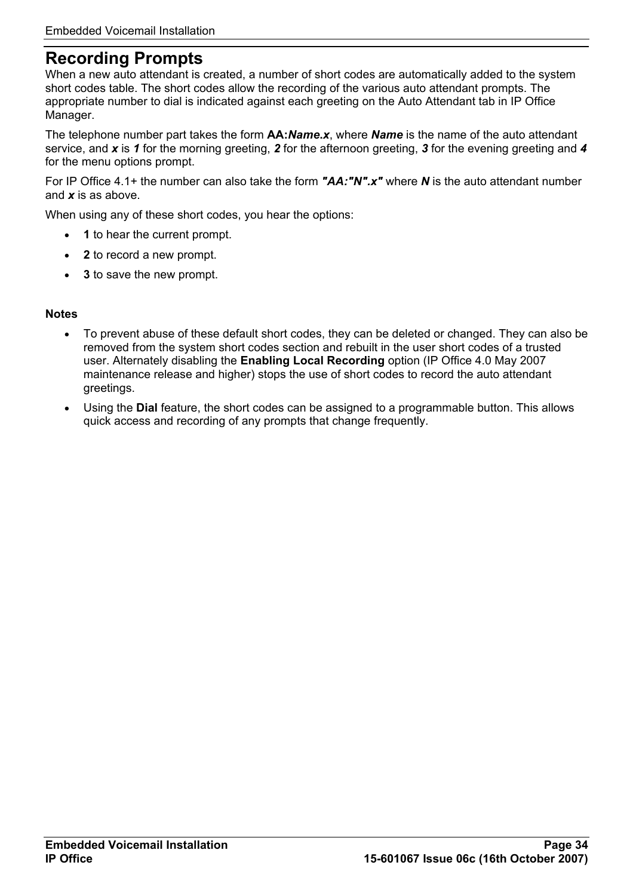# Recording Prompts

When a new auto attendant is created, a number of short codes are automatically added to the system short codes table. The short codes allow the recording of the various auto attendant prompts. The appropriate number to dial is indicated against each greeting on the Auto Attendant tab in IP Office Manager.

The telephone number part takes the form **AA:*Name.x***, where ***Name*** is the name of the auto attendant service, and ***x*** is ***1*** for the morning greeting, ***2*** for the afternoon greeting, ***3*** for the evening greeting and ***4*** for the menu options prompt.

For IP Office 4.1+ the number can also take the form ***"AA:"N".x"*** where ***N*** is the auto attendant number and ***x*** is as above.

When using any of these short codes, you hear the options:

- **1** to hear the current prompt.
- **2** to record a new prompt.
- **3** to save the new prompt.

**Notes**

- To prevent abuse of these default short codes, they can be deleted or changed. They can also be removed from the system short codes section and rebuilt in the user short codes of a trusted user. Alternately disabling the **Enabling Local Recording** option (IP Office 4.0 May 2007 maintenance release and higher) stops the use of short codes to record the auto attendant greetings.
- Using the **Dial** feature, the short codes can be assigned to a programmable button. This allows quick access and recording of any prompts that change frequently.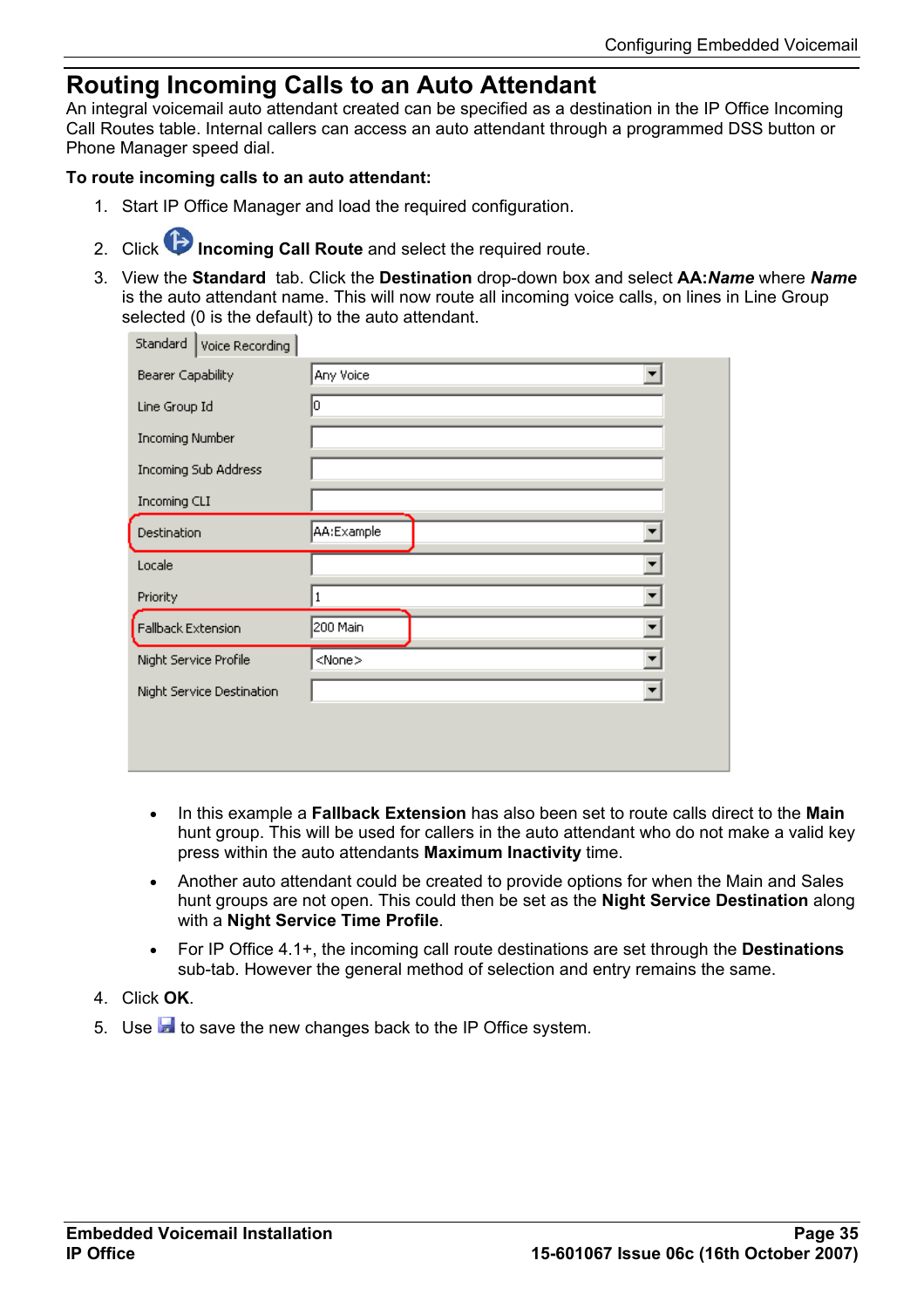# Routing Incoming Calls to an Auto Attendant

An integral voicemail auto attendant created can be specified as a destination in the IP Office Incoming Call Routes table. Internal callers can access an auto attendant through a programmed DSS button or Phone Manager speed dial.

**To route incoming calls to an auto attendant:**

1. Start IP Office Manager and load the required configuration.
2. Click **Incoming Call Route** and select the required route.
3. View the **Standard** tab. Click the **Destination** drop-down box and select **AA:*Name*** where ***Name*** is the auto attendant name. This will now route all incoming voice calls, on lines in Line Group selected (0 is the default) to the auto attendant.

   | Standard | Voice Recording |
   |---|---|
   | Bearer Capability | Any Voice |
   | Line Group Id | 0 |
   | Incoming Number | |
   | Incoming Sub Address | |
   | Incoming CLI | |
   | Destination | AA:Example |
   | Locale | |
   | Priority | 1 |
   | Fallback Extension | 200 Main |
   | Night Service Profile | <None> |
   | Night Service Destination | |

   - In this example a **Fallback Extension** has also been set to route calls direct to the **Main** hunt group. This will be used for callers in the auto attendant who do not make a valid key press within the auto attendants **Maximum Inactivity** time.
   - Another auto attendant could be created to provide options for when the Main and Sales hunt groups are not open. This could then be set as the **Night Service Destination** along with a **Night Service Time Profile**.
   - For IP Office 4.1+, the incoming call route destinations are set through the **Destinations** sub-tab. However the general method of selection and entry remains the same.
4. Click **OK**.
5. Use to save the new changes back to the IP Office system.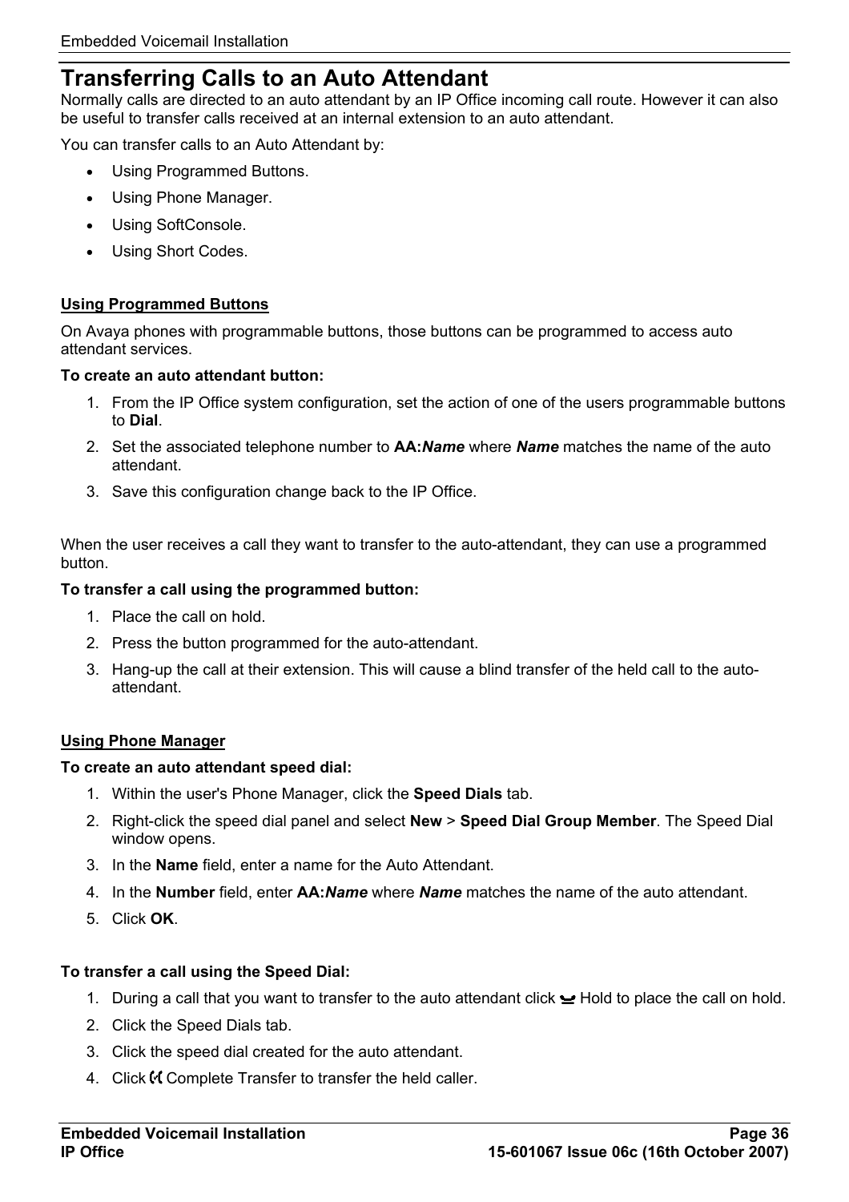# Transferring Calls to an Auto Attendant

Normally calls are directed to an auto attendant by an IP Office incoming call route. However it can also be useful to transfer calls received at an internal extension to an auto attendant.

You can transfer calls to an Auto Attendant by:

- Using Programmed Buttons.
- Using Phone Manager.
- Using SoftConsole.
- Using Short Codes.

<u>**Using Programmed Buttons**</u>

On Avaya phones with programmable buttons, those buttons can be programmed to access auto attendant services.

**To create an auto attendant button:**

1. From the IP Office system configuration, set the action of one of the users programmable buttons to **Dial**.
2. Set the associated telephone number to **AA:*Name*** where ***Name*** matches the name of the auto attendant.
3. Save this configuration change back to the IP Office.

When the user receives a call they want to transfer to the auto-attendant, they can use a programmed button.

**To transfer a call using the programmed button:**

1. Place the call on hold.
2. Press the button programmed for the auto-attendant.
3. Hang-up the call at their extension. This will cause a blind transfer of the held call to the auto-attendant.

<u>**Using Phone Manager**</u>

**To create an auto attendant speed dial:**

1. Within the user's Phone Manager, click the **Speed Dials** tab.
2. Right-click the speed dial panel and select **New** > **Speed Dial Group Member**. The Speed Dial window opens.
3. In the **Name** field, enter a name for the Auto Attendant.
4. In the **Number** field, enter **AA:*Name*** where ***Name*** matches the name of the auto attendant.
5. Click **OK**.

**To transfer a call using the Speed Dial:**

1. During a call that you want to transfer to the auto attendant click Hold to place the call on hold.
2. Click the Speed Dials tab.
3. Click the speed dial created for the auto attendant.
4. Click Complete Transfer to transfer the held caller.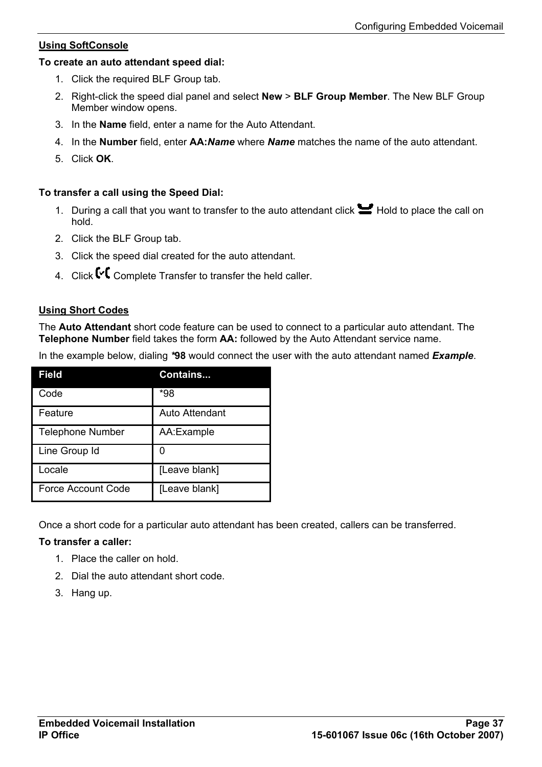**Using SoftConsole**

**To create an auto attendant speed dial:**

1. Click the required BLF Group tab.
2. Right-click the speed dial panel and select **New** > **BLF Group Member**. The New BLF Group Member window opens.
3. In the **Name** field, enter a name for the Auto Attendant.
4. In the **Number** field, enter **AA:*Name*** where ***Name*** matches the name of the auto attendant.
5. Click **OK**.

**To transfer a call using the Speed Dial:**

1. During a call that you want to transfer to the auto attendant click Hold to place the call on hold.
2. Click the BLF Group tab.
3. Click the speed dial created for the auto attendant.
4. Click Complete Transfer to transfer the held caller.

**Using Short Codes**

The **Auto Attendant** short code feature can be used to connect to a particular auto attendant. The **Telephone Number** field takes the form **AA:** followed by the Auto Attendant service name.

In the example below, dialing ***98** would connect the user with the auto attendant named ***Example***.

| Field | Contains... |
| --- | --- |
| Code | *98 |
| Feature | Auto Attendant |
| Telephone Number | AA:Example |
| Line Group Id | 0 |
| Locale | [Leave blank] |
| Force Account Code | [Leave blank] |

Once a short code for a particular auto attendant has been created, callers can be transferred.

**To transfer a caller:**

1. Place the caller on hold.
2. Dial the auto attendant short code.
3. Hang up.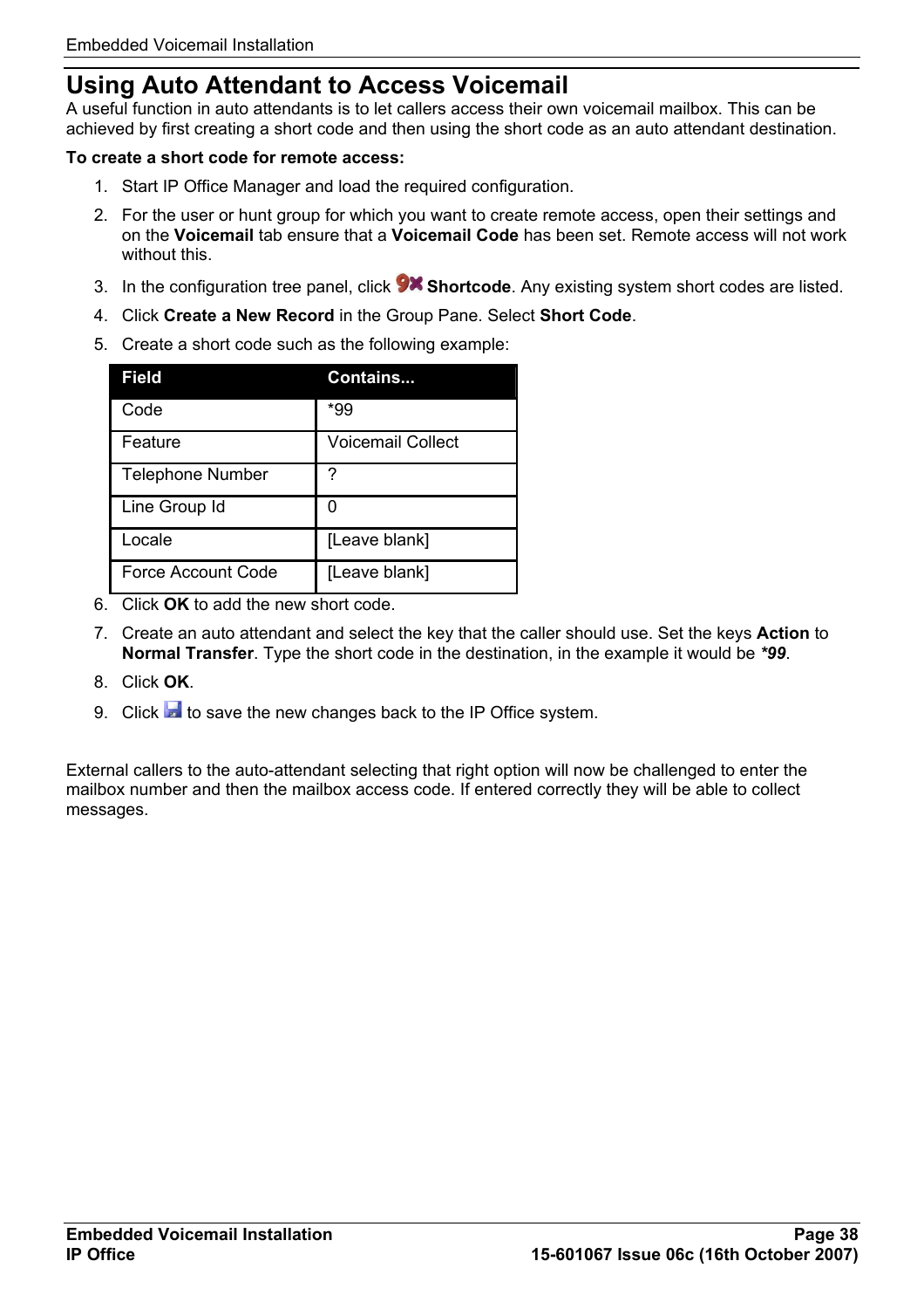# Using Auto Attendant to Access Voicemail

A useful function in auto attendants is to let callers access their own voicemail mailbox. This can be achieved by first creating a short code and then using the short code as an auto attendant destination.

**To create a short code for remote access:**

1. Start IP Office Manager and load the required configuration.
2. For the user or hunt group for which you want to create remote access, open their settings and on the **Voicemail** tab ensure that a **Voicemail Code** has been set. Remote access will not work without this.
3. In the configuration tree panel, click **Shortcode**. Any existing system short codes are listed.
4. Click **Create a New Record** in the Group Pane. Select **Short Code**.
5. Create a short code such as the following example:

| Field | Contains... |
|---|---|
| Code | *99 |
| Feature | Voicemail Collect |
| Telephone Number | ? |
| Line Group Id | 0 |
| Locale | [Leave blank] |
| Force Account Code | [Leave blank] |

6. Click **OK** to add the new short code.
7. Create an auto attendant and select the key that the caller should use. Set the keys **Action** to **Normal Transfer**. Type the short code in the destination, in the example it would be ***99***.
8. Click **OK**.
9. Click to save the new changes back to the IP Office system.

External callers to the auto-attendant selecting that right option will now be challenged to enter the mailbox number and then the mailbox access code. If entered correctly they will be able to collect messages.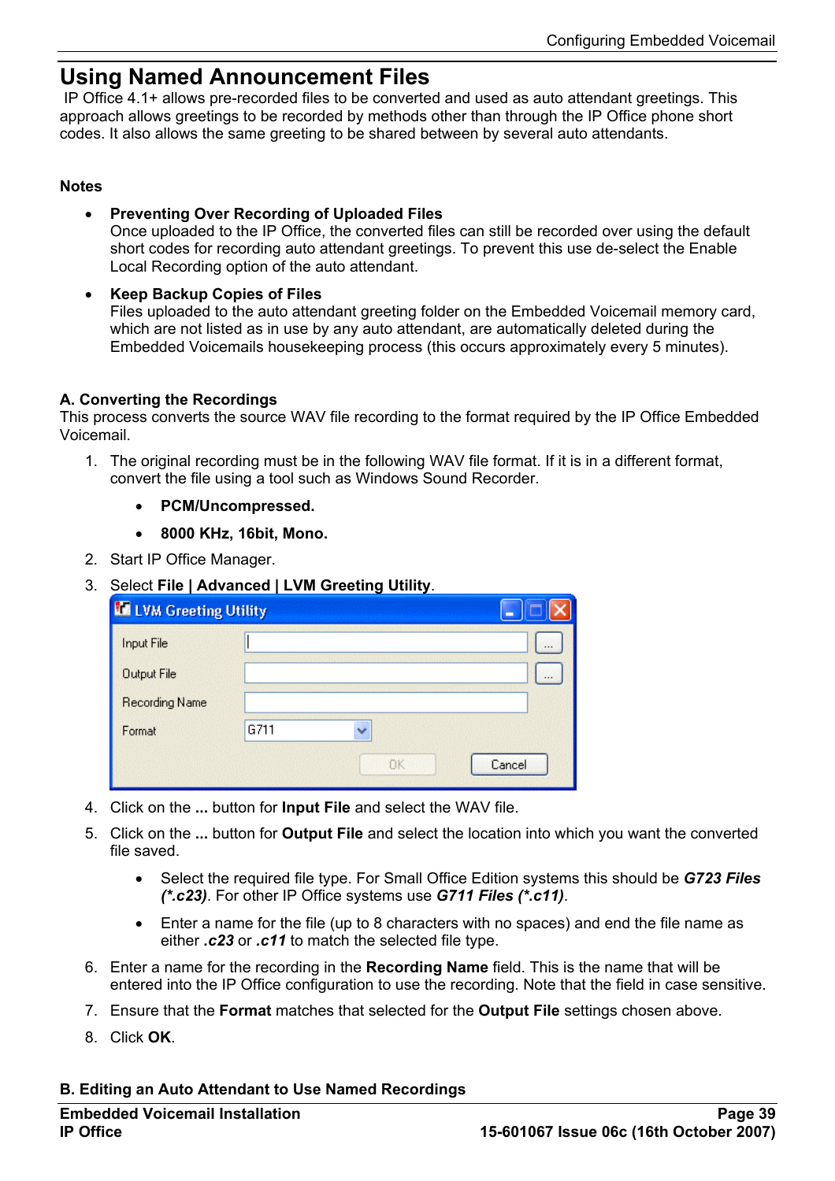# Using Named Announcement Files

IP Office 4.1+ allows pre-recorded files to be converted and used as auto attendant greetings. This approach allows greetings to be recorded by methods other than through the IP Office phone short codes. It also allows the same greeting to be shared between by several auto attendants.

**Notes**

- **Preventing Over Recording of Uploaded Files**
  Once uploaded to the IP Office, the converted files can still be recorded over using the default short codes for recording auto attendant greetings. To prevent this use de-select the Enable Local Recording option of the auto attendant.
- **Keep Backup Copies of Files**
  Files uploaded to the auto attendant greeting folder on the Embedded Voicemail memory card, which are not listed as in use by any auto attendant, are automatically deleted during the Embedded Voicemails housekeeping process (this occurs approximately every 5 minutes).

**A. Converting the Recordings**

This process converts the source WAV file recording to the format required by the IP Office Embedded Voicemail.

1. The original recording must be in the following WAV file format. If it is in a different format, convert the file using a tool such as Windows Sound Recorder.
   - **PCM/Uncompressed.**
   - **8000 KHz, 16bit, Mono.**
2. Start IP Office Manager.
3. Select **File | Advanced | LVM Greeting Utility**.
4. Click on the **...** button for **Input File** and select the WAV file.
5. Click on the **...** button for **Output File** and select the location into which you want the converted file saved.
   - Select the required file type. For Small Office Edition systems this should be ***G723 Files (*.c23)***. For other IP Office systems use ***G711 Files (*.c11)***.
   - Enter a name for the file (up to 8 characters with no spaces) and end the file name as either ***.c23*** or ***.c11*** to match the selected file type.
6. Enter a name for the recording in the **Recording Name** field. This is the name that will be entered into the IP Office configuration to use the recording. Note that the field in case sensitive.
7. Ensure that the **Format** matches that selected for the **Output File** settings chosen above.
8. Click **OK**.

**B. Editing an Auto Attendant to Use Named Recordings**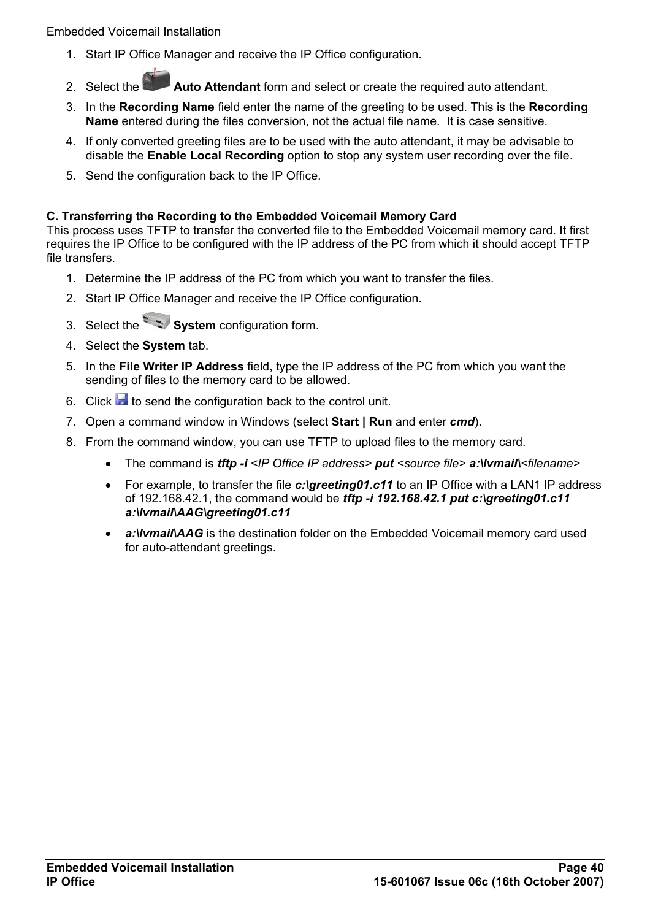1. Start IP Office Manager and receive the IP Office configuration.
2. Select the **Auto Attendant** form and select or create the required auto attendant.
3. In the **Recording Name** field enter the name of the greeting to be used. This is the **Recording Name** entered during the files conversion, not the actual file name. It is case sensitive.
4. If only converted greeting files are to be used with the auto attendant, it may be advisable to disable the **Enable Local Recording** option to stop any system user recording over the file.
5. Send the configuration back to the IP Office.

**C. Transferring the Recording to the Embedded Voicemail Memory Card**

This process uses TFTP to transfer the converted file to the Embedded Voicemail memory card. It first requires the IP Office to be configured with the IP address of the PC from which it should accept TFTP file transfers.

1. Determine the IP address of the PC from which you want to transfer the files.
2. Start IP Office Manager and receive the IP Office configuration.
3. Select the **System** configuration form.
4. Select the **System** tab.
5. In the **File Writer IP Address** field, type the IP address of the PC from which you want the sending of files to the memory card to be allowed.
6. Click to send the configuration back to the control unit.
7. Open a command window in Windows (select **Start | Run** and enter ***cmd***).
8. From the command window, you can use TFTP to upload files to the memory card.
   - The command is ***tftp -i*** *<IP Office IP address>* ***put*** *<source file>* ***a:\lvmail\\****<filename>*
   - For example, to transfer the file ***c:\greeting01.c11*** to an IP Office with a LAN1 IP address of 192.168.42.1, the command would be ***tftp -i 192.168.42.1 put c:\greeting01.c11 a:\lvmail\AAG\greeting01.c11***
   - ***a:\lvmail\AAG*** is the destination folder on the Embedded Voicemail memory card used for auto-attendant greetings.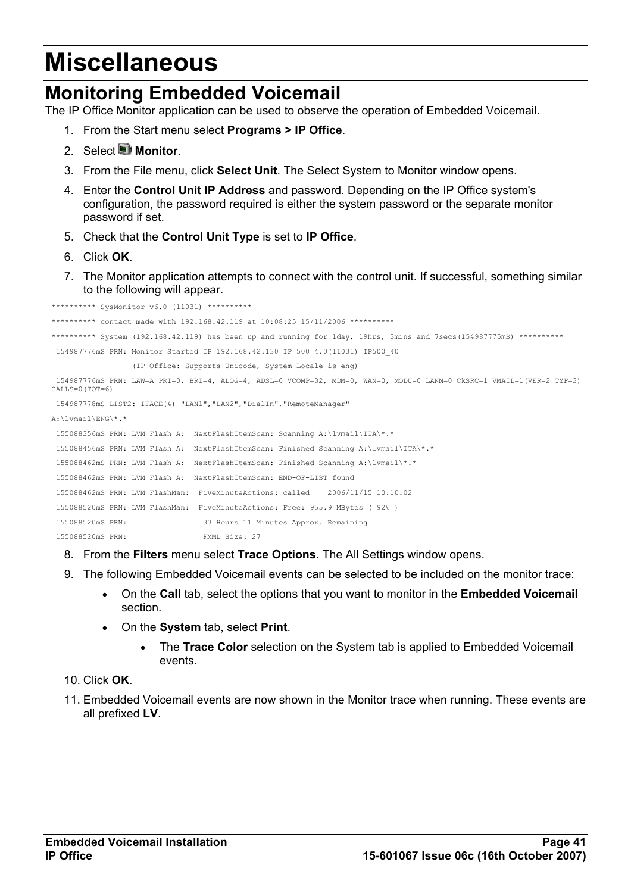# Miscellaneous

## Monitoring Embedded Voicemail

The IP Office Monitor application can be used to observe the operation of Embedded Voicemail.

1. From the Start menu select **Programs > IP Office**.
2. Select **Monitor**.
3. From the File menu, click **Select Unit**. The Select System to Monitor window opens.
4. Enter the **Control Unit IP Address** and password. Depending on the IP Office system's configuration, the password required is either the system password or the separate monitor password if set.
5. Check that the **Control Unit Type** is set to **IP Office**.
6. Click **OK**.
7. The Monitor application attempts to connect with the control unit. If successful, something similar to the following will appear.

```
********** SysMonitor v6.0 (11031) **********
********** contact made with 192.168.42.119 at 10:08:25 15/11/2006 **********
********** System (192.168.42.119) has been up and running for 1day, 19hrs, 3mins and 7secs(154987775mS) **********
 154987776mS PRN: Monitor Started IP=192.168.42.130 IP 500 4.0(11031) IP500_40
                (IP Office: Supports Unicode, System Locale is eng)
 154987776mS PRN: LAW=A PRI=0, BRI=4, ALOG=4, ADSL=0 VCOMP=32, MDM=0, WAN=0, MODU=0 LANM=0 CkSRC=1 VMAIL=1(VER=2 TYP=3)
CALLS=0(TOT=6)
 154987778mS LIST2: IFACE(4) "LAN1","LAN2","DialIn","RemoteManager"
A:\lvmail\ENG\*.*
 155088356mS PRN: LVM Flash A:  NextFlashItemScan: Scanning A:\lvmail\ITA\*.*
 155088456mS PRN: LVM Flash A:  NextFlashItemScan: Finished Scanning A:\lvmail\ITA\*.*
 155088462mS PRN: LVM Flash A:  NextFlashItemScan: Finished Scanning A:\lvmail\*.*
 155088462mS PRN: LVM Flash A:  NextFlashItemScan: END-OF-LIST found
 155088462mS PRN: LVM FlashMan:  FiveMinuteActions: called    2006/11/15 10:10:02
 155088520mS PRN: LVM FlashMan:  FiveMinuteActions: Free: 955.9 MBytes ( 92% )
 155088520mS PRN:                 33 Hours 11 Minutes Approx. Remaining
 155088520mS PRN:                 FMML Size: 27
```

8. From the **Filters** menu select **Trace Options**. The All Settings window opens.
9. The following Embedded Voicemail events can be selected to be included on the monitor trace:
   - On the **Call** tab, select the options that you want to monitor in the **Embedded Voicemail** section.
   - On the **System** tab, select **Print**.
     - The **Trace Color** selection on the System tab is applied to Embedded Voicemail events.
10. Click **OK**.
11. Embedded Voicemail events are now shown in the Monitor trace when running. These events are all prefixed **LV**.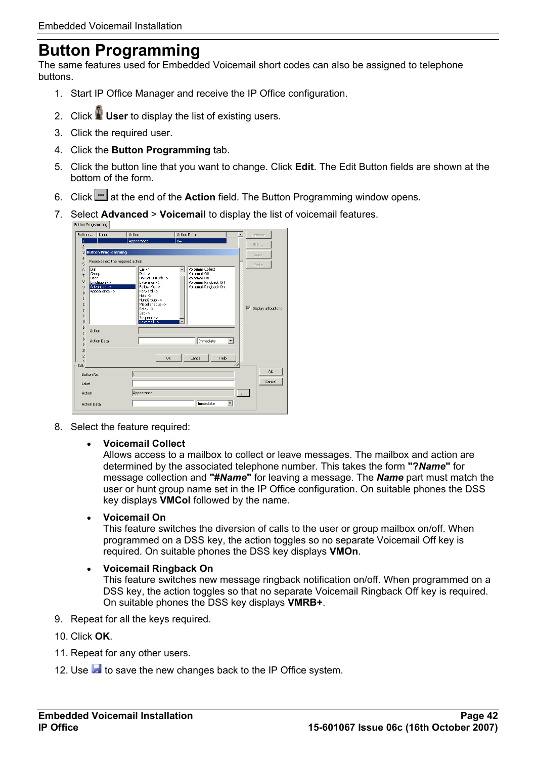# Button Programming

The same features used for Embedded Voicemail short codes can also be assigned to telephone buttons.

1. Start IP Office Manager and receive the IP Office configuration.
2. Click **User** to display the list of existing users.
3. Click the required user.
4. Click the **Button Programming** tab.
5. Click the button line that you want to change. Click **Edit**. The Edit Button fields are shown at the bottom of the form.
6. Click at the end of the **Action** field. The Button Programming window opens.
7. Select **Advanced** > **Voicemail** to display the list of voicemail features.
8. Select the feature required:
   - **Voicemail Collect**
     Allows access to a mailbox to collect or leave messages. The mailbox and action are determined by the associated telephone number. This takes the form **"?*Name*"** for message collection and **"#*Name*"** for leaving a message. The ***Name*** part must match the user or hunt group name set in the IP Office configuration. On suitable phones the DSS key displays **VMCol** followed by the name.
   - **Voicemail On**
     This feature switches the diversion of calls to the user or group mailbox on/off. When programmed on a DSS key, the action toggles so no separate Voicemail Off key is required. On suitable phones the DSS key displays **VMOn**.
   - **Voicemail Ringback On**
     This feature switches new message ringback notification on/off. When programmed on a DSS key, the action toggles so that no separate Voicemail Ringback Off key is required. On suitable phones the DSS key displays **VMRB+**.
9. Repeat for all the keys required.
10. Click **OK**.
11. Repeat for any other users.
12. Use to save the new changes back to the IP Office system.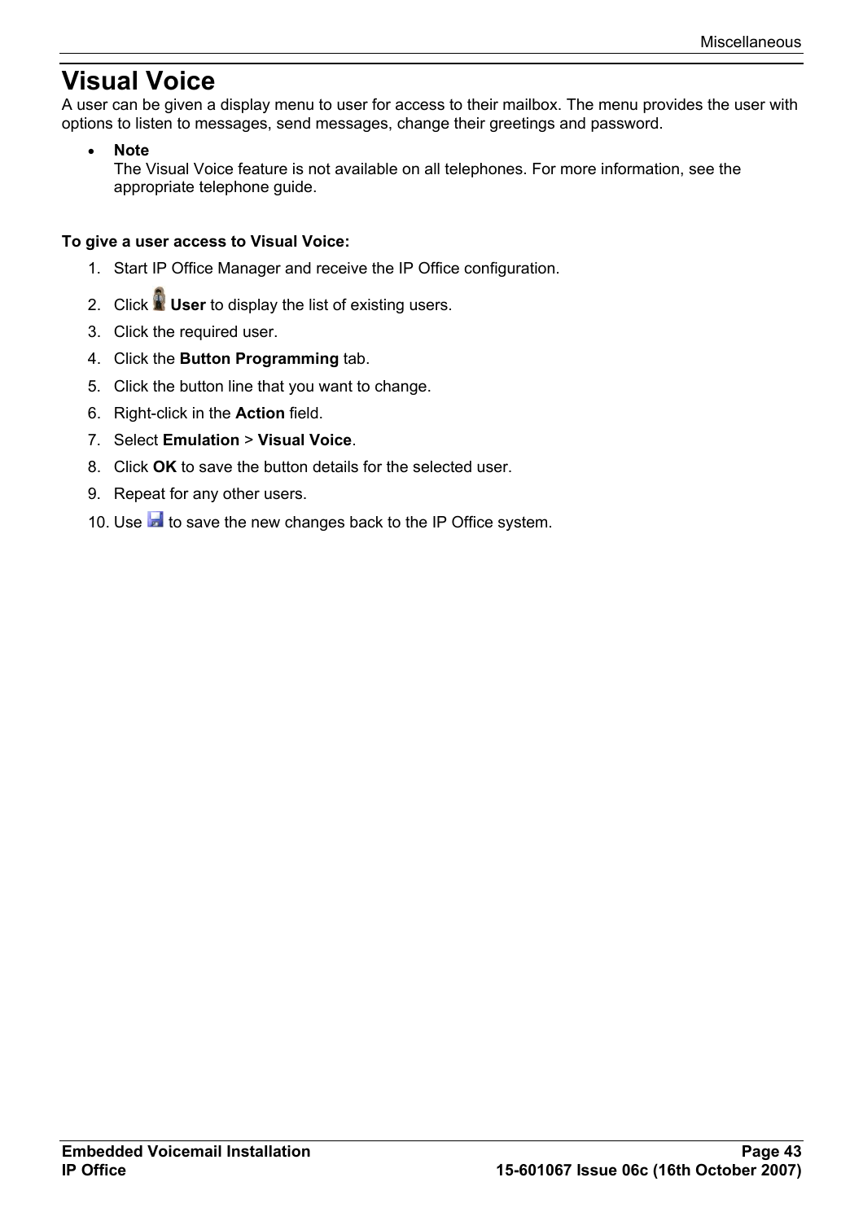# Visual Voice

A user can be given a display menu to user for access to their mailbox. The menu provides the user with options to listen to messages, send messages, change their greetings and password.

- **Note**
  The Visual Voice feature is not available on all telephones. For more information, see the appropriate telephone guide.

**To give a user access to Visual Voice:**

1. Start IP Office Manager and receive the IP Office configuration.
2. Click **User** to display the list of existing users.
3. Click the required user.
4. Click the **Button Programming** tab.
5. Click the button line that you want to change.
6. Right-click in the **Action** field.
7. Select **Emulation** > **Visual Voice**.
8. Click **OK** to save the button details for the selected user.
9. Repeat for any other users.
10. Use to save the new changes back to the IP Office system.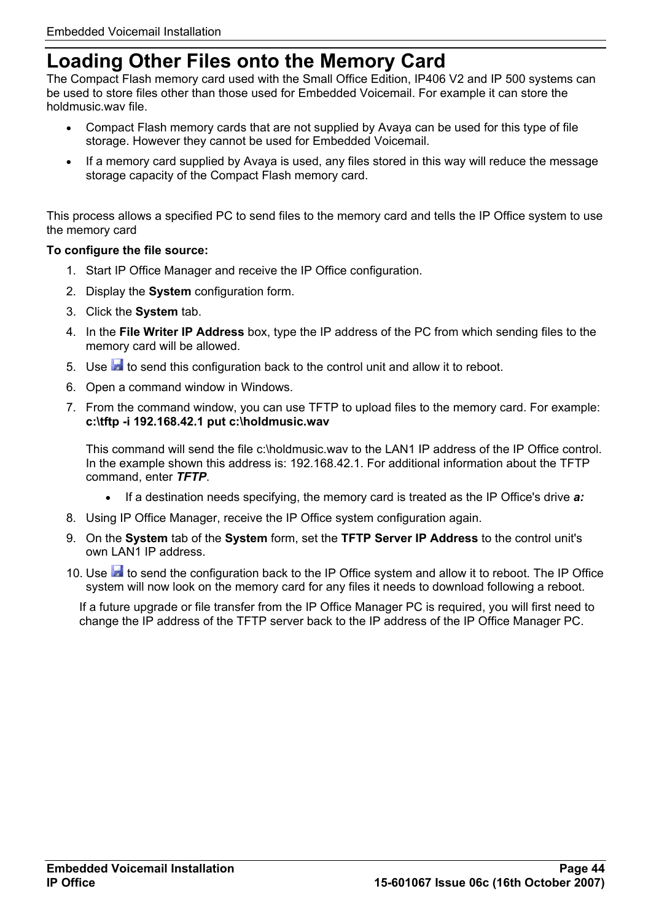# Loading Other Files onto the Memory Card

The Compact Flash memory card used with the Small Office Edition, IP406 V2 and IP 500 systems can be used to store files other than those used for Embedded Voicemail. For example it can store the holdmusic.wav file.

- Compact Flash memory cards that are not supplied by Avaya can be used for this type of file storage. However they cannot be used for Embedded Voicemail.
- If a memory card supplied by Avaya is used, any files stored in this way will reduce the message storage capacity of the Compact Flash memory card.

This process allows a specified PC to send files to the memory card and tells the IP Office system to use the memory card

**To configure the file source:**

1. Start IP Office Manager and receive the IP Office configuration.
2. Display the **System** configuration form.
3. Click the **System** tab.
4. In the **File Writer IP Address** box, type the IP address of the PC from which sending files to the memory card will be allowed.
5. Use the save icon to send this configuration back to the control unit and allow it to reboot.
6. Open a command window in Windows.
7. From the command window, you can use TFTP to upload files to the memory card. For example: **c:\tftp -i 192.168.42.1 put c:\holdmusic.wav**

   This command will send the file c:\holdmusic.wav to the LAN1 IP address of the IP Office control. In the example shown this address is: 192.168.42.1. For additional information about the TFTP command, enter ***TFTP***.

   - If a destination needs specifying, the memory card is treated as the IP Office's drive ***a:***
8. Using IP Office Manager, receive the IP Office system configuration again.
9. On the **System** tab of the **System** form, set the **TFTP Server IP Address** to the control unit's own LAN1 IP address.
10. Use the save icon to send the configuration back to the IP Office system and allow it to reboot. The IP Office system will now look on the memory card for any files it needs to download following a reboot.

    If a future upgrade or file transfer from the IP Office Manager PC is required, you will first need to change the IP address of the TFTP server back to the IP address of the IP Office Manager PC.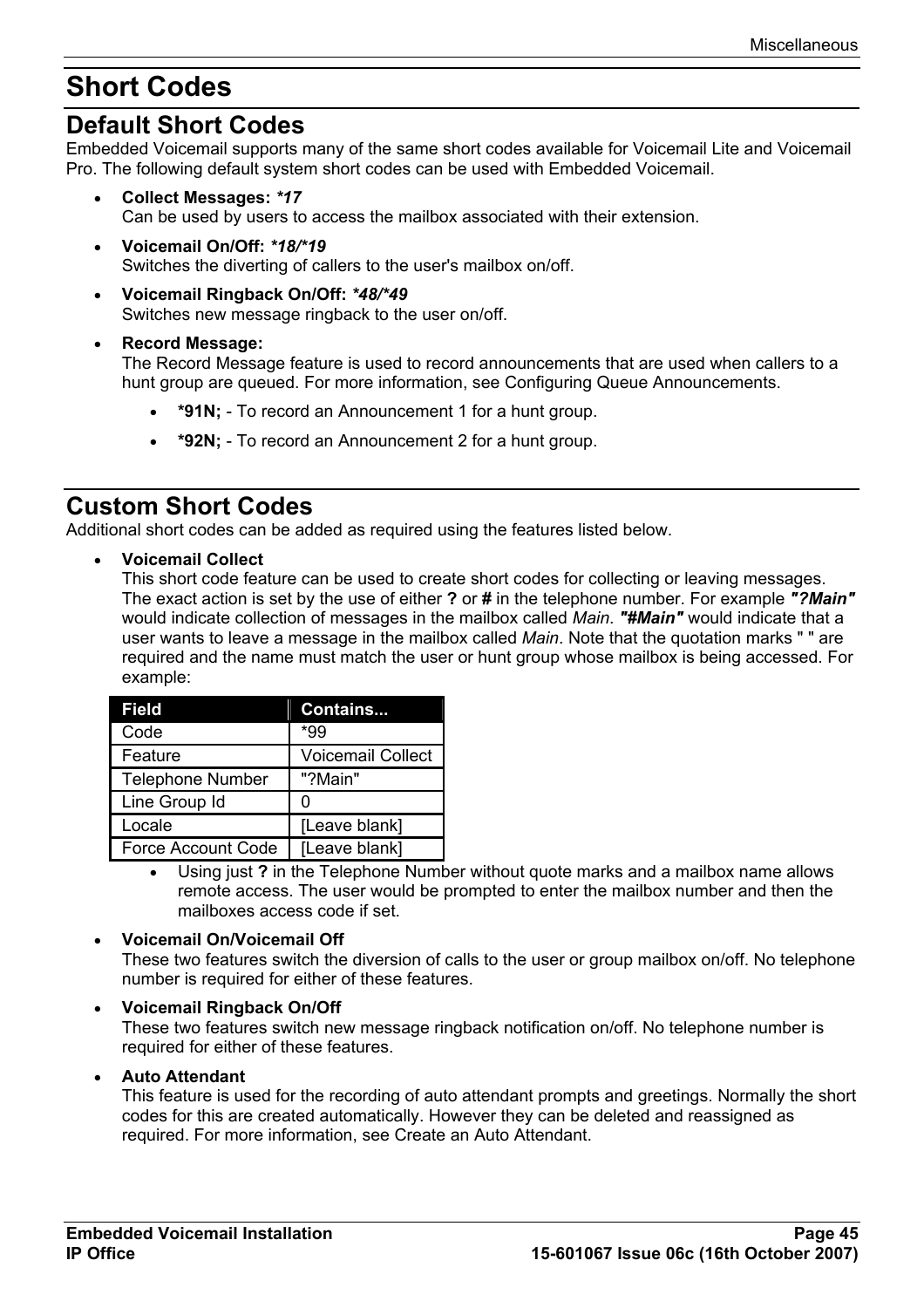# Short Codes

## Default Short Codes

Embedded Voicemail supports many of the same short codes available for Voicemail Lite and Voicemail Pro. The following default system short codes can be used with Embedded Voicemail.

- **Collect Messages:** ***17**
  Can be used by users to access the mailbox associated with their extension.
- **Voicemail On/Off:** ***18/*19**
  Switches the diverting of callers to the user's mailbox on/off.
- **Voicemail Ringback On/Off:** ***48/*49**
  Switches new message ringback to the user on/off.
- **Record Message:**
  The Record Message feature is used to record announcements that are used when callers to a hunt group are queued. For more information, see Configuring Queue Announcements.
  - ***91N;** - To record an Announcement 1 for a hunt group.
  - ***92N;** - To record an Announcement 2 for a hunt group.

## Custom Short Codes

Additional short codes can be added as required using the features listed below.

- **Voicemail Collect**
  This short code feature can be used to create short codes for collecting or leaving messages. The exact action is set by the use of either **?** or **#** in the telephone number. For example ***"?Main"*** would indicate collection of messages in the mailbox called *Main*. ***"#Main"*** would indicate that a user wants to leave a message in the mailbox called *Main*. Note that the quotation marks " " are required and the name must match the user or hunt group whose mailbox is being accessed. For example:

| Field | Contains... |
|---|---|
| Code | *99 |
| Feature | Voicemail Collect |
| Telephone Number | "?Main" |
| Line Group Id | 0 |
| Locale | [Leave blank] |
| Force Account Code | [Leave blank] |

  - Using just **?** in the Telephone Number without quote marks and a mailbox name allows remote access. The user would be prompted to enter the mailbox number and then the mailboxes access code if set.

- **Voicemail On/Voicemail Off**
  These two features switch the diversion of calls to the user or group mailbox on/off. No telephone number is required for either of these features.
- **Voicemail Ringback On/Off**
  These two features switch new message ringback notification on/off. No telephone number is required for either of these features.
- **Auto Attendant**
  This feature is used for the recording of auto attendant prompts and greetings. Normally the short codes for this are created automatically. However they can be deleted and reassigned as required. For more information, see Create an Auto Attendant.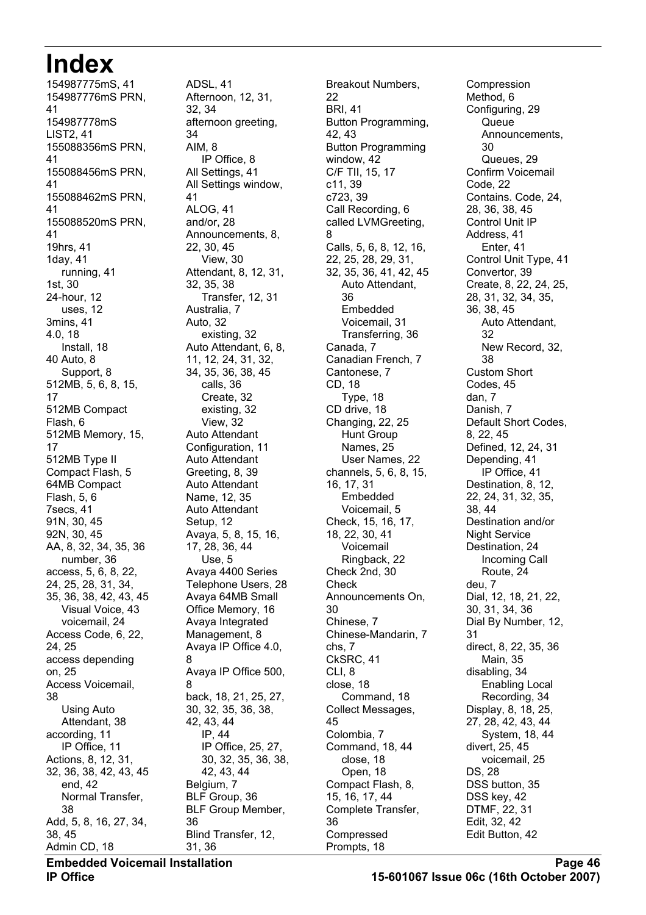# Index

154987775mS, 41
154987776mS PRN, 41
154987778mS LIST2, 41
155088356mS PRN, 41
155088456mS PRN, 41
155088462mS PRN, 41
155088520mS PRN, 41
19hrs, 41
1day, 41
- running, 41

1st, 30
24-hour, 12
- uses, 12

3mins, 41
4.0, 18
- Install, 18

40 Auto, 8
- Support, 8

512MB, 5, 6, 8, 15, 17
512MB Compact Flash, 6
512MB Memory, 15, 17
512MB Type II Compact Flash, 5
64MB Compact Flash, 5, 6
7secs, 41
91N, 30, 45
92N, 30, 45
AA, 8, 32, 34, 35, 36
- number, 36

access, 5, 6, 8, 22, 24, 25, 28, 31, 34, 35, 36, 38, 42, 43, 45
- Visual Voice, 43
- voicemail, 24

Access Code, 6, 22, 24, 25
access depending on, 25
Access Voicemail, 38
- Using Auto Attendant, 38

according, 11
- IP Office, 11

Actions, 8, 12, 31, 32, 36, 38, 42, 43, 45
- end, 42
- Normal Transfer, 38

Add, 5, 8, 16, 27, 34, 38, 45
Admin CD, 18
ADSL, 41
Afternoon, 12, 31, 32, 34
afternoon greeting, 34
AIM, 8
- IP Office, 8

All Settings, 41
All Settings window, 41
ALOG, 41
and/or, 28
Announcements, 8, 22, 30, 45
- View, 30

Attendant, 8, 12, 31, 32, 35, 38
- Transfer, 12, 31

Australia, 7
Auto, 32
- existing, 32

Auto Attendant, 6, 8, 11, 12, 24, 31, 32, 34, 35, 36, 38, 45
- calls, 36
- Create, 32
- existing, 32
- View, 32

Auto Attendant Configuration, 11
Auto Attendant Greeting, 8, 39
Auto Attendant Name, 12, 35
Auto Attendant Setup, 12
Avaya, 5, 8, 15, 16, 17, 28, 36, 44
- Use, 5

Avaya 4400 Series Telephone Users, 28
Avaya 64MB Small Office Memory, 16
Avaya Integrated Management, 8
Avaya IP Office 4.0, 8
Avaya IP Office 500, 8
back, 18, 21, 25, 27, 30, 32, 35, 36, 38, 42, 43, 44
- IP, 44
- IP Office, 25, 27, 30, 32, 35, 36, 38, 42, 43, 44

Belgium, 7
BLF Group, 36
BLF Group Member, 36
Blind Transfer, 12, 31, 36
Breakout Numbers, 22
BRI, 41
Button Programming, 42, 43
Button Programming window, 42
C/F TII, 15, 17
c11, 39
c723, 39
Call Recording, 6
called LVMGreeting, 8
Calls, 5, 6, 8, 12, 16, 22, 25, 28, 29, 31, 32, 35, 36, 41, 42, 45
- Auto Attendant, 36
- Embedded Voicemail, 31
- Transferring, 36

Canada, 7
Canadian French, 7
Cantonese, 7
CD, 18
- Type, 18

CD drive, 18
Changing, 22, 25
- Hunt Group Names, 25
- User Names, 22

channels, 5, 6, 8, 15, 16, 17, 31
- Embedded Voicemail, 5

Check, 15, 16, 17, 18, 22, 30, 41
- Voicemail Ringback, 22

Check 2nd, 30
Check Announcements On, 30
Chinese, 7
Chinese-Mandarin, 7
chs, 7
CkSRC, 41
CLI, 8
close, 18
- Command, 18

Collect Messages, 45
Colombia, 7
Command, 18, 44
- close, 18
- Open, 18

Compact Flash, 8, 15, 16, 17, 44
Complete Transfer, 36
Compressed Prompts, 18
Compression Method, 6
Configuring, 29
- Queue Announcements, 30
- Queues, 29

Confirm Voicemail Code, 22
Contains. Code, 24, 28, 36, 38, 45
Control Unit IP Address, 41
- Enter, 41

Control Unit Type, 41
Convertor, 39
Create, 8, 22, 24, 25, 28, 31, 32, 34, 35, 36, 38, 45
- Auto Attendant, 32
- New Record, 32, 38

Custom Short Codes, 45
dan, 7
Danish, 7
Default Short Codes, 8, 22, 45
Defined, 12, 24, 31
Depending, 41
- IP Office, 41

Destination, 8, 12, 22, 24, 31, 32, 35, 38, 44
Destination and/or Night Service Destination, 24
- Incoming Call Route, 24

deu, 7
Dial, 12, 18, 21, 22, 30, 31, 34, 36
Dial By Number, 12, 31
direct, 8, 22, 35, 36
- Main, 35

disabling, 34
- Enabling Local Recording, 34

Display, 8, 18, 25, 27, 28, 42, 43, 44
- System, 18, 44

divert, 25, 45
- voicemail, 25

DS, 28
DSS button, 35
DSS key, 42
DTMF, 22, 31
Edit, 32, 42
Edit Button, 42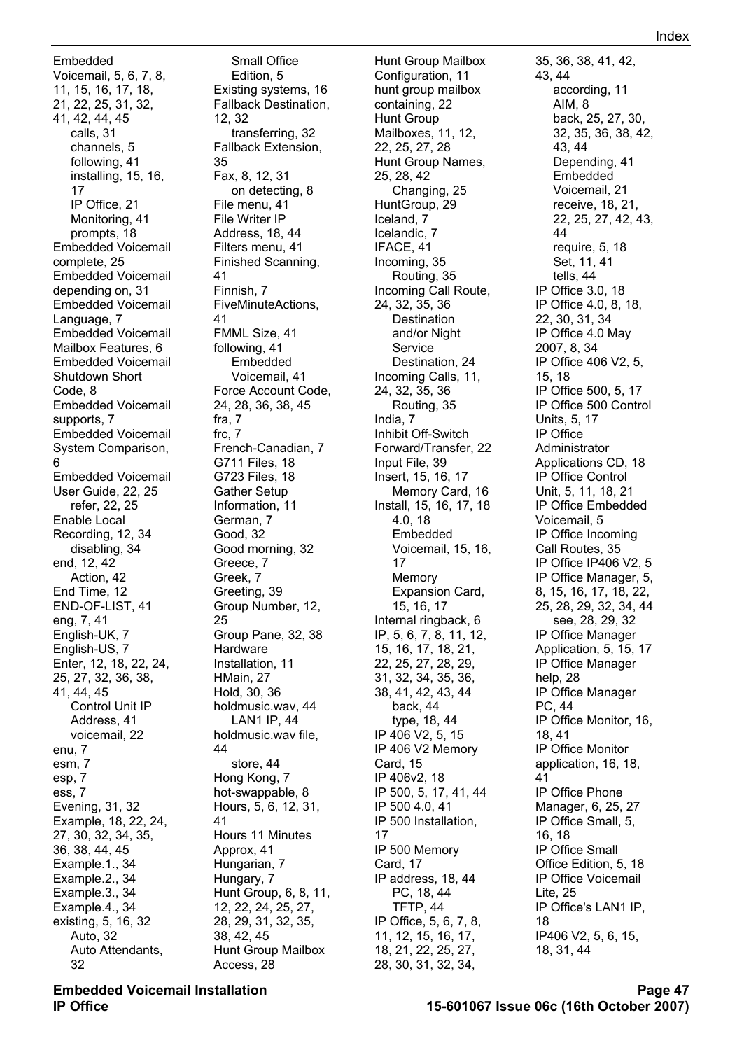Embedded Voicemail, 5, 6, 7, 8, 11, 15, 16, 17, 18, 21, 22, 25, 31, 32, 41, 42, 44, 45
- calls, 31
- channels, 5
- following, 41
- installing, 15, 16, 17
- IP Office, 21
- Monitoring, 41
- prompts, 18

Embedded Voicemail complete, 25
Embedded Voicemail depending on, 31
Embedded Voicemail Language, 7
Embedded Voicemail Mailbox Features, 6
Embedded Voicemail Shutdown Short Code, 8
Embedded Voicemail supports, 7
Embedded Voicemail System Comparison, 6
Embedded Voicemail User Guide, 22, 25
- refer, 22, 25

Enable Local Recording, 12, 34
- disabling, 34

end, 12, 42
- Action, 42

End Time, 12
END-OF-LIST, 41
eng, 7, 41
English-UK, 7
English-US, 7
Enter, 12, 18, 22, 24, 25, 27, 32, 36, 38, 41, 44, 45
- Control Unit IP Address, 41
- voicemail, 22

enu, 7
esm, 7
esp, 7
ess, 7
Evening, 31, 32
Example, 18, 22, 24, 27, 30, 32, 34, 35, 36, 38, 44, 45
Example.1., 34
Example.2., 34
Example.3., 34
Example.4., 34
existing, 5, 16, 32
- Auto, 32
- Auto Attendants, 32
- Small Office Edition, 5

Existing systems, 16
Fallback Destination, 12, 32
- transferring, 32

Fallback Extension, 35
Fax, 8, 12, 31
- on detecting, 8

File menu, 41
File Writer IP Address, 18, 44
Filters menu, 41
Finished Scanning, 41
Finnish, 7
FiveMinuteActions, 41
FMML Size, 41
following, 41
- Embedded Voicemail, 41

Force Account Code, 24, 28, 36, 38, 45
fra, 7
frc, 7
French-Canadian, 7
G711 Files, 18
G723 Files, 18
Gather Setup Information, 11
German, 7
Good, 32
Good morning, 32
Greece, 7
Greek, 7
Greeting, 39
Group Number, 12, 25
Group Pane, 32, 38
Hardware Installation, 11
HMain, 27
Hold, 30, 36
holdmusic.wav, 44
- LAN1 IP, 44

holdmusic.wav file, 44
- store, 44

Hong Kong, 7
hot-swappable, 8
Hours, 5, 6, 12, 31, 41
Hours 11 Minutes Approx, 41
Hungarian, 7
Hungary, 7
Hunt Group, 6, 8, 11, 12, 22, 24, 25, 27, 28, 29, 31, 32, 35, 38, 42, 45
Hunt Group Mailbox Access, 28
Hunt Group Mailbox Configuration, 11
hunt group mailbox containing, 22
Hunt Group Mailboxes, 11, 12, 22, 25, 27, 28
Hunt Group Names, 25, 28, 42
- Changing, 25

HuntGroup, 29
Iceland, 7
Icelandic, 7
IFACE, 41
Incoming, 35
- Routing, 35

Incoming Call Route, 24, 32, 35, 36
- Destination and/or Night Service Destination, 24

Incoming Calls, 11, 24, 32, 35, 36
- Routing, 35

India, 7
Inhibit Off-Switch Forward/Transfer, 22
Input File, 39
Insert, 15, 16, 17
- Memory Card, 16

Install, 15, 16, 17, 18
- 4.0, 18
- Embedded Voicemail, 15, 16, 17
- Memory Expansion Card, 15, 16, 17

Internal ringback, 6
IP, 5, 6, 7, 8, 11, 12, 15, 16, 17, 18, 21, 22, 25, 27, 28, 29, 31, 32, 34, 35, 36, 38, 41, 42, 43, 44
- back, 44
- type, 18, 44

IP 406 V2, 5, 15
IP 406 V2 Memory Card, 15
IP 406v2, 18
IP 500, 5, 17, 41, 44
IP 500 4.0, 41
IP 500 Installation, 17
IP 500 Memory Card, 17
IP address, 18, 44
- PC, 18, 44
- TFTP, 44

IP Office, 5, 6, 7, 8, 11, 12, 15, 16, 17, 18, 21, 22, 25, 27, 28, 30, 31, 32, 34, 35, 36, 38, 41, 42, 43, 44
- according, 11
- AIM, 8
- back, 25, 27, 30, 32, 35, 36, 38, 42, 43, 44
- Depending, 41
- Embedded Voicemail, 21
- receive, 18, 21, 22, 25, 27, 42, 43, 44
- require, 5, 18
- Set, 11, 41
- tells, 44

IP Office 3.0, 18
IP Office 4.0, 8, 18, 22, 30, 31, 34
IP Office 4.0 May 2007, 8, 34
IP Office 406 V2, 5, 15, 18
IP Office 500, 5, 17
IP Office 500 Control Units, 5, 17
IP Office Administrator Applications CD, 18
IP Office Control Unit, 5, 11, 18, 21
IP Office Embedded Voicemail, 5
IP Office Incoming Call Routes, 35
IP Office IP406 V2, 5
IP Office Manager, 5, 8, 15, 16, 17, 18, 22, 25, 28, 29, 32, 34, 44
- see, 28, 29, 32

IP Office Manager Application, 5, 15, 17
IP Office Manager help, 28
IP Office Manager PC, 44
IP Office Monitor, 16, 18, 41
IP Office Monitor application, 16, 18, 41
IP Office Phone Manager, 6, 25, 27
IP Office Small, 5, 16, 18
IP Office Small Office Edition, 5, 18
IP Office Voicemail Lite, 25
IP Office's LAN1 IP, 18
IP406 V2, 5, 6, 15, 18, 31, 44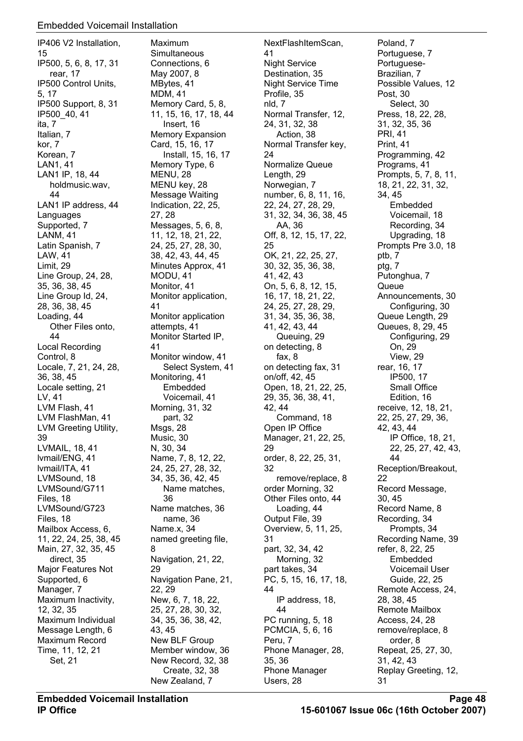IP406 V2 Installation, 15
IP500, 5, 6, 8, 17, 31
    rear, 17
IP500 Control Units, 5, 17
IP500 Support, 8, 31
IP500_40, 41
ita, 7
Italian, 7
kor, 7
Korean, 7
LAN1, 41
LAN1 IP, 18, 44
    holdmusic.wav, 44
LAN1 IP address, 44
Languages Supported, 7
LANM, 41
Latin Spanish, 7
LAW, 41
Limit, 29
Line Group, 24, 28, 35, 36, 38, 45
Line Group Id, 24, 28, 36, 38, 45
Loading, 44
    Other Files onto, 44
Local Recording Control, 8
Locale, 7, 21, 24, 28, 36, 38, 45
Locale setting, 21
LV, 41
LVM Flash, 41
LVM FlashMan, 41
LVM Greeting Utility, 39
LVMAIL, 18, 41
lvmail/ENG, 41
lvmail/ITA, 41
LVMSound, 18
LVMSound/G711 Files, 18
LVMSound/G723 Files, 18
Mailbox Access, 6, 11, 22, 24, 25, 38, 45
Main, 27, 32, 35, 45
    direct, 35
Major Features Not Supported, 6
Manager, 7
Maximum Inactivity, 12, 32, 35
Maximum Individual Message Length, 6
Maximum Record Time, 11, 12, 21
    Set, 21
Maximum Simultaneous Connections, 6
May 2007, 8
MBytes, 41
MDM, 41
Memory Card, 5, 8, 11, 15, 16, 17, 18, 44
    Insert, 16
Memory Expansion Card, 15, 16, 17
    Install, 15, 16, 17
Memory Type, 6
MENU, 28
MENU key, 28
Message Waiting Indication, 22, 25, 27, 28
Messages, 5, 6, 8, 11, 12, 18, 21, 22, 24, 25, 27, 28, 30, 38, 42, 43, 44, 45
Minutes Approx, 41
MODU, 41
Monitor, 41
Monitor application, 41
Monitor application attempts, 41
Monitor Started IP, 41
Monitor window, 41
    Select System, 41
Monitoring, 41
    Embedded Voicemail, 41
Morning, 31, 32
    part, 32
Msgs, 28
Music, 30
N, 30, 34
Name, 7, 8, 12, 22, 24, 25, 27, 28, 32, 34, 35, 36, 42, 45
    Name matches, 36
Name matches, 36
    name, 36
Name.x, 34
named greeting file, 8
Navigation, 21, 22, 29
Navigation Pane, 21, 22, 29
New, 6, 7, 18, 22, 25, 27, 28, 30, 32, 34, 35, 36, 38, 42, 43, 45
New BLF Group Member window, 36
New Record, 32, 38
    Create, 32, 38
New Zealand, 7
NextFlashItemScan, 41
Night Service Destination, 35
Night Service Time Profile, 35
nld, 7
Normal Transfer, 12, 24, 31, 32, 38
    Action, 38
Normal Transfer key, 24
Normalize Queue Length, 29
Norwegian, 7
number, 6, 8, 11, 16, 22, 24, 27, 28, 29, 31, 32, 34, 36, 38, 45
    AA, 36
Off, 8, 12, 15, 17, 22, 25
OK, 21, 22, 25, 27, 30, 32, 35, 36, 38, 41, 42, 43
On, 5, 6, 8, 12, 15, 16, 17, 18, 21, 22, 24, 25, 27, 28, 29, 31, 34, 35, 36, 38, 41, 42, 43, 44
    Queuing, 29
on detecting, 8
    fax, 8
on detecting fax, 31
on/off, 42, 45
Open, 18, 21, 22, 25, 29, 35, 36, 38, 41, 42, 44
    Command, 18
Open IP Office Manager, 21, 22, 25, 29
order, 8, 22, 25, 31, 32
    remove/replace, 8
order Morning, 32
Other Files onto, 44
    Loading, 44
Output File, 39
Overview, 5, 11, 25, 31
part, 32, 34, 42
    Morning, 32
part takes, 34
PC, 5, 15, 16, 17, 18, 44
    IP address, 18, 44
PC running, 5, 18
PCMCIA, 5, 6, 16
Peru, 7
Phone Manager, 28, 35, 36
Phone Manager Users, 28
Poland, 7
Portuguese, 7
Portuguese-Brazilian, 7
Possible Values, 12
Post, 30
    Select, 30
Press, 18, 22, 28, 31, 32, 35, 36
PRI, 41
Print, 41
Programming, 42
Programs, 41
Prompts, 5, 7, 8, 11, 18, 21, 22, 31, 32, 34, 45
    Embedded Voicemail, 18
    Recording, 34
    Upgrading, 18
Prompts Pre 3.0, 18
ptb, 7
ptg, 7
Putonghua, 7
Queue Announcements, 30
    Configuring, 30
Queue Length, 29
Queues, 8, 29, 45
    Configuring, 29
    On, 29
    View, 29
rear, 16, 17
    IP500, 17
    Small Office Edition, 16
receive, 12, 18, 21, 22, 25, 27, 29, 36, 42, 43, 44
    IP Office, 18, 21, 22, 25, 27, 42, 43, 44
Reception/Breakout, 22
Record Message, 30, 45
Record Name, 8
Recording, 34
    Prompts, 34
Recording Name, 39
refer, 8, 22, 25
    Embedded Voicemail User Guide, 22, 25
Remote Access, 24, 28, 38, 45
Remote Mailbox Access, 24, 28
remove/replace, 8
    order, 8
Repeat, 25, 27, 30, 31, 42, 43
Replay Greeting, 12, 31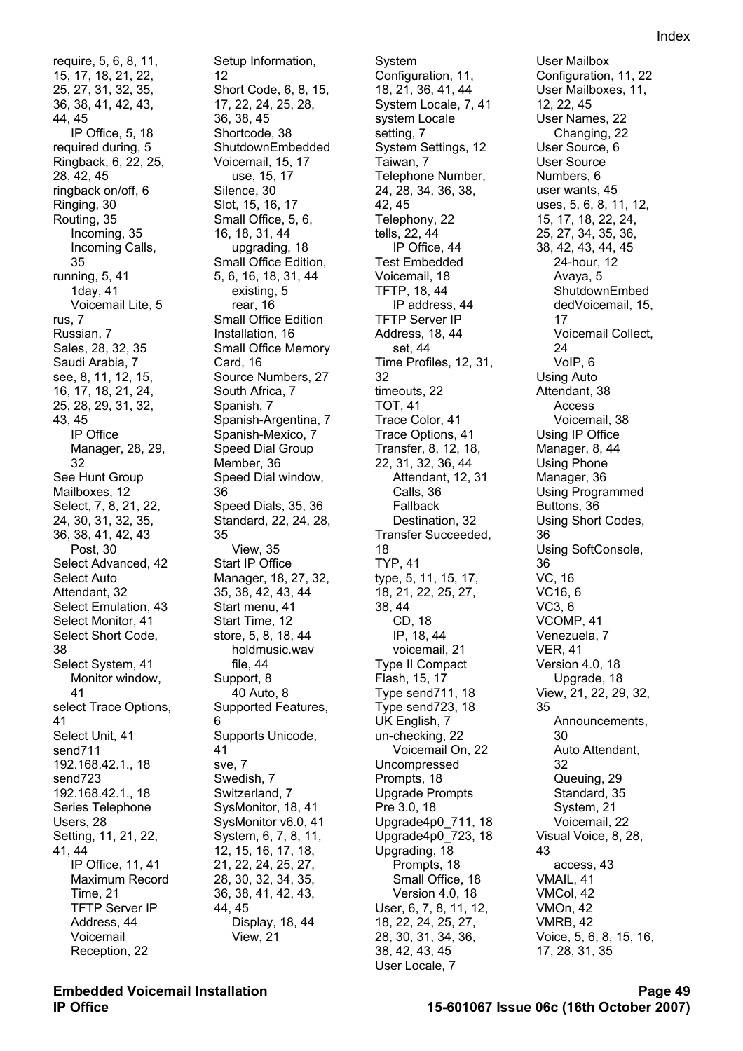require, 5, 6, 8, 11, 15, 17, 18, 21, 22, 25, 27, 31, 32, 35, 36, 38, 41, 42, 43, 44, 45
- IP Office, 5, 18

required during, 5
Ringback, 6, 22, 25, 28, 42, 45
ringback on/off, 6
Ringing, 30
Routing, 35
- Incoming, 35
- Incoming Calls, 35

running, 5, 41
- 1day, 41
- Voicemail Lite, 5

rus, 7
Russian, 7
Sales, 28, 32, 35
Saudi Arabia, 7
see, 8, 11, 12, 15, 16, 17, 18, 21, 24, 25, 28, 29, 31, 32, 43, 45
- IP Office Manager, 28, 29, 32

See Hunt Group Mailboxes, 12
Select, 7, 8, 21, 22, 24, 30, 31, 32, 35, 36, 38, 41, 42, 43
- Post, 30

Select Advanced, 42
Select Auto Attendant, 32
Select Emulation, 43
Select Monitor, 41
Select Short Code, 38
Select System, 41
- Monitor window, 41

select Trace Options, 41
Select Unit, 41
send711 192.168.42.1., 18
send723 192.168.42.1., 18
Series Telephone Users, 28
Setting, 11, 21, 22, 41, 44
- IP Office, 11, 41
- Maximum Record Time, 21
- TFTP Server IP Address, 44
- Voicemail Reception, 22

Setup Information, 12
Short Code, 6, 8, 15, 17, 22, 24, 25, 28, 36, 38, 45
Shortcode, 38
ShutdownEmbedded Voicemail, 15, 17
- use, 15, 17

Silence, 30
Slot, 15, 16, 17
Small Office, 5, 6, 16, 18, 31, 44
- upgrading, 18

Small Office Edition, 5, 6, 16, 18, 31, 44
- existing, 5
- rear, 16

Small Office Edition Installation, 16
Small Office Memory Card, 16
Source Numbers, 27
South Africa, 7
Spanish, 7
Spanish-Argentina, 7
Spanish-Mexico, 7
Speed Dial Group Member, 36
Speed Dial window, 36
Speed Dials, 35, 36
Standard, 22, 24, 28, 35
- View, 35

Start IP Office Manager, 18, 27, 32, 35, 38, 42, 43, 44
Start menu, 41
Start Time, 12
store, 5, 8, 18, 44
- holdmusic.wav file, 44

Support, 8
- 40 Auto, 8

Supported Features, 6
Supports Unicode, 41
sve, 7
Swedish, 7
Switzerland, 7
SysMonitor, 18, 41
SysMonitor v6.0, 41
System, 6, 7, 8, 11, 12, 15, 16, 17, 18, 21, 22, 24, 25, 27, 28, 30, 32, 34, 35, 36, 38, 41, 42, 43, 44, 45
- Display, 18, 44
- View, 21

System Configuration, 11, 18, 21, 36, 41, 44
System Locale, 7, 41
system Locale setting, 7
System Settings, 12
Taiwan, 7
Telephone Number, 24, 28, 34, 36, 38, 42, 45
Telephony, 22
tells, 22, 44
- IP Office, 44

Test Embedded Voicemail, 18
TFTP, 18, 44
- IP address, 44

TFTP Server IP Address, 18, 44
- set, 44

Time Profiles, 12, 31, 32
timeouts, 22
TOT, 41
Trace Color, 41
Trace Options, 41
Transfer, 8, 12, 18, 22, 31, 32, 36, 44
- Attendant, 12, 31
- Calls, 36
- Fallback Destination, 32

Transfer Succeeded, 18
TYP, 41
type, 5, 11, 15, 17, 18, 21, 22, 25, 27, 38, 44
- CD, 18
- IP, 18, 44
- voicemail, 21

Type II Compact Flash, 15, 17
Type send711, 18
Type send723, 18
UK English, 7
un-checking, 22
- Voicemail On, 22

Uncompressed Prompts, 18
Upgrade Prompts Pre 3.0, 18
Upgrade4p0_711, 18
Upgrade4p0_723, 18
Upgrading, 18
- Prompts, 18
- Small Office, 18
- Version 4.0, 18

User, 6, 7, 8, 11, 12, 18, 22, 24, 25, 27, 28, 30, 31, 34, 36, 38, 42, 43, 45
User Locale, 7
User Mailbox Configuration, 11, 22
User Mailboxes, 11, 12, 22, 45
User Names, 22
- Changing, 22

User Source, 6
User Source Numbers, 6
user wants, 45
uses, 5, 6, 8, 11, 12, 15, 17, 18, 22, 24, 25, 27, 34, 35, 36, 38, 42, 43, 44, 45
- 24-hour, 12
- Avaya, 5
- ShutdownEmbeddedVoicemail, 15, 17
- Voicemail Collect, 24
- VoIP, 6

Using Auto Attendant, 38
- Access Voicemail, 38

Using IP Office Manager, 8, 44
Using Phone Manager, 36
Using Programmed Buttons, 36
Using Short Codes, 36
Using SoftConsole, 36
VC, 16
VC16, 6
VC3, 6
VCOMP, 41
Venezuela, 7
VER, 41
Version 4.0, 18
- Upgrade, 18

View, 21, 22, 29, 32, 35
- Announcements, 30
- Auto Attendant, 32
- Queuing, 29
- Standard, 35
- System, 21
- Voicemail, 22

Visual Voice, 8, 28, 43
- access, 43

VMAIL, 41
VMCol, 42
VMOn, 42
VMRB, 42
Voice, 5, 6, 8, 15, 16, 17, 28, 31, 35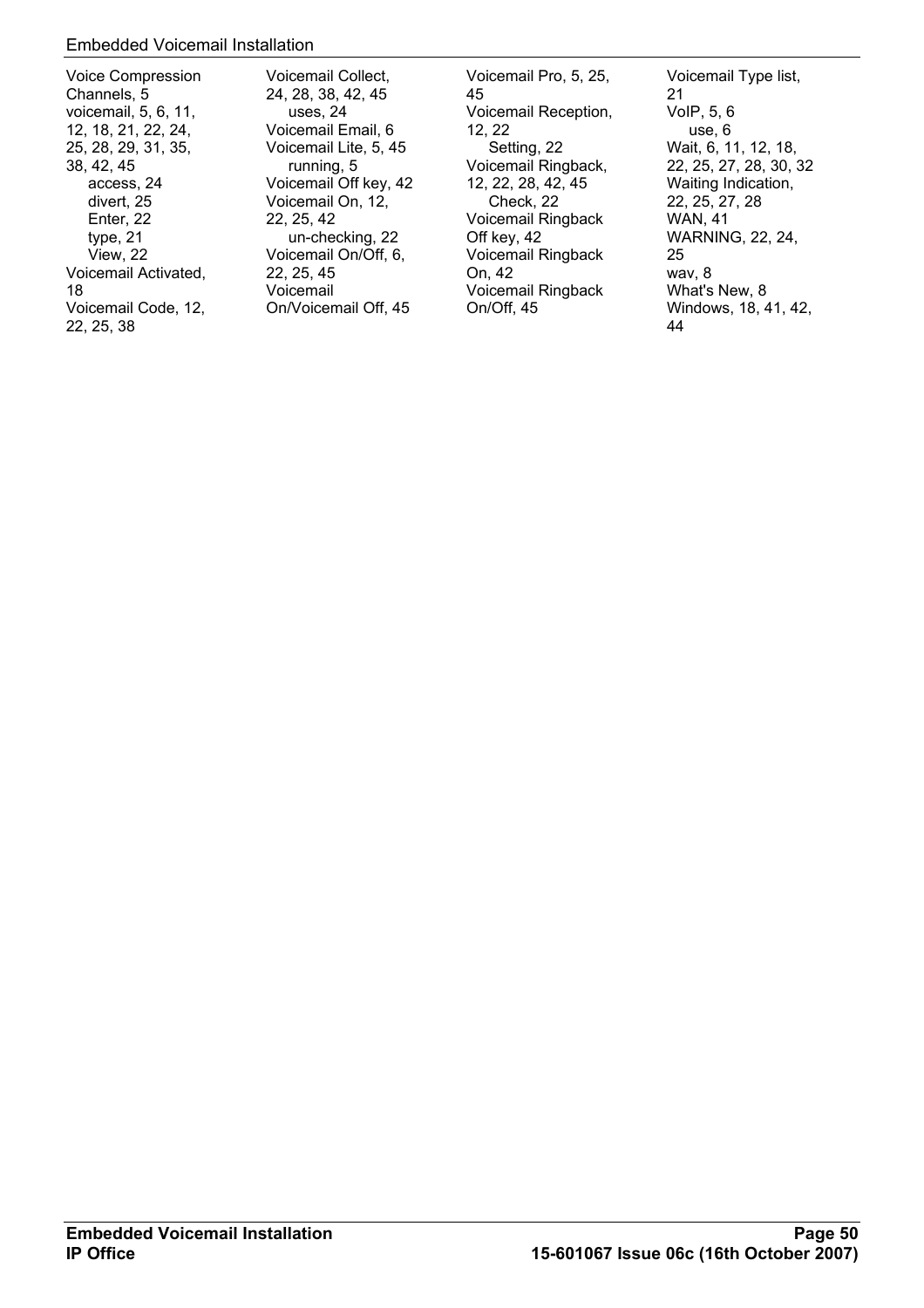Voice Compression Channels, 5
voicemail, 5, 6, 11, 12, 18, 21, 22, 24, 25, 28, 29, 31, 35, 38, 42, 45
    access, 24
    divert, 25
    Enter, 22
    type, 21
    View, 22
Voicemail Activated, 18
Voicemail Code, 12, 22, 25, 38
Voicemail Collect, 24, 28, 38, 42, 45
    uses, 24
Voicemail Email, 6
Voicemail Lite, 5, 45
    running, 5
Voicemail Off key, 42
Voicemail On, 12, 22, 25, 42
    un-checking, 22
Voicemail On/Off, 6, 22, 25, 45
Voicemail On/Voicemail Off, 45
Voicemail Pro, 5, 25, 45
Voicemail Reception, 12, 22
    Setting, 22
Voicemail Ringback, 12, 22, 28, 42, 45
    Check, 22
Voicemail Ringback Off key, 42
Voicemail Ringback On, 42
Voicemail Ringback On/Off, 45
Voicemail Type list, 21
VoIP, 5, 6
    use, 6
Wait, 6, 11, 12, 18, 22, 25, 27, 28, 30, 32
Waiting Indication, 22, 25, 27, 28
WAN, 41
WARNING, 22, 24, 25
wav, 8
What's New, 8
Windows, 18, 41, 42, 44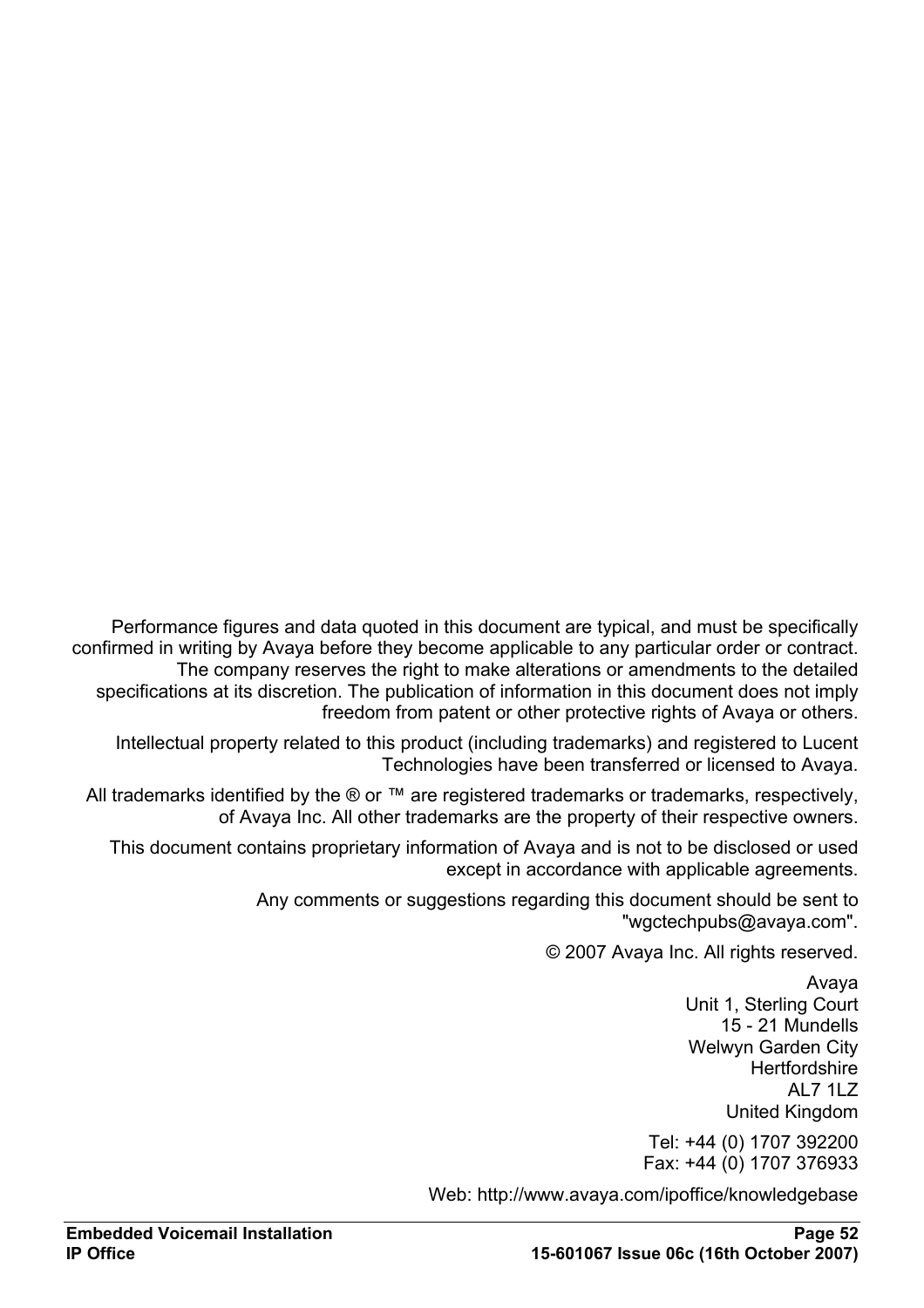Performance figures and data quoted in this document are typical, and must be specifically confirmed in writing by Avaya before they become applicable to any particular order or contract. The company reserves the right to make alterations or amendments to the detailed specifications at its discretion. The publication of information in this document does not imply freedom from patent or other protective rights of Avaya or others.

Intellectual property related to this product (including trademarks) and registered to Lucent Technologies have been transferred or licensed to Avaya.

All trademarks identified by the ® or ™ are registered trademarks or trademarks, respectively, of Avaya Inc. All other trademarks are the property of their respective owners.

This document contains proprietary information of Avaya and is not to be disclosed or used except in accordance with applicable agreements.

Any comments or suggestions regarding this document should be sent to "wgctechpubs@avaya.com".

© 2007 Avaya Inc. All rights reserved.

Avaya  
Unit 1, Sterling Court  
15 - 21 Mundells  
Welwyn Garden City  
Hertfordshire  
AL7 1LZ  
United Kingdom

Tel: +44 (0) 1707 392200  
Fax: +44 (0) 1707 376933

Web: http://www.avaya.com/ipoffice/knowledgebase